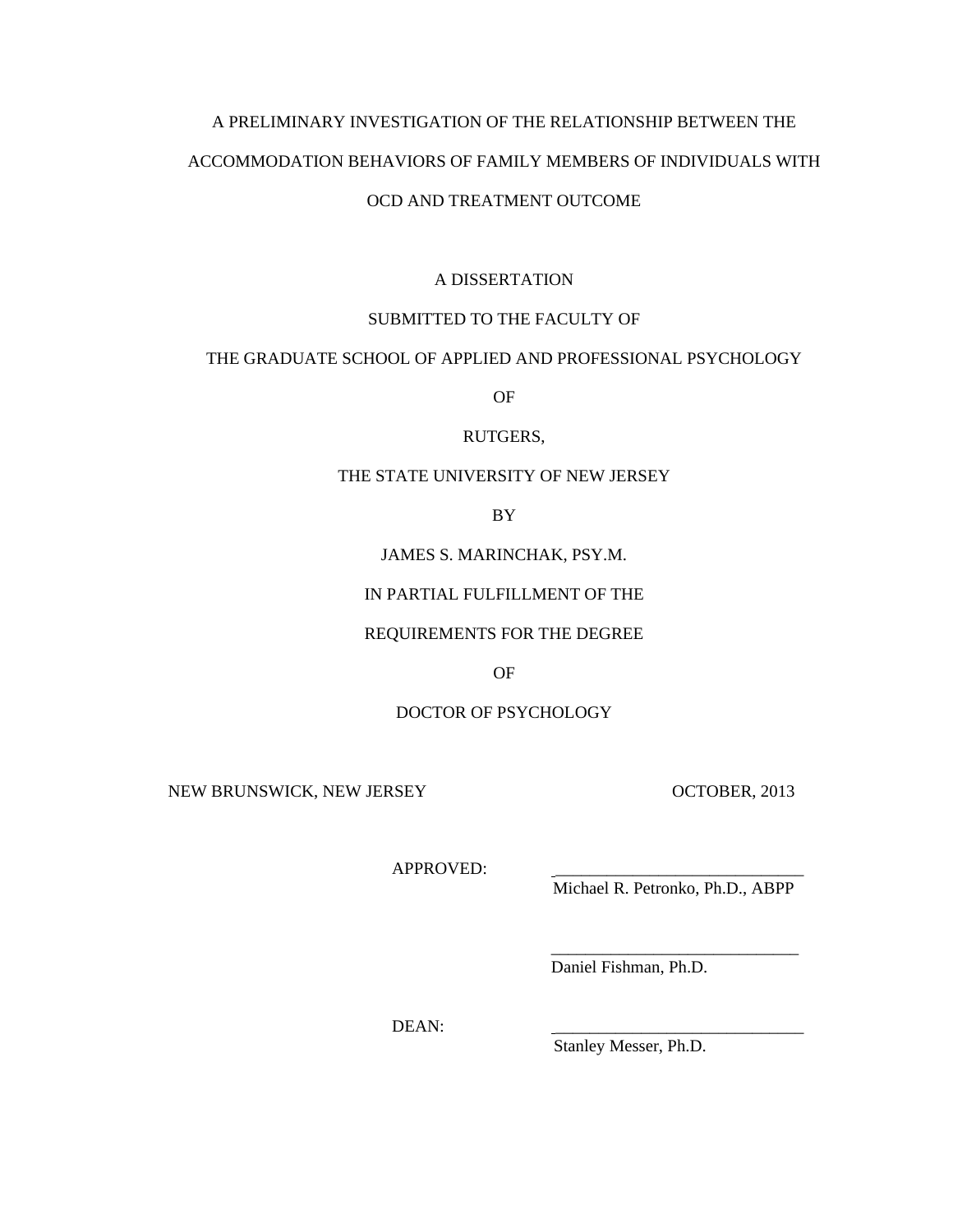# A PRELIMINARY INVESTIGATION OF THE RELATIONSHIP BETWEEN THE ACCOMMODATION BEHAVIORS OF FAMILY MEMBERS OF INDIVIDUALS WITH OCD AND TREATMENT OUTCOME

A DISSERTATION

SUBMITTED TO THE FACULTY OF

THE GRADUATE SCHOOL OF APPLIED AND PROFESSIONAL PSYCHOLOGY

OF

RUTGERS,

THE STATE UNIVERSITY OF NEW JERSEY

BY

JAMES S. MARINCHAK, PSY.M.

IN PARTIAL FULFILLMENT OF THE

REQUIREMENTS FOR THE DEGREE

OF

DOCTOR OF PSYCHOLOGY

NEW BRUNSWICK, NEW JERSEY OCTOBER, 2013

APPROVED: _____________________________
Michael R. Petronko, Ph.D., ABPP

_____________________________
Daniel Fishman, Ph.D.

DEAN: _____________________________
Stanley Messer, Ph.D.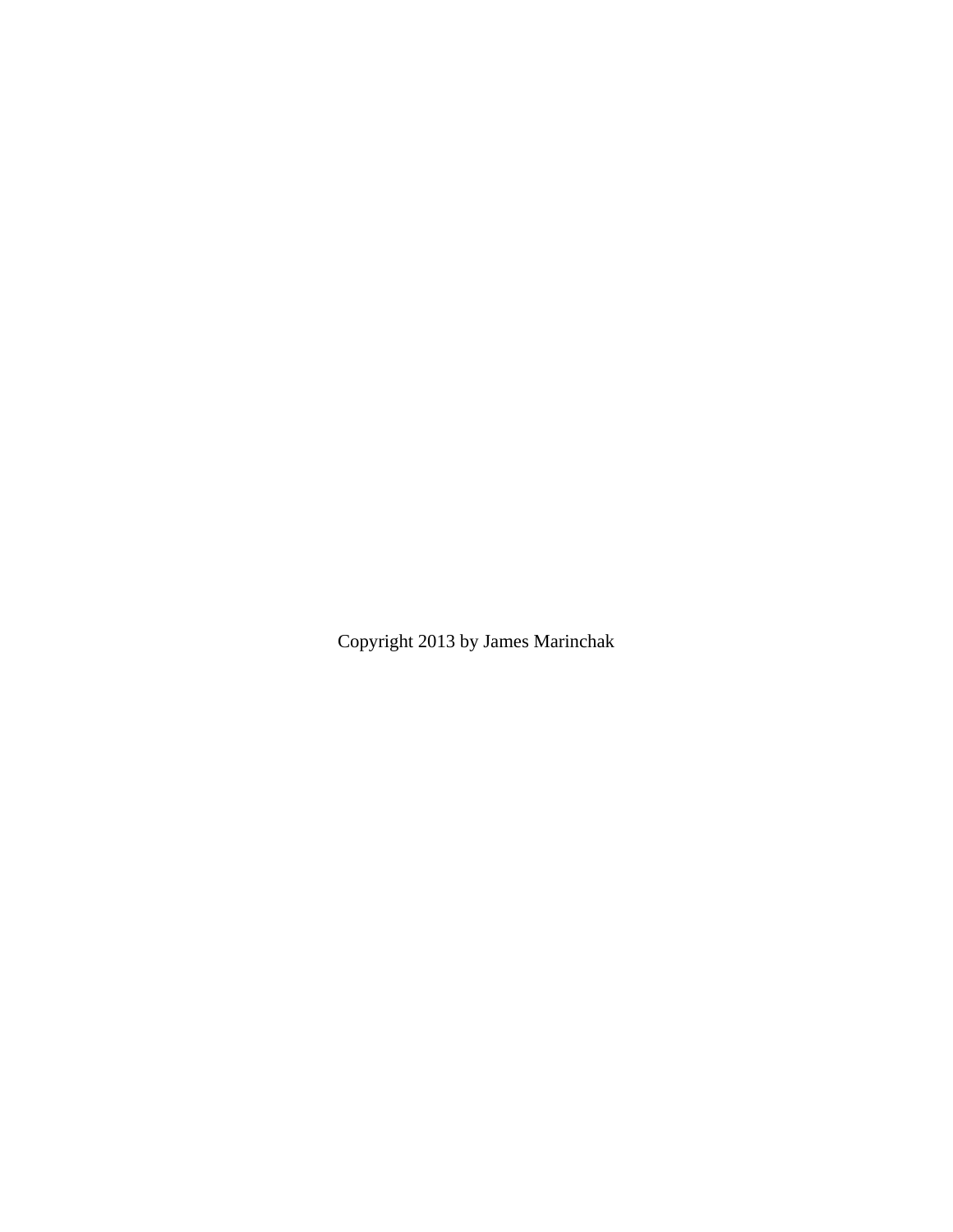Copyright 2013 by James Marinchak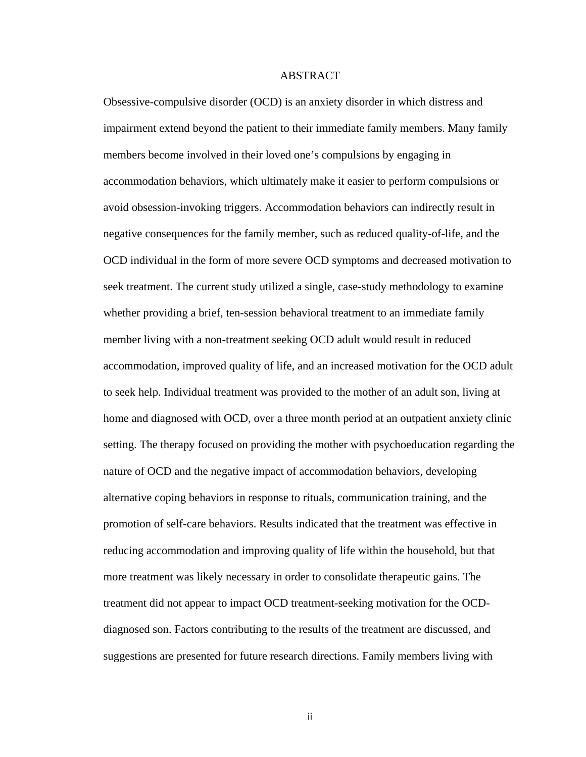# ABSTRACT

Obsessive-compulsive disorder (OCD) is an anxiety disorder in which distress and impairment extend beyond the patient to their immediate family members. Many family members become involved in their loved one's compulsions by engaging in accommodation behaviors, which ultimately make it easier to perform compulsions or avoid obsession-invoking triggers. Accommodation behaviors can indirectly result in negative consequences for the family member, such as reduced quality-of-life, and the OCD individual in the form of more severe OCD symptoms and decreased motivation to seek treatment. The current study utilized a single, case-study methodology to examine whether providing a brief, ten-session behavioral treatment to an immediate family member living with a non-treatment seeking OCD adult would result in reduced accommodation, improved quality of life, and an increased motivation for the OCD adult to seek help. Individual treatment was provided to the mother of an adult son, living at home and diagnosed with OCD, over a three month period at an outpatient anxiety clinic setting. The therapy focused on providing the mother with psychoeducation regarding the nature of OCD and the negative impact of accommodation behaviors, developing alternative coping behaviors in response to rituals, communication training, and the promotion of self-care behaviors. Results indicated that the treatment was effective in reducing accommodation and improving quality of life within the household, but that more treatment was likely necessary in order to consolidate therapeutic gains. The treatment did not appear to impact OCD treatment-seeking motivation for the OCD-diagnosed son. Factors contributing to the results of the treatment are discussed, and suggestions are presented for future research directions. Family members living with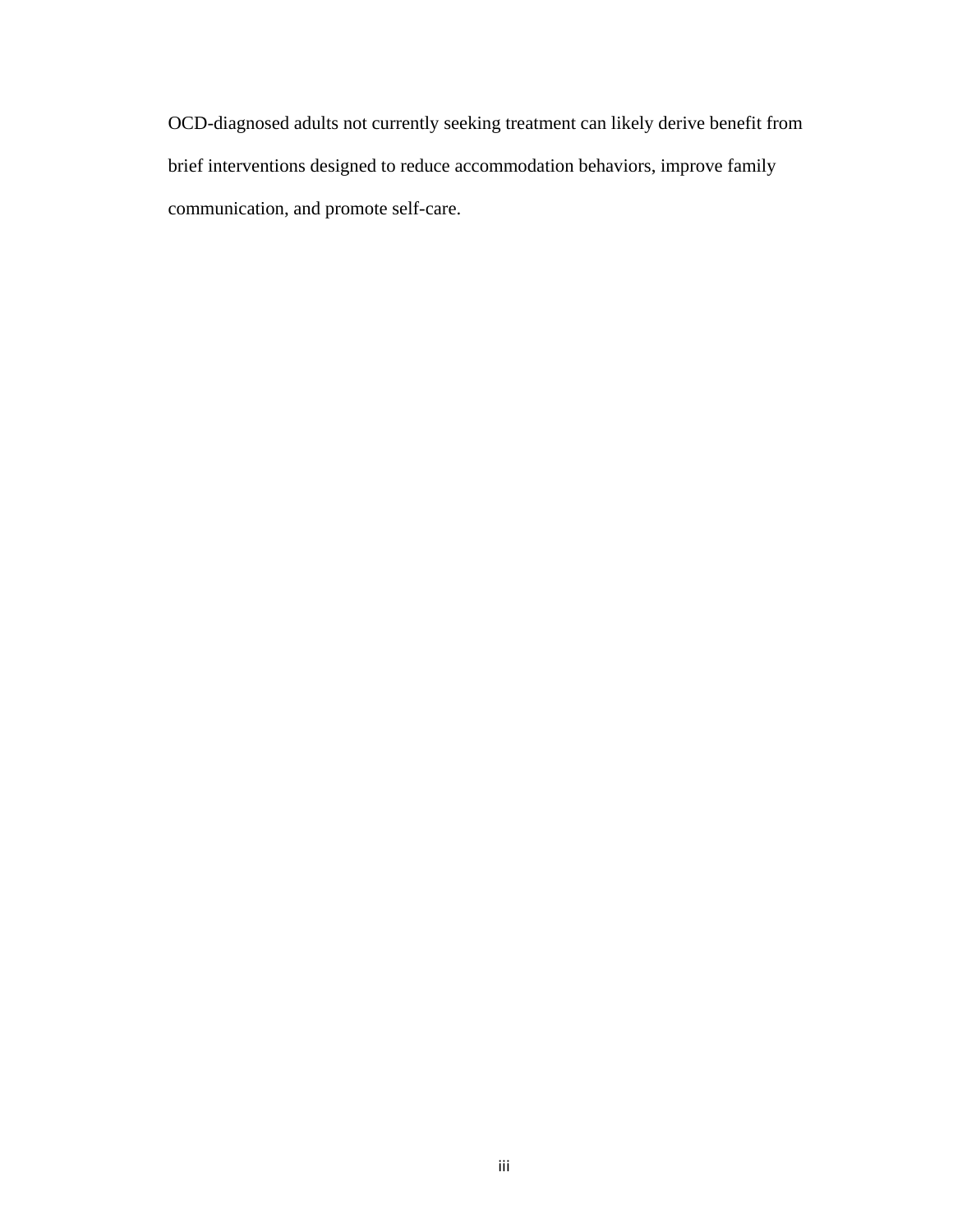OCD-diagnosed adults not currently seeking treatment can likely derive benefit from brief interventions designed to reduce accommodation behaviors, improve family communication, and promote self-care.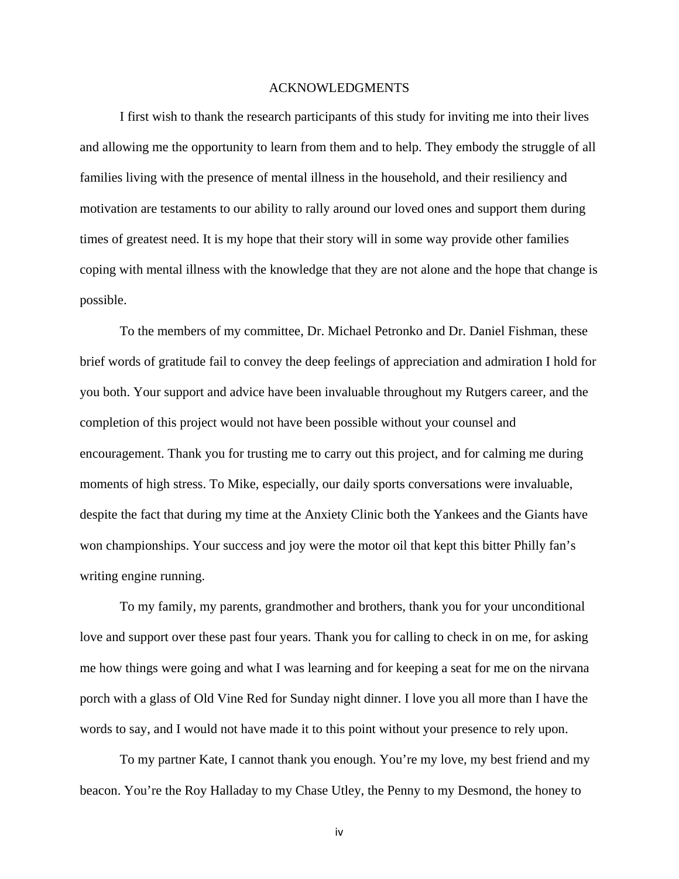# ACKNOWLEDGMENTS

I first wish to thank the research participants of this study for inviting me into their lives and allowing me the opportunity to learn from them and to help. They embody the struggle of all families living with the presence of mental illness in the household, and their resiliency and motivation are testaments to our ability to rally around our loved ones and support them during times of greatest need. It is my hope that their story will in some way provide other families coping with mental illness with the knowledge that they are not alone and the hope that change is possible.

To the members of my committee, Dr. Michael Petronko and Dr. Daniel Fishman, these brief words of gratitude fail to convey the deep feelings of appreciation and admiration I hold for you both. Your support and advice have been invaluable throughout my Rutgers career, and the completion of this project would not have been possible without your counsel and encouragement. Thank you for trusting me to carry out this project, and for calming me during moments of high stress. To Mike, especially, our daily sports conversations were invaluable, despite the fact that during my time at the Anxiety Clinic both the Yankees and the Giants have won championships. Your success and joy were the motor oil that kept this bitter Philly fan's writing engine running.

To my family, my parents, grandmother and brothers, thank you for your unconditional love and support over these past four years. Thank you for calling to check in on me, for asking me how things were going and what I was learning and for keeping a seat for me on the nirvana porch with a glass of Old Vine Red for Sunday night dinner. I love you all more than I have the words to say, and I would not have made it to this point without your presence to rely upon.

To my partner Kate, I cannot thank you enough. You're my love, my best friend and my beacon. You're the Roy Halladay to my Chase Utley, the Penny to my Desmond, the honey to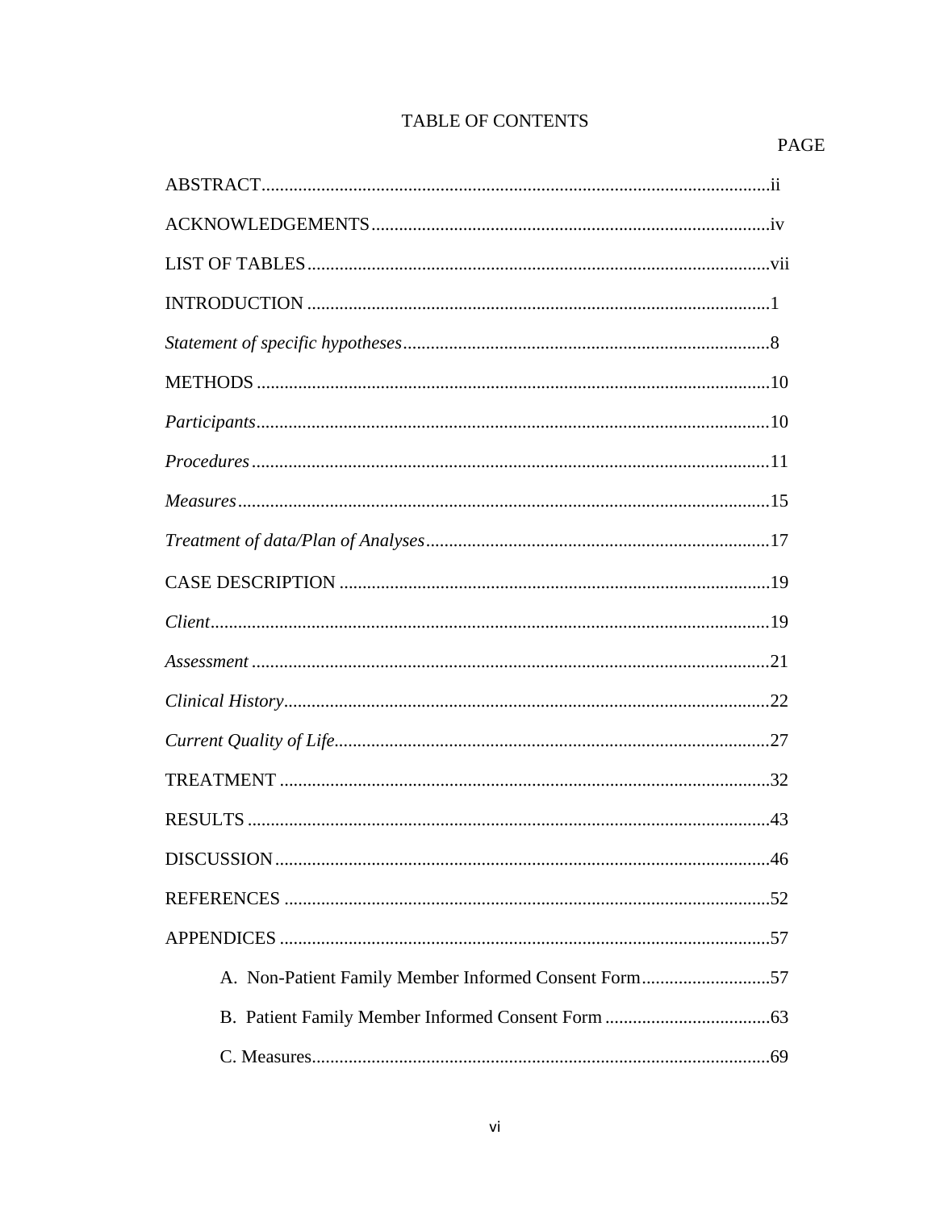# TABLE OF CONTENTS

PAGE

ABSTRACT..............................................................................................................ii

ACKNOWLEDGEMENTS......................................................................................iv

LIST OF TABLES....................................................................................................vii

INTRODUCTION ....................................................................................................1

*Statement of specific hypotheses*...............................................................................8

METHODS ...............................................................................................................10

*Participants*...............................................................................................................10

*Procedures*...............................................................................................................11

*Measures*..................................................................................................................15

*Treatment of data/Plan of Analyses*..........................................................................17

CASE DESCRIPTION .............................................................................................19

*Client*........................................................................................................................19

*Assessment* ...............................................................................................................21

*Clinical History*.........................................................................................................22

*Current Quality of Life*..............................................................................................27

TREATMENT ..........................................................................................................32

RESULTS .................................................................................................................43

DISCUSSION...........................................................................................................46

REFERENCES .........................................................................................................52

APPENDICES ..........................................................................................................57

- A. Non-Patient Family Member Informed Consent Form............................57
- B. Patient Family Member Informed Consent Form ....................................63
- C. Measures...................................................................................................69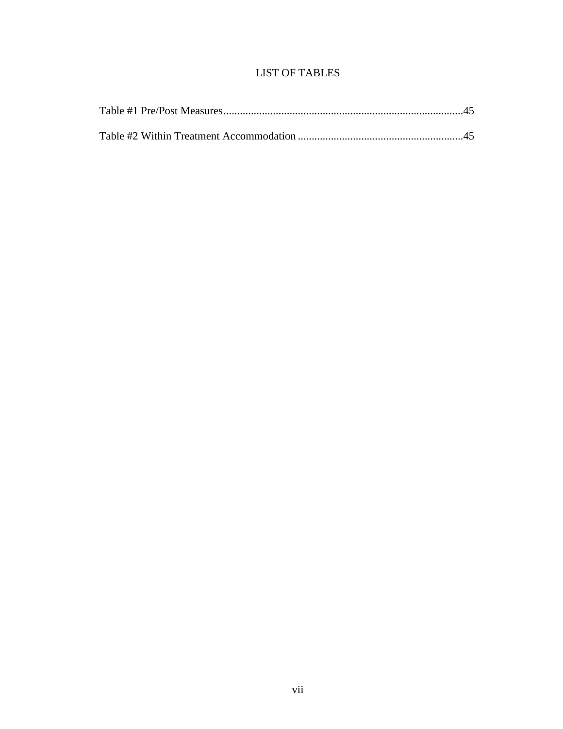# LIST OF TABLES

Table #1 Pre/Post Measures.......................................................................................45

Table #2 Within Treatment Accommodation ............................................................45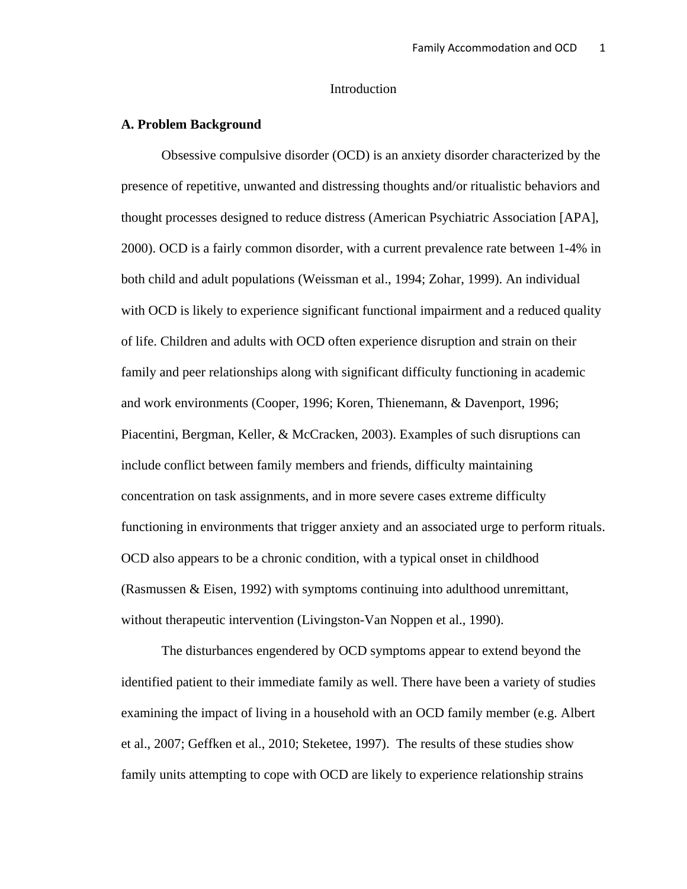# Introduction

### A. Problem Background

Obsessive compulsive disorder (OCD) is an anxiety disorder characterized by the presence of repetitive, unwanted and distressing thoughts and/or ritualistic behaviors and thought processes designed to reduce distress (American Psychiatric Association [APA], 2000). OCD is a fairly common disorder, with a current prevalence rate between 1-4% in both child and adult populations (Weissman et al., 1994; Zohar, 1999). An individual with OCD is likely to experience significant functional impairment and a reduced quality of life. Children and adults with OCD often experience disruption and strain on their family and peer relationships along with significant difficulty functioning in academic and work environments (Cooper, 1996; Koren, Thienemann, & Davenport, 1996; Piacentini, Bergman, Keller, & McCracken, 2003). Examples of such disruptions can include conflict between family members and friends, difficulty maintaining concentration on task assignments, and in more severe cases extreme difficulty functioning in environments that trigger anxiety and an associated urge to perform rituals. OCD also appears to be a chronic condition, with a typical onset in childhood (Rasmussen & Eisen, 1992) with symptoms continuing into adulthood unremittant, without therapeutic intervention (Livingston-Van Noppen et al., 1990).

The disturbances engendered by OCD symptoms appear to extend beyond the identified patient to their immediate family as well. There have been a variety of studies examining the impact of living in a household with an OCD family member (e.g. Albert et al., 2007; Geffken et al., 2010; Steketee, 1997). The results of these studies show family units attempting to cope with OCD are likely to experience relationship strains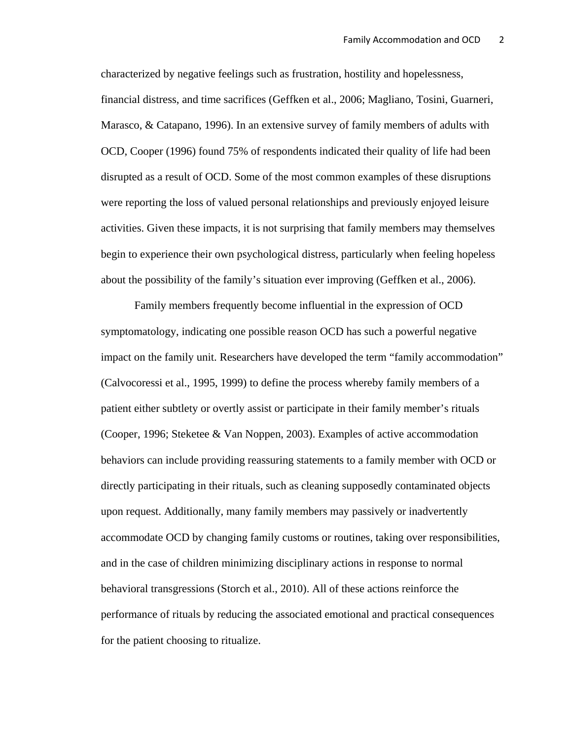characterized by negative feelings such as frustration, hostility and hopelessness, financial distress, and time sacrifices (Geffken et al., 2006; Magliano, Tosini, Guarneri, Marasco, & Catapano, 1996). In an extensive survey of family members of adults with OCD, Cooper (1996) found 75% of respondents indicated their quality of life had been disrupted as a result of OCD. Some of the most common examples of these disruptions were reporting the loss of valued personal relationships and previously enjoyed leisure activities. Given these impacts, it is not surprising that family members may themselves begin to experience their own psychological distress, particularly when feeling hopeless about the possibility of the family's situation ever improving (Geffken et al., 2006).

Family members frequently become influential in the expression of OCD symptomatology, indicating one possible reason OCD has such a powerful negative impact on the family unit. Researchers have developed the term "family accommodation" (Calvocoressi et al., 1995, 1999) to define the process whereby family members of a patient either subtlety or overtly assist or participate in their family member's rituals (Cooper, 1996; Steketee & Van Noppen, 2003). Examples of active accommodation behaviors can include providing reassuring statements to a family member with OCD or directly participating in their rituals, such as cleaning supposedly contaminated objects upon request. Additionally, many family members may passively or inadvertently accommodate OCD by changing family customs or routines, taking over responsibilities, and in the case of children minimizing disciplinary actions in response to normal behavioral transgressions (Storch et al., 2010). All of these actions reinforce the performance of rituals by reducing the associated emotional and practical consequences for the patient choosing to ritualize.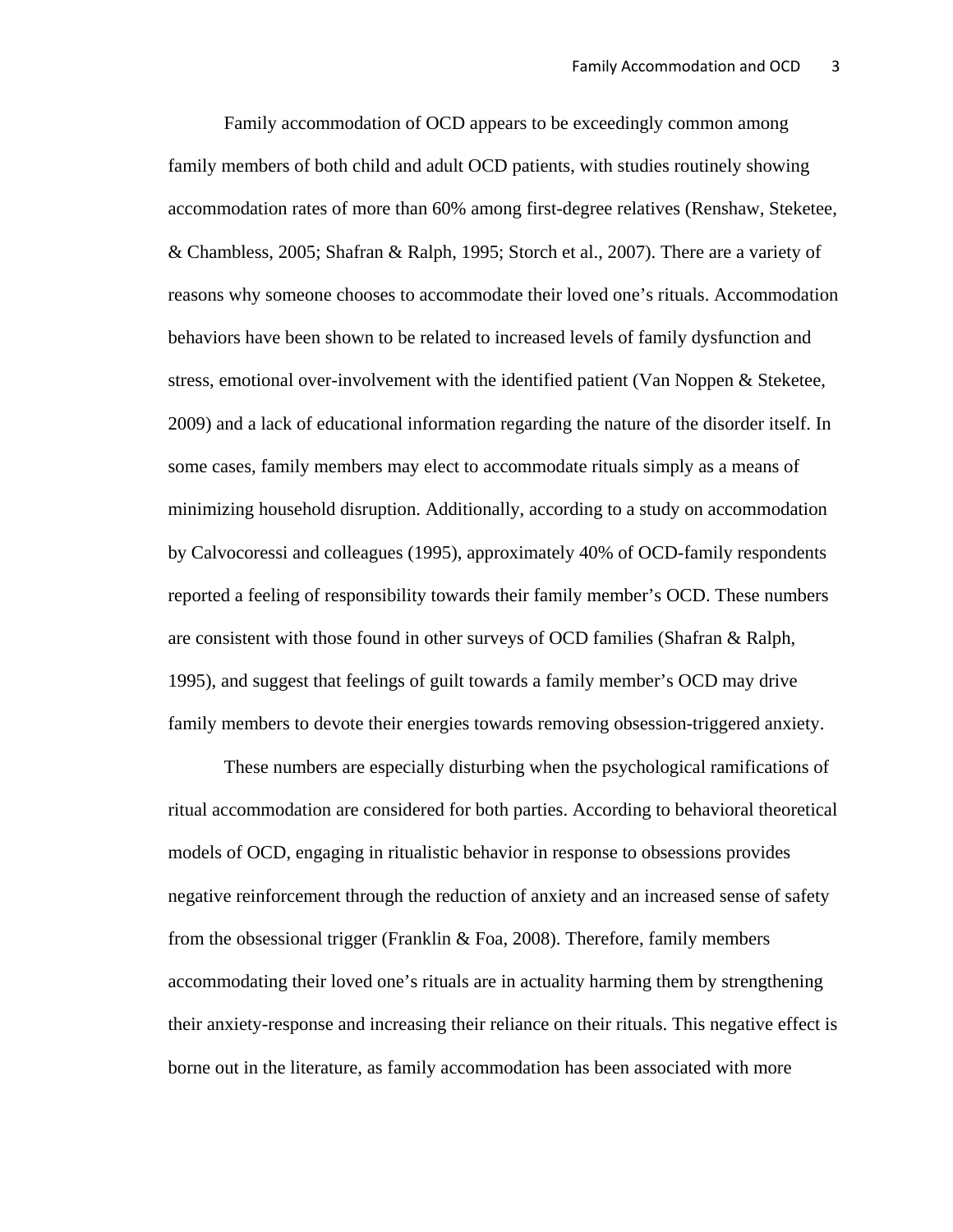Family accommodation of OCD appears to be exceedingly common among family members of both child and adult OCD patients, with studies routinely showing accommodation rates of more than 60% among first-degree relatives (Renshaw, Steketee, & Chambless, 2005; Shafran & Ralph, 1995; Storch et al., 2007). There are a variety of reasons why someone chooses to accommodate their loved one's rituals. Accommodation behaviors have been shown to be related to increased levels of family dysfunction and stress, emotional over-involvement with the identified patient (Van Noppen & Steketee, 2009) and a lack of educational information regarding the nature of the disorder itself. In some cases, family members may elect to accommodate rituals simply as a means of minimizing household disruption. Additionally, according to a study on accommodation by Calvocoressi and colleagues (1995), approximately 40% of OCD-family respondents reported a feeling of responsibility towards their family member's OCD. These numbers are consistent with those found in other surveys of OCD families (Shafran & Ralph, 1995), and suggest that feelings of guilt towards a family member's OCD may drive family members to devote their energies towards removing obsession-triggered anxiety.

These numbers are especially disturbing when the psychological ramifications of ritual accommodation are considered for both parties. According to behavioral theoretical models of OCD, engaging in ritualistic behavior in response to obsessions provides negative reinforcement through the reduction of anxiety and an increased sense of safety from the obsessional trigger (Franklin & Foa, 2008). Therefore, family members accommodating their loved one's rituals are in actuality harming them by strengthening their anxiety-response and increasing their reliance on their rituals. This negative effect is borne out in the literature, as family accommodation has been associated with more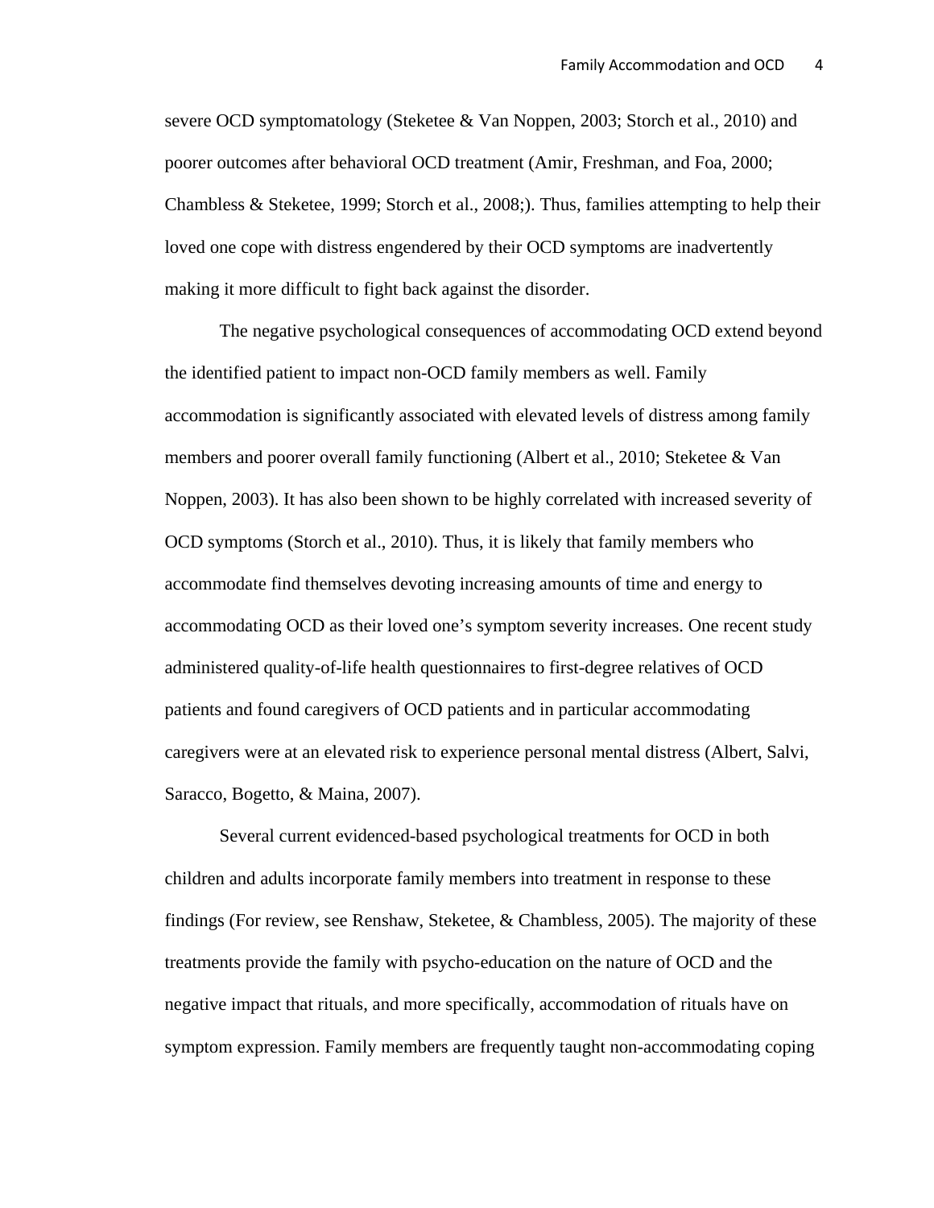severe OCD symptomatology (Steketee & Van Noppen, 2003; Storch et al., 2010) and poorer outcomes after behavioral OCD treatment (Amir, Freshman, and Foa, 2000; Chambless & Steketee, 1999; Storch et al., 2008;). Thus, families attempting to help their loved one cope with distress engendered by their OCD symptoms are inadvertently making it more difficult to fight back against the disorder.

The negative psychological consequences of accommodating OCD extend beyond the identified patient to impact non-OCD family members as well. Family accommodation is significantly associated with elevated levels of distress among family members and poorer overall family functioning (Albert et al., 2010; Steketee & Van Noppen, 2003). It has also been shown to be highly correlated with increased severity of OCD symptoms (Storch et al., 2010). Thus, it is likely that family members who accommodate find themselves devoting increasing amounts of time and energy to accommodating OCD as their loved one's symptom severity increases. One recent study administered quality-of-life health questionnaires to first-degree relatives of OCD patients and found caregivers of OCD patients and in particular accommodating caregivers were at an elevated risk to experience personal mental distress (Albert, Salvi, Saracco, Bogetto, & Maina, 2007).

Several current evidenced-based psychological treatments for OCD in both children and adults incorporate family members into treatment in response to these findings (For review, see Renshaw, Steketee, & Chambless, 2005). The majority of these treatments provide the family with psycho-education on the nature of OCD and the negative impact that rituals, and more specifically, accommodation of rituals have on symptom expression. Family members are frequently taught non-accommodating coping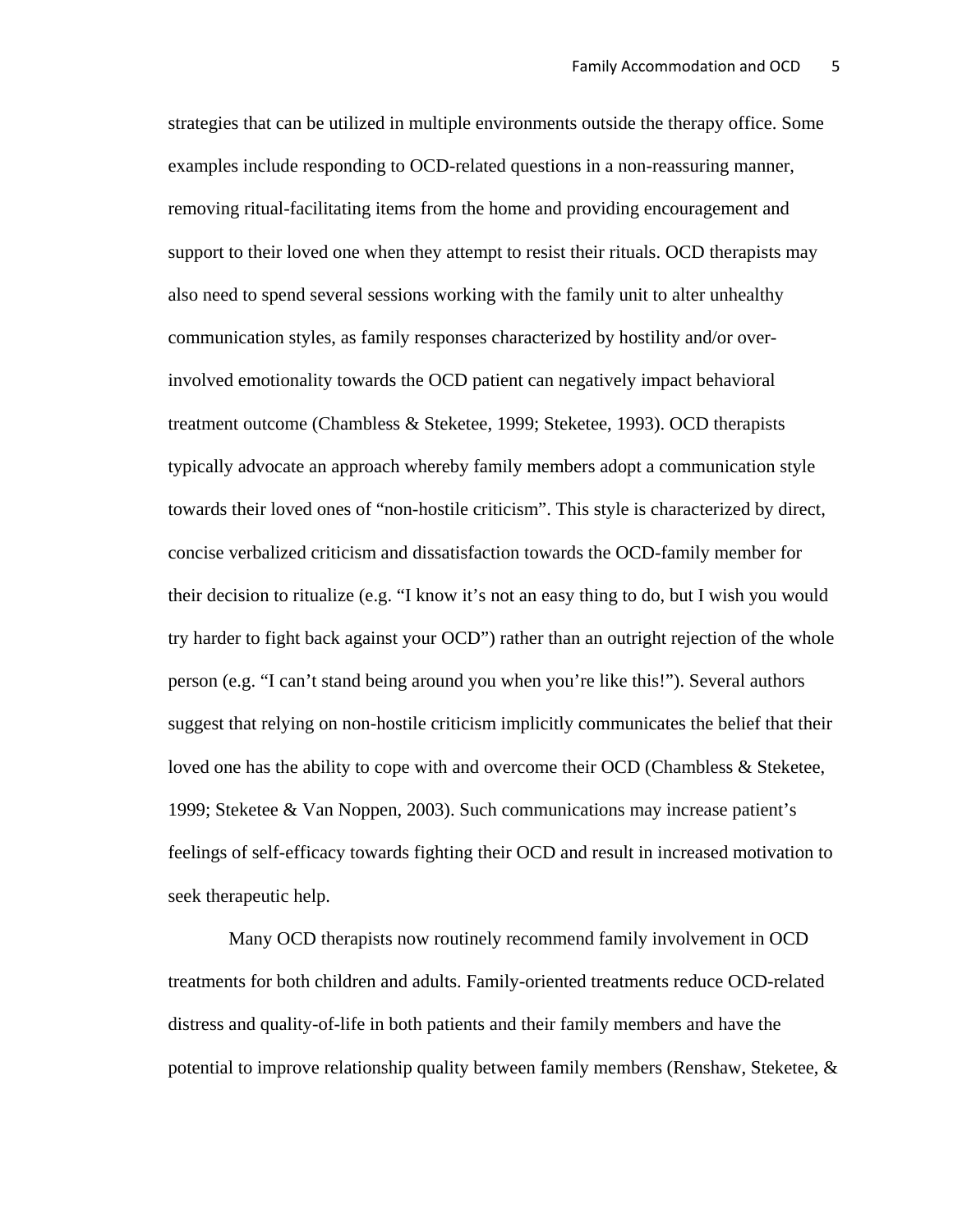strategies that can be utilized in multiple environments outside the therapy office. Some examples include responding to OCD-related questions in a non-reassuring manner, removing ritual-facilitating items from the home and providing encouragement and support to their loved one when they attempt to resist their rituals. OCD therapists may also need to spend several sessions working with the family unit to alter unhealthy communication styles, as family responses characterized by hostility and/or over-involved emotionality towards the OCD patient can negatively impact behavioral treatment outcome (Chambless & Steketee, 1999; Steketee, 1993). OCD therapists typically advocate an approach whereby family members adopt a communication style towards their loved ones of "non-hostile criticism". This style is characterized by direct, concise verbalized criticism and dissatisfaction towards the OCD-family member for their decision to ritualize (e.g. "I know it's not an easy thing to do, but I wish you would try harder to fight back against your OCD") rather than an outright rejection of the whole person (e.g. "I can't stand being around you when you're like this!"). Several authors suggest that relying on non-hostile criticism implicitly communicates the belief that their loved one has the ability to cope with and overcome their OCD (Chambless & Steketee, 1999; Steketee & Van Noppen, 2003). Such communications may increase patient's feelings of self-efficacy towards fighting their OCD and result in increased motivation to seek therapeutic help.

Many OCD therapists now routinely recommend family involvement in OCD treatments for both children and adults. Family-oriented treatments reduce OCD-related distress and quality-of-life in both patients and their family members and have the potential to improve relationship quality between family members (Renshaw, Steketee, &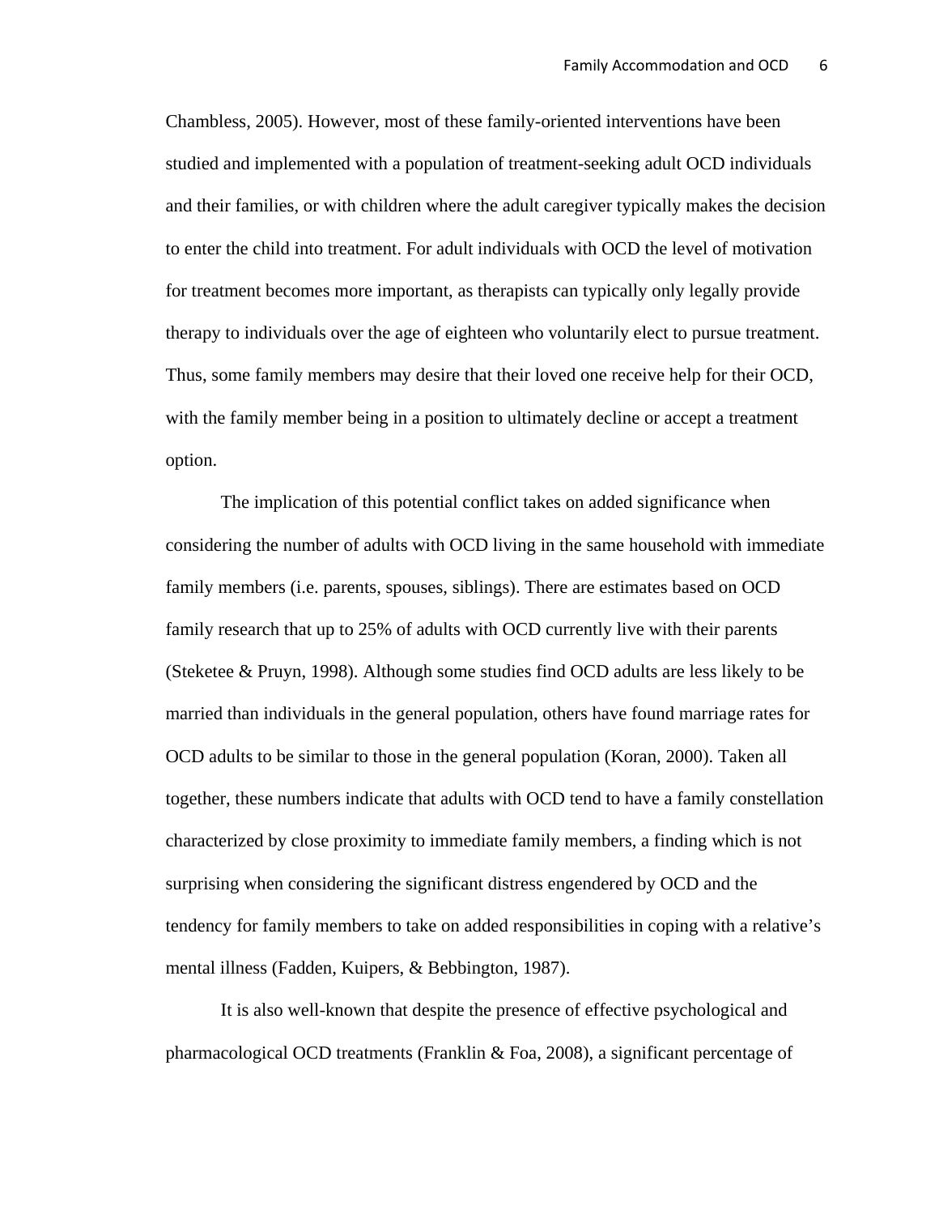Chambless, 2005). However, most of these family-oriented interventions have been studied and implemented with a population of treatment-seeking adult OCD individuals and their families, or with children where the adult caregiver typically makes the decision to enter the child into treatment. For adult individuals with OCD the level of motivation for treatment becomes more important, as therapists can typically only legally provide therapy to individuals over the age of eighteen who voluntarily elect to pursue treatment. Thus, some family members may desire that their loved one receive help for their OCD, with the family member being in a position to ultimately decline or accept a treatment option.

The implication of this potential conflict takes on added significance when considering the number of adults with OCD living in the same household with immediate family members (i.e. parents, spouses, siblings). There are estimates based on OCD family research that up to 25% of adults with OCD currently live with their parents (Steketee & Pruyn, 1998). Although some studies find OCD adults are less likely to be married than individuals in the general population, others have found marriage rates for OCD adults to be similar to those in the general population (Koran, 2000). Taken all together, these numbers indicate that adults with OCD tend to have a family constellation characterized by close proximity to immediate family members, a finding which is not surprising when considering the significant distress engendered by OCD and the tendency for family members to take on added responsibilities in coping with a relative's mental illness (Fadden, Kuipers, & Bebbington, 1987).

It is also well-known that despite the presence of effective psychological and pharmacological OCD treatments (Franklin & Foa, 2008), a significant percentage of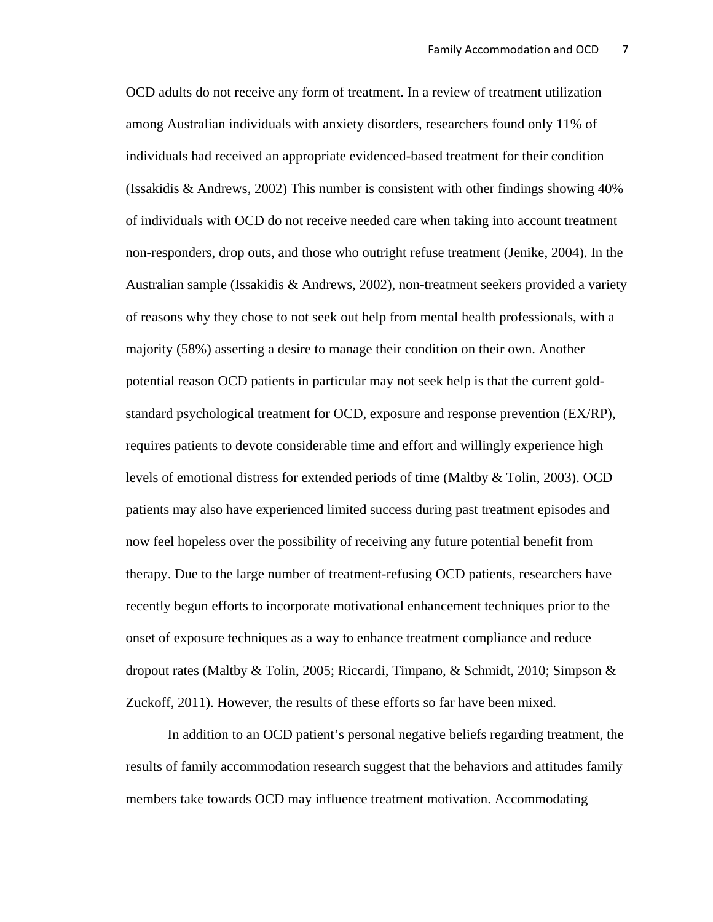OCD adults do not receive any form of treatment. In a review of treatment utilization among Australian individuals with anxiety disorders, researchers found only 11% of individuals had received an appropriate evidenced-based treatment for their condition (Issakidis & Andrews, 2002) This number is consistent with other findings showing 40% of individuals with OCD do not receive needed care when taking into account treatment non-responders, drop outs, and those who outright refuse treatment (Jenike, 2004). In the Australian sample (Issakidis & Andrews, 2002), non-treatment seekers provided a variety of reasons why they chose to not seek out help from mental health professionals, with a majority (58%) asserting a desire to manage their condition on their own. Another potential reason OCD patients in particular may not seek help is that the current gold-standard psychological treatment for OCD, exposure and response prevention (EX/RP), requires patients to devote considerable time and effort and willingly experience high levels of emotional distress for extended periods of time (Maltby & Tolin, 2003). OCD patients may also have experienced limited success during past treatment episodes and now feel hopeless over the possibility of receiving any future potential benefit from therapy. Due to the large number of treatment-refusing OCD patients, researchers have recently begun efforts to incorporate motivational enhancement techniques prior to the onset of exposure techniques as a way to enhance treatment compliance and reduce dropout rates (Maltby & Tolin, 2005; Riccardi, Timpano, & Schmidt, 2010; Simpson & Zuckoff, 2011). However, the results of these efforts so far have been mixed.

In addition to an OCD patient's personal negative beliefs regarding treatment, the results of family accommodation research suggest that the behaviors and attitudes family members take towards OCD may influence treatment motivation. Accommodating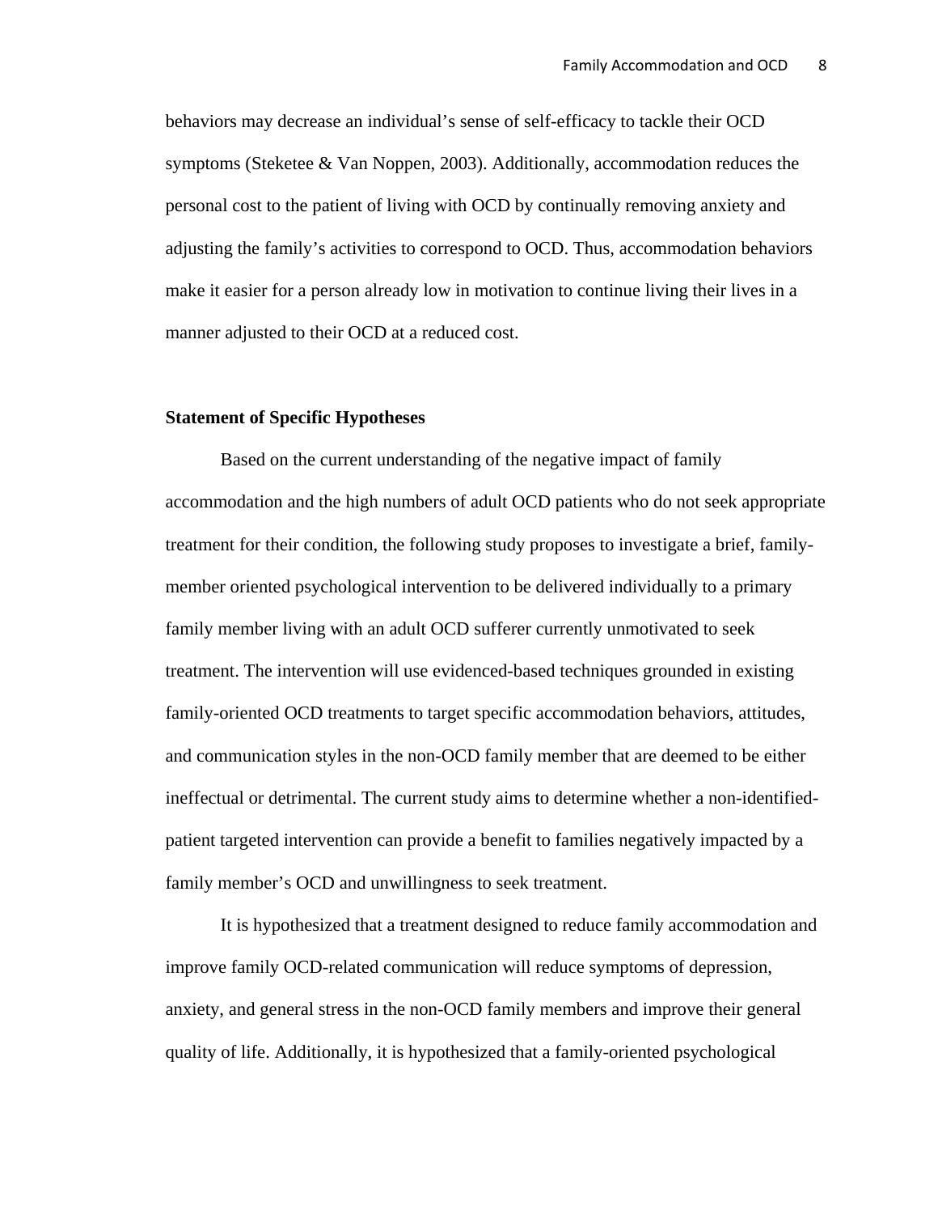behaviors may decrease an individual's sense of self-efficacy to tackle their OCD symptoms (Steketee & Van Noppen, 2003). Additionally, accommodation reduces the personal cost to the patient of living with OCD by continually removing anxiety and adjusting the family's activities to correspond to OCD. Thus, accommodation behaviors make it easier for a person already low in motivation to continue living their lives in a manner adjusted to their OCD at a reduced cost.

### Statement of Specific Hypotheses

Based on the current understanding of the negative impact of family accommodation and the high numbers of adult OCD patients who do not seek appropriate treatment for their condition, the following study proposes to investigate a brief, family-member oriented psychological intervention to be delivered individually to a primary family member living with an adult OCD sufferer currently unmotivated to seek treatment. The intervention will use evidenced-based techniques grounded in existing family-oriented OCD treatments to target specific accommodation behaviors, attitudes, and communication styles in the non-OCD family member that are deemed to be either ineffectual or detrimental. The current study aims to determine whether a non-identified-patient targeted intervention can provide a benefit to families negatively impacted by a family member's OCD and unwillingness to seek treatment.

It is hypothesized that a treatment designed to reduce family accommodation and improve family OCD-related communication will reduce symptoms of depression, anxiety, and general stress in the non-OCD family members and improve their general quality of life. Additionally, it is hypothesized that a family-oriented psychological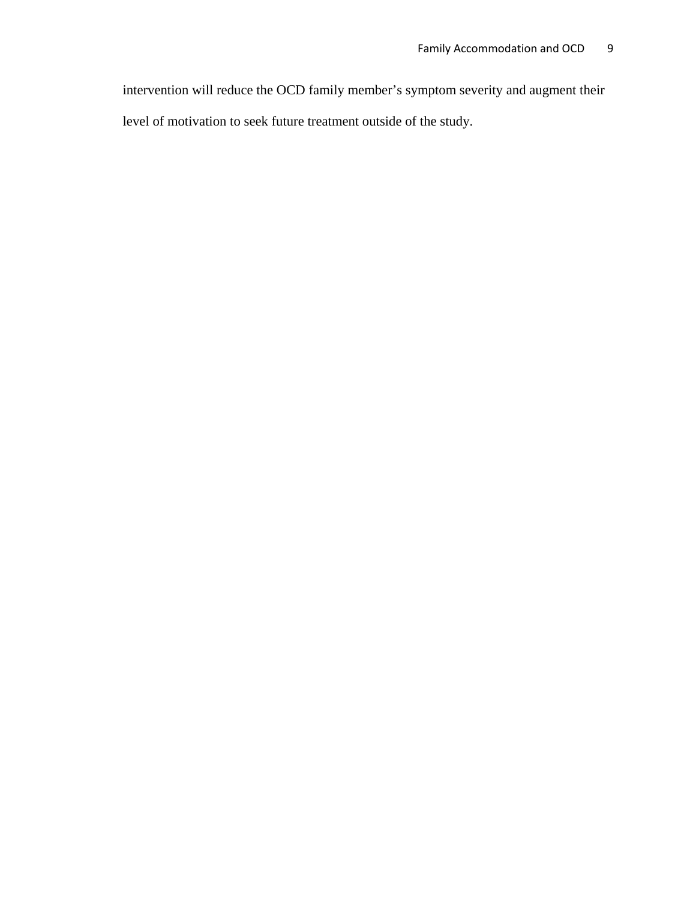intervention will reduce the OCD family member's symptom severity and augment their level of motivation to seek future treatment outside of the study.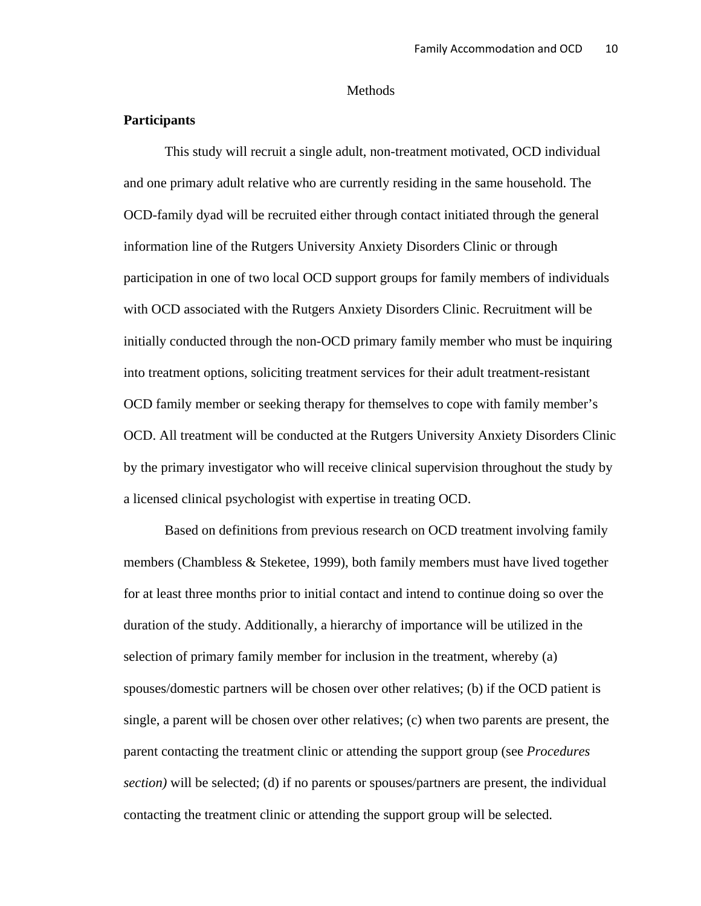# Methods

## Participants

This study will recruit a single adult, non-treatment motivated, OCD individual and one primary adult relative who are currently residing in the same household. The OCD-family dyad will be recruited either through contact initiated through the general information line of the Rutgers University Anxiety Disorders Clinic or through participation in one of two local OCD support groups for family members of individuals with OCD associated with the Rutgers Anxiety Disorders Clinic. Recruitment will be initially conducted through the non-OCD primary family member who must be inquiring into treatment options, soliciting treatment services for their adult treatment-resistant OCD family member or seeking therapy for themselves to cope with family member's OCD. All treatment will be conducted at the Rutgers University Anxiety Disorders Clinic by the primary investigator who will receive clinical supervision throughout the study by a licensed clinical psychologist with expertise in treating OCD.

Based on definitions from previous research on OCD treatment involving family members (Chambless & Steketee, 1999), both family members must have lived together for at least three months prior to initial contact and intend to continue doing so over the duration of the study. Additionally, a hierarchy of importance will be utilized in the selection of primary family member for inclusion in the treatment, whereby (a) spouses/domestic partners will be chosen over other relatives; (b) if the OCD patient is single, a parent will be chosen over other relatives; (c) when two parents are present, the parent contacting the treatment clinic or attending the support group (see *Procedures section)* will be selected; (d) if no parents or spouses/partners are present, the individual contacting the treatment clinic or attending the support group will be selected.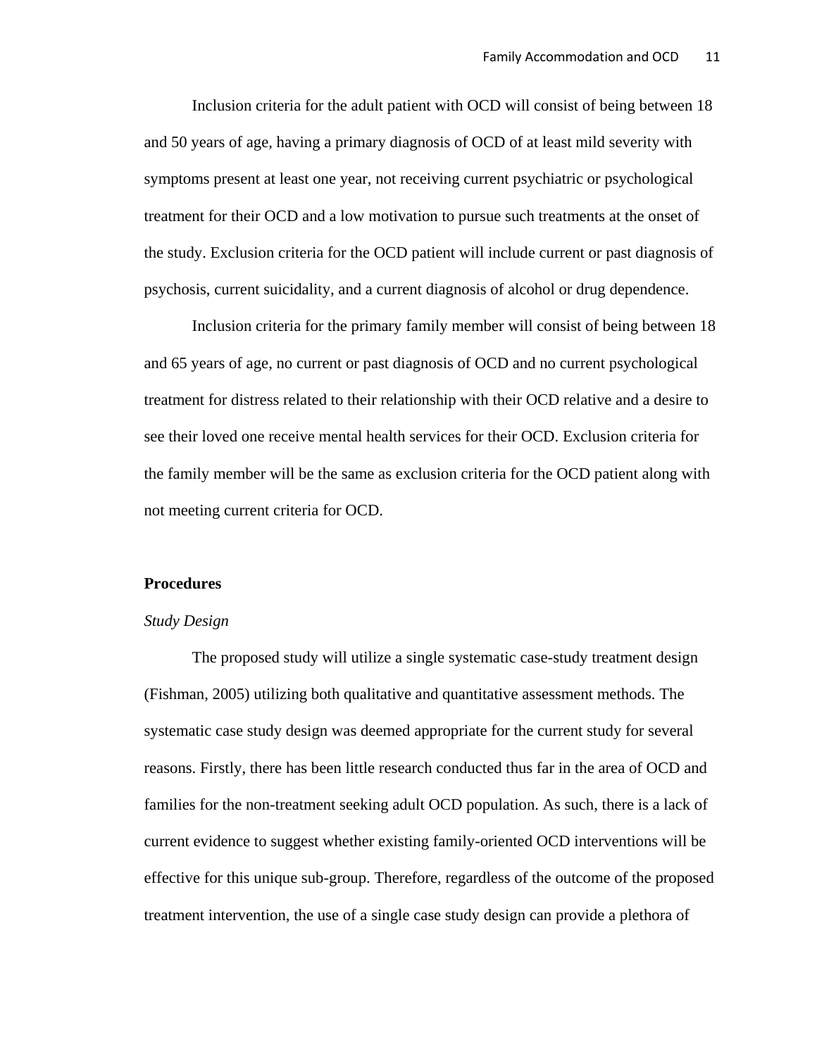Inclusion criteria for the adult patient with OCD will consist of being between 18 and 50 years of age, having a primary diagnosis of OCD of at least mild severity with symptoms present at least one year, not receiving current psychiatric or psychological treatment for their OCD and a low motivation to pursue such treatments at the onset of the study. Exclusion criteria for the OCD patient will include current or past diagnosis of psychosis, current suicidality, and a current diagnosis of alcohol or drug dependence.

Inclusion criteria for the primary family member will consist of being between 18 and 65 years of age, no current or past diagnosis of OCD and no current psychological treatment for distress related to their relationship with their OCD relative and a desire to see their loved one receive mental health services for their OCD. Exclusion criteria for the family member will be the same as exclusion criteria for the OCD patient along with not meeting current criteria for OCD.

**Procedures**

*Study Design*

The proposed study will utilize a single systematic case-study treatment design (Fishman, 2005) utilizing both qualitative and quantitative assessment methods. The systematic case study design was deemed appropriate for the current study for several reasons. Firstly, there has been little research conducted thus far in the area of OCD and families for the non-treatment seeking adult OCD population. As such, there is a lack of current evidence to suggest whether existing family-oriented OCD interventions will be effective for this unique sub-group. Therefore, regardless of the outcome of the proposed treatment intervention, the use of a single case study design can provide a plethora of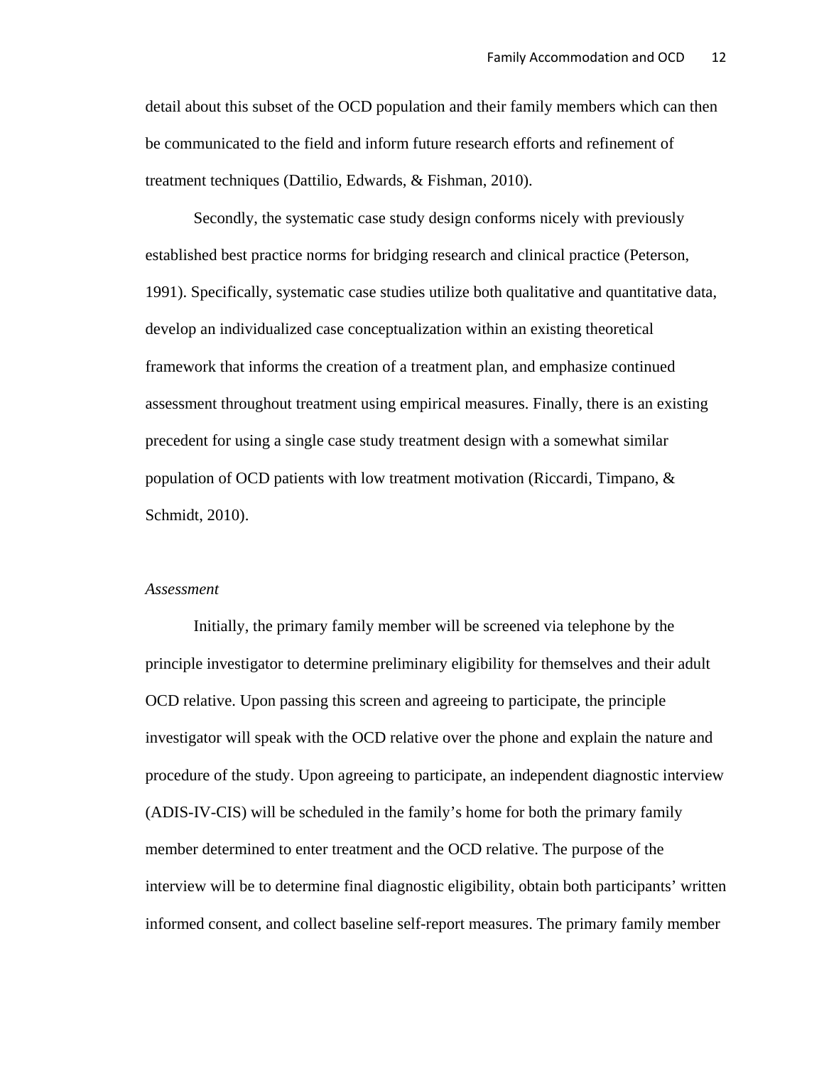detail about this subset of the OCD population and their family members which can then be communicated to the field and inform future research efforts and refinement of treatment techniques (Dattilio, Edwards, & Fishman, 2010).

Secondly, the systematic case study design conforms nicely with previously established best practice norms for bridging research and clinical practice (Peterson, 1991). Specifically, systematic case studies utilize both qualitative and quantitative data, develop an individualized case conceptualization within an existing theoretical framework that informs the creation of a treatment plan, and emphasize continued assessment throughout treatment using empirical measures. Finally, there is an existing precedent for using a single case study treatment design with a somewhat similar population of OCD patients with low treatment motivation (Riccardi, Timpano, & Schmidt, 2010).

*Assessment*

Initially, the primary family member will be screened via telephone by the principle investigator to determine preliminary eligibility for themselves and their adult OCD relative. Upon passing this screen and agreeing to participate, the principle investigator will speak with the OCD relative over the phone and explain the nature and procedure of the study. Upon agreeing to participate, an independent diagnostic interview (ADIS-IV-CIS) will be scheduled in the family's home for both the primary family member determined to enter treatment and the OCD relative. The purpose of the interview will be to determine final diagnostic eligibility, obtain both participants' written informed consent, and collect baseline self-report measures. The primary family member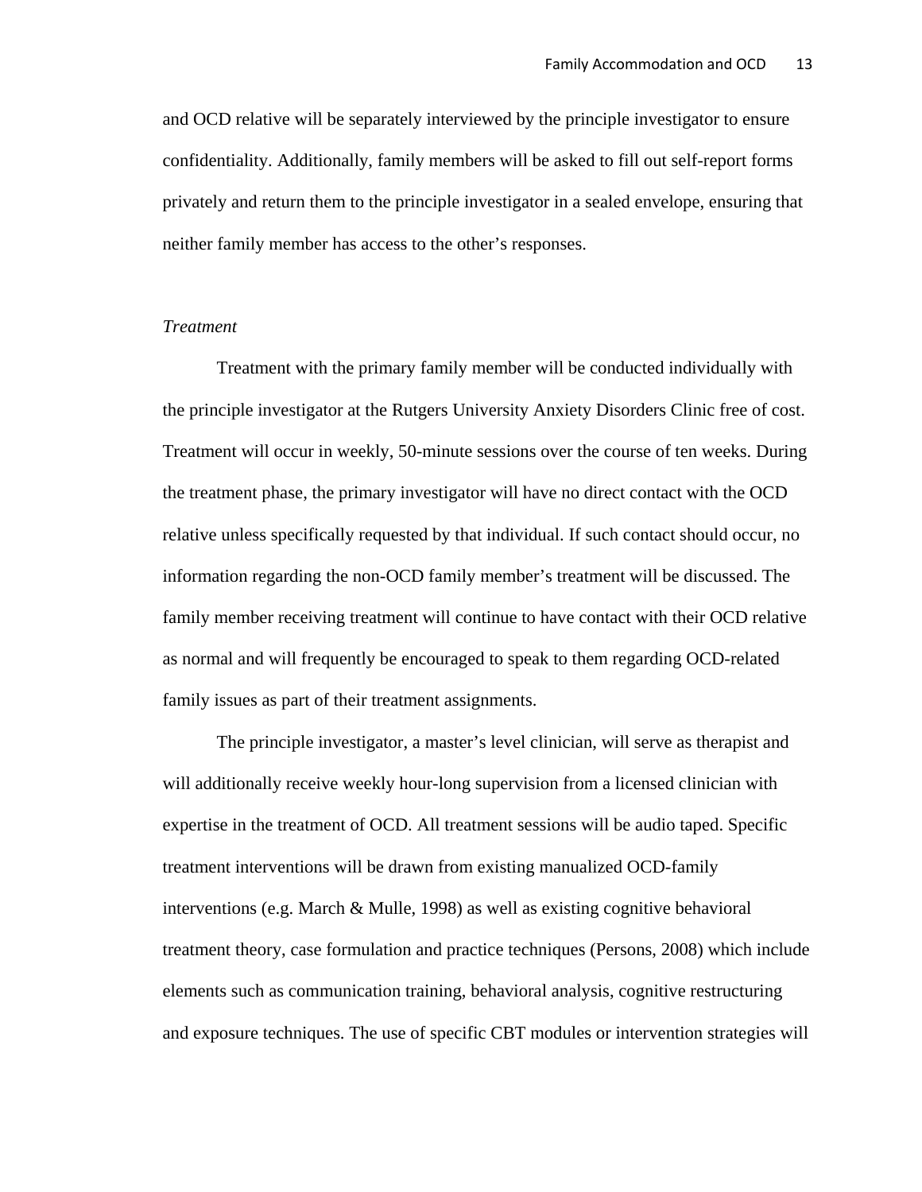and OCD relative will be separately interviewed by the principle investigator to ensure confidentiality. Additionally, family members will be asked to fill out self-report forms privately and return them to the principle investigator in a sealed envelope, ensuring that neither family member has access to the other's responses.

*Treatment*

Treatment with the primary family member will be conducted individually with the principle investigator at the Rutgers University Anxiety Disorders Clinic free of cost. Treatment will occur in weekly, 50-minute sessions over the course of ten weeks. During the treatment phase, the primary investigator will have no direct contact with the OCD relative unless specifically requested by that individual. If such contact should occur, no information regarding the non-OCD family member's treatment will be discussed. The family member receiving treatment will continue to have contact with their OCD relative as normal and will frequently be encouraged to speak to them regarding OCD-related family issues as part of their treatment assignments.

The principle investigator, a master's level clinician, will serve as therapist and will additionally receive weekly hour-long supervision from a licensed clinician with expertise in the treatment of OCD. All treatment sessions will be audio taped. Specific treatment interventions will be drawn from existing manualized OCD-family interventions (e.g. March & Mulle, 1998) as well as existing cognitive behavioral treatment theory, case formulation and practice techniques (Persons, 2008) which include elements such as communication training, behavioral analysis, cognitive restructuring and exposure techniques. The use of specific CBT modules or intervention strategies will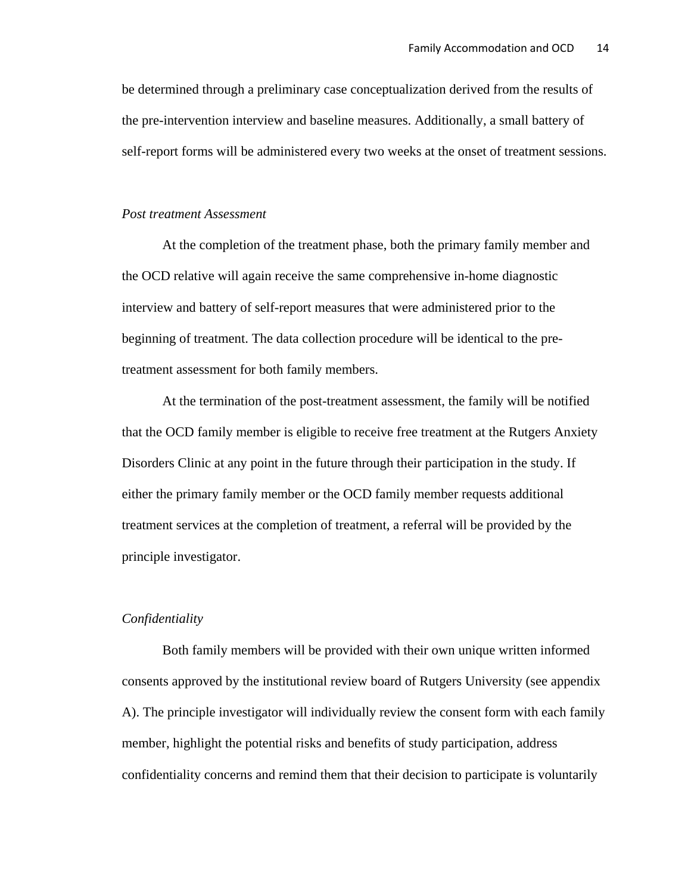be determined through a preliminary case conceptualization derived from the results of the pre-intervention interview and baseline measures. Additionally, a small battery of self-report forms will be administered every two weeks at the onset of treatment sessions.

*Post treatment Assessment*

At the completion of the treatment phase, both the primary family member and the OCD relative will again receive the same comprehensive in-home diagnostic interview and battery of self-report measures that were administered prior to the beginning of treatment. The data collection procedure will be identical to the pre-treatment assessment for both family members.

At the termination of the post-treatment assessment, the family will be notified that the OCD family member is eligible to receive free treatment at the Rutgers Anxiety Disorders Clinic at any point in the future through their participation in the study. If either the primary family member or the OCD family member requests additional treatment services at the completion of treatment, a referral will be provided by the principle investigator.

*Confidentiality*

Both family members will be provided with their own unique written informed consents approved by the institutional review board of Rutgers University (see appendix A). The principle investigator will individually review the consent form with each family member, highlight the potential risks and benefits of study participation, address confidentiality concerns and remind them that their decision to participate is voluntarily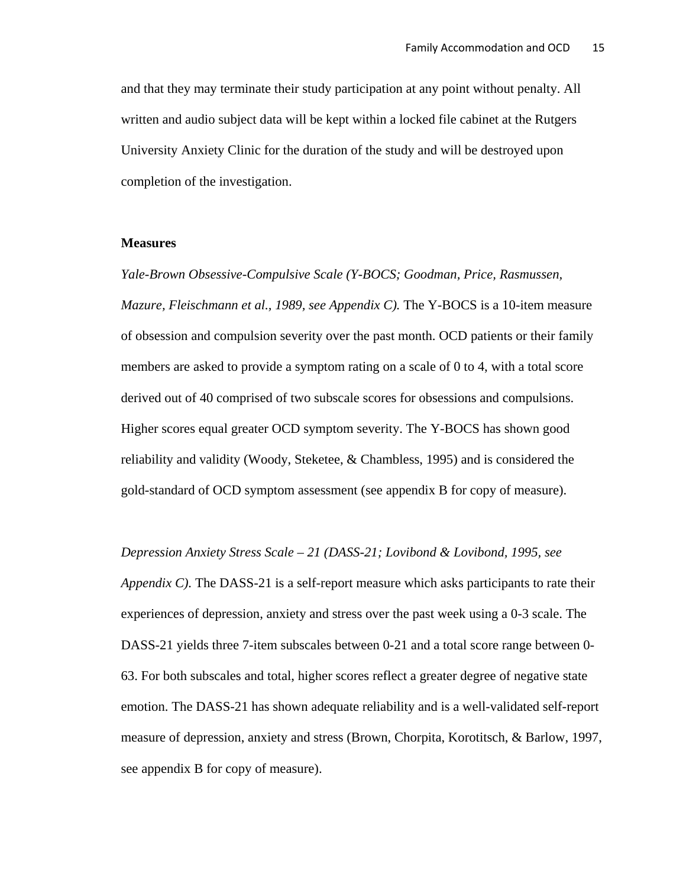and that they may terminate their study participation at any point without penalty. All written and audio subject data will be kept within a locked file cabinet at the Rutgers University Anxiety Clinic for the duration of the study and will be destroyed upon completion of the investigation.

**Measures**

*Yale-Brown Obsessive-Compulsive Scale (Y-BOCS; Goodman, Price, Rasmussen, Mazure, Fleischmann et al., 1989, see Appendix C).* The Y-BOCS is a 10-item measure of obsession and compulsion severity over the past month. OCD patients or their family members are asked to provide a symptom rating on a scale of 0 to 4, with a total score derived out of 40 comprised of two subscale scores for obsessions and compulsions. Higher scores equal greater OCD symptom severity. The Y-BOCS has shown good reliability and validity (Woody, Steketee, & Chambless, 1995) and is considered the gold-standard of OCD symptom assessment (see appendix B for copy of measure).

*Depression Anxiety Stress Scale – 21 (DASS-21; Lovibond & Lovibond, 1995, see Appendix C).* The DASS-21 is a self-report measure which asks participants to rate their experiences of depression, anxiety and stress over the past week using a 0-3 scale. The DASS-21 yields three 7-item subscales between 0-21 and a total score range between 0-63. For both subscales and total, higher scores reflect a greater degree of negative state emotion. The DASS-21 has shown adequate reliability and is a well-validated self-report measure of depression, anxiety and stress (Brown, Chorpita, Korotitsch, & Barlow, 1997, see appendix B for copy of measure).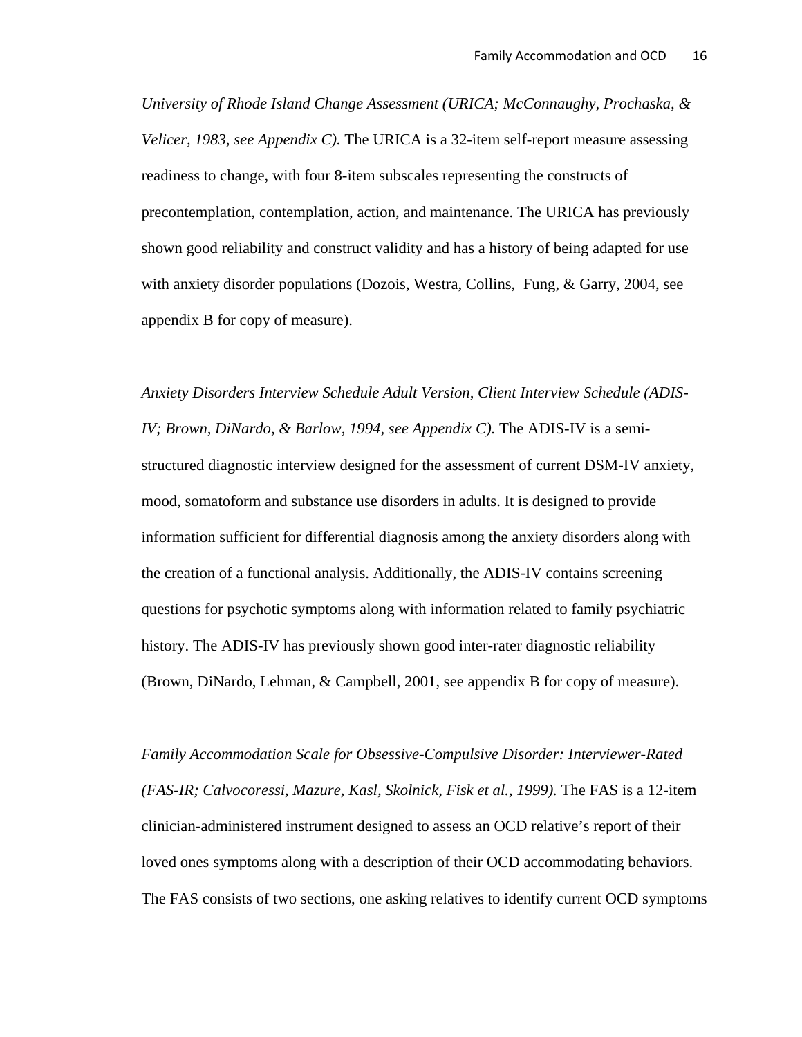*University of Rhode Island Change Assessment (URICA; McConnaughy, Prochaska, & Velicer, 1983, see Appendix C).* The URICA is a 32-item self-report measure assessing readiness to change, with four 8-item subscales representing the constructs of precontemplation, contemplation, action, and maintenance. The URICA has previously shown good reliability and construct validity and has a history of being adapted for use with anxiety disorder populations (Dozois, Westra, Collins, Fung, & Garry, 2004, see appendix B for copy of measure).

*Anxiety Disorders Interview Schedule Adult Version, Client Interview Schedule (ADIS-IV; Brown, DiNardo, & Barlow, 1994, see Appendix C).* The ADIS-IV is a semi-structured diagnostic interview designed for the assessment of current DSM-IV anxiety, mood, somatoform and substance use disorders in adults. It is designed to provide information sufficient for differential diagnosis among the anxiety disorders along with the creation of a functional analysis. Additionally, the ADIS-IV contains screening questions for psychotic symptoms along with information related to family psychiatric history. The ADIS-IV has previously shown good inter-rater diagnostic reliability (Brown, DiNardo, Lehman, & Campbell, 2001, see appendix B for copy of measure).

*Family Accommodation Scale for Obsessive-Compulsive Disorder: Interviewer-Rated (FAS-IR; Calvocoressi, Mazure, Kasl, Skolnick, Fisk et al., 1999).* The FAS is a 12-item clinician-administered instrument designed to assess an OCD relative's report of their loved ones symptoms along with a description of their OCD accommodating behaviors. The FAS consists of two sections, one asking relatives to identify current OCD symptoms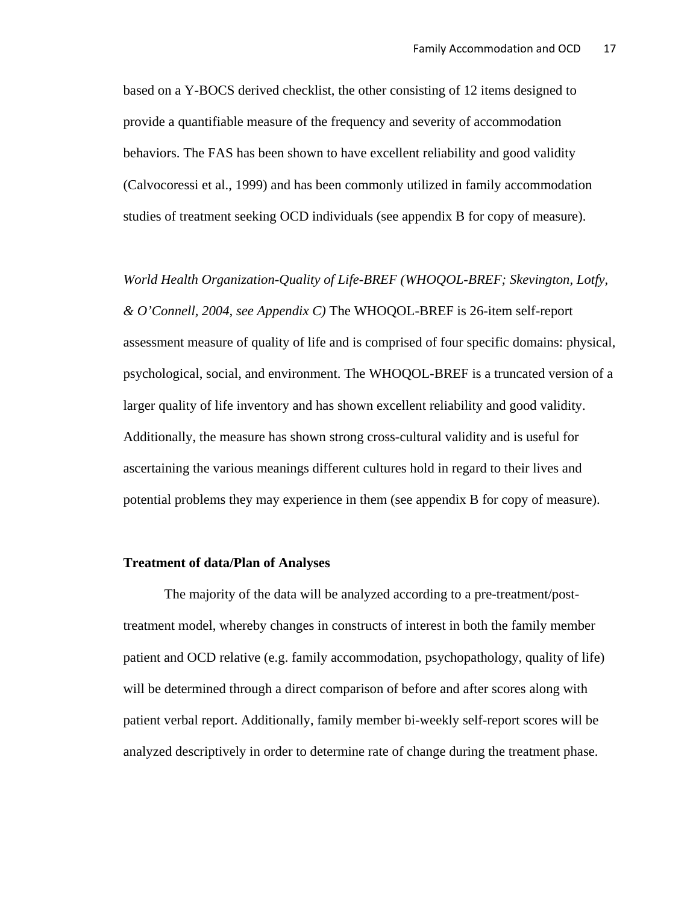based on a Y-BOCS derived checklist, the other consisting of 12 items designed to provide a quantifiable measure of the frequency and severity of accommodation behaviors. The FAS has been shown to have excellent reliability and good validity (Calvocoressi et al., 1999) and has been commonly utilized in family accommodation studies of treatment seeking OCD individuals (see appendix B for copy of measure).

*World Health Organization-Quality of Life-BREF (WHOQOL-BREF; Skevington, Lotfy, & O'Connell, 2004, see Appendix C)* The WHOQOL-BREF is 26-item self-report assessment measure of quality of life and is comprised of four specific domains: physical, psychological, social, and environment. The WHOQOL-BREF is a truncated version of a larger quality of life inventory and has shown excellent reliability and good validity. Additionally, the measure has shown strong cross-cultural validity and is useful for ascertaining the various meanings different cultures hold in regard to their lives and potential problems they may experience in them (see appendix B for copy of measure).

**Treatment of data/Plan of Analyses**

The majority of the data will be analyzed according to a pre-treatment/post-treatment model, whereby changes in constructs of interest in both the family member patient and OCD relative (e.g. family accommodation, psychopathology, quality of life) will be determined through a direct comparison of before and after scores along with patient verbal report. Additionally, family member bi-weekly self-report scores will be analyzed descriptively in order to determine rate of change during the treatment phase.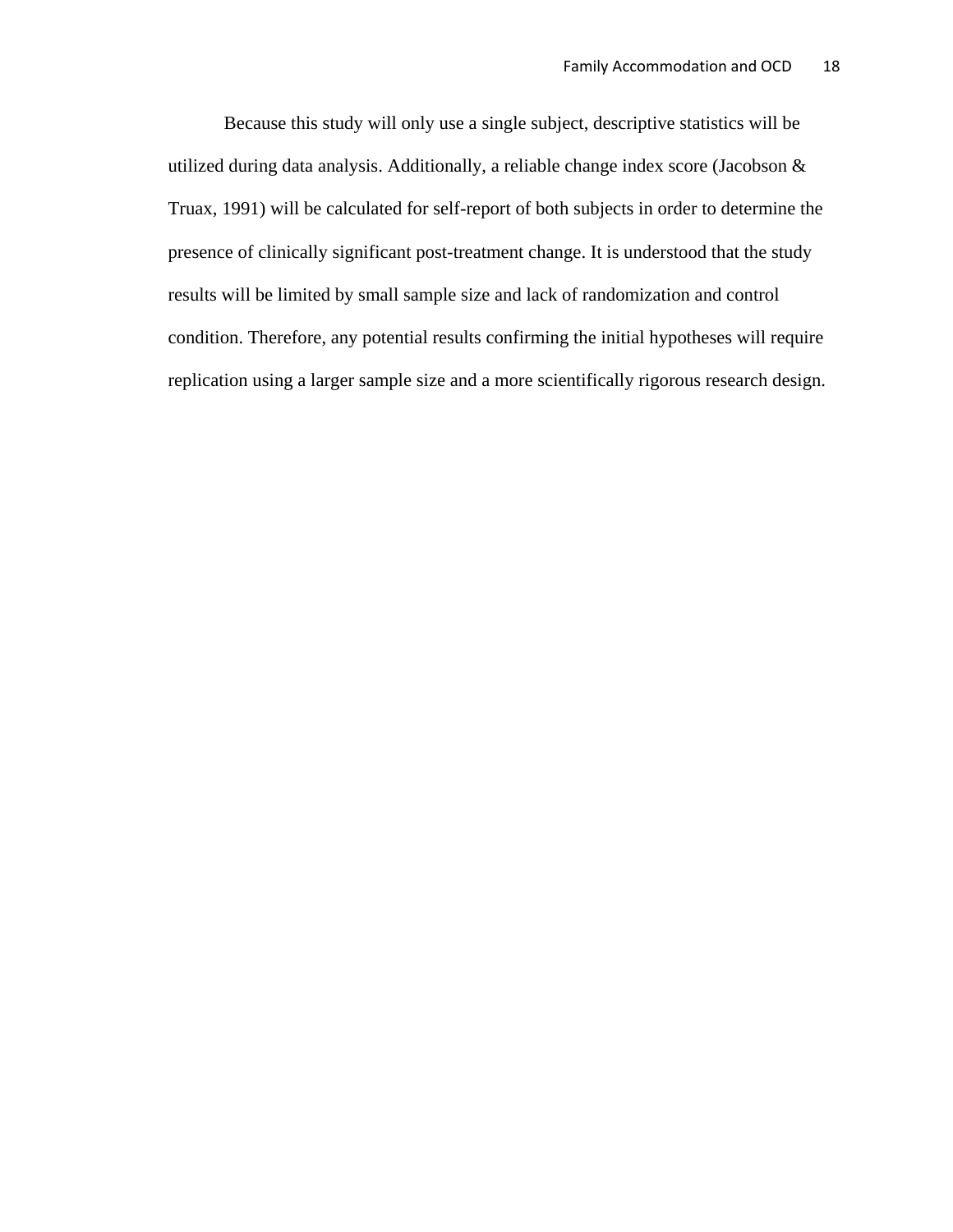Because this study will only use a single subject, descriptive statistics will be utilized during data analysis. Additionally, a reliable change index score (Jacobson & Truax, 1991) will be calculated for self-report of both subjects in order to determine the presence of clinically significant post-treatment change. It is understood that the study results will be limited by small sample size and lack of randomization and control condition. Therefore, any potential results confirming the initial hypotheses will require replication using a larger sample size and a more scientifically rigorous research design.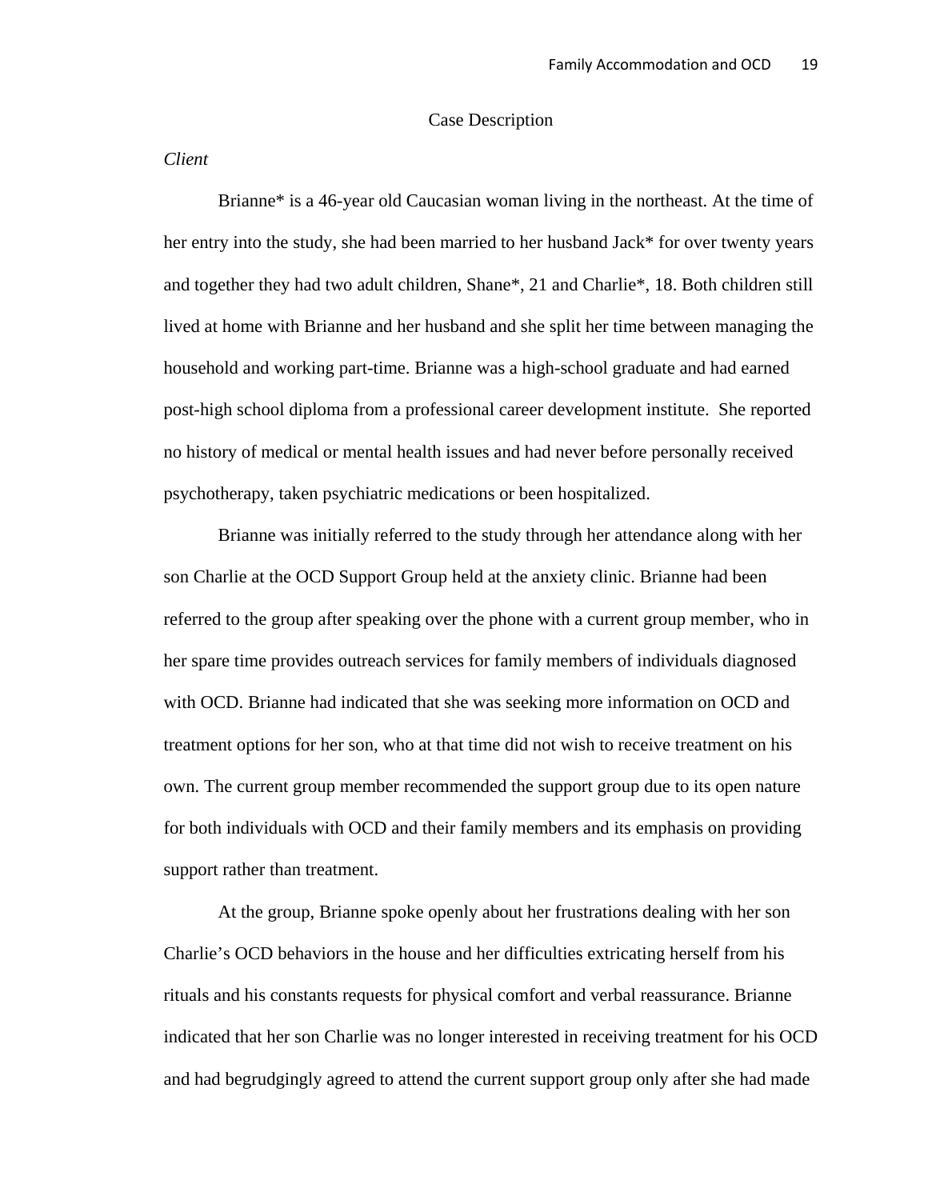## Case Description

*Client*

Brianne* is a 46-year old Caucasian woman living in the northeast. At the time of her entry into the study, she had been married to her husband Jack* for over twenty years and together they had two adult children, Shane*, 21 and Charlie*, 18. Both children still lived at home with Brianne and her husband and she split her time between managing the household and working part-time. Brianne was a high-school graduate and had earned post-high school diploma from a professional career development institute. She reported no history of medical or mental health issues and had never before personally received psychotherapy, taken psychiatric medications or been hospitalized.

Brianne was initially referred to the study through her attendance along with her son Charlie at the OCD Support Group held at the anxiety clinic. Brianne had been referred to the group after speaking over the phone with a current group member, who in her spare time provides outreach services for family members of individuals diagnosed with OCD. Brianne had indicated that she was seeking more information on OCD and treatment options for her son, who at that time did not wish to receive treatment on his own. The current group member recommended the support group due to its open nature for both individuals with OCD and their family members and its emphasis on providing support rather than treatment.

At the group, Brianne spoke openly about her frustrations dealing with her son Charlie's OCD behaviors in the house and her difficulties extricating herself from his rituals and his constants requests for physical comfort and verbal reassurance. Brianne indicated that her son Charlie was no longer interested in receiving treatment for his OCD and had begrudgingly agreed to attend the current support group only after she had made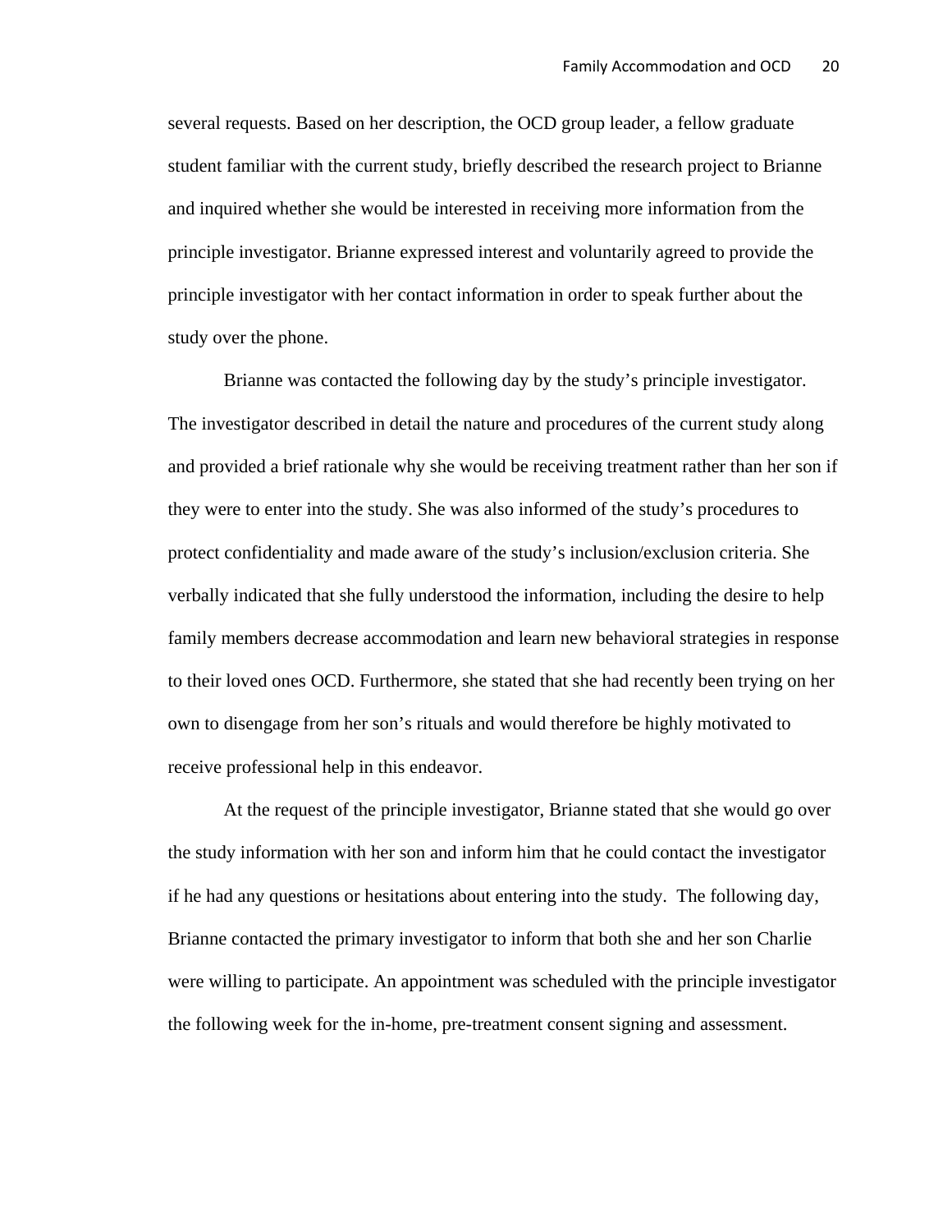several requests. Based on her description, the OCD group leader, a fellow graduate student familiar with the current study, briefly described the research project to Brianne and inquired whether she would be interested in receiving more information from the principle investigator. Brianne expressed interest and voluntarily agreed to provide the principle investigator with her contact information in order to speak further about the study over the phone.

Brianne was contacted the following day by the study's principle investigator. The investigator described in detail the nature and procedures of the current study along and provided a brief rationale why she would be receiving treatment rather than her son if they were to enter into the study. She was also informed of the study's procedures to protect confidentiality and made aware of the study's inclusion/exclusion criteria. She verbally indicated that she fully understood the information, including the desire to help family members decrease accommodation and learn new behavioral strategies in response to their loved ones OCD. Furthermore, she stated that she had recently been trying on her own to disengage from her son's rituals and would therefore be highly motivated to receive professional help in this endeavor.

At the request of the principle investigator, Brianne stated that she would go over the study information with her son and inform him that he could contact the investigator if he had any questions or hesitations about entering into the study. The following day, Brianne contacted the primary investigator to inform that both she and her son Charlie were willing to participate. An appointment was scheduled with the principle investigator the following week for the in-home, pre-treatment consent signing and assessment.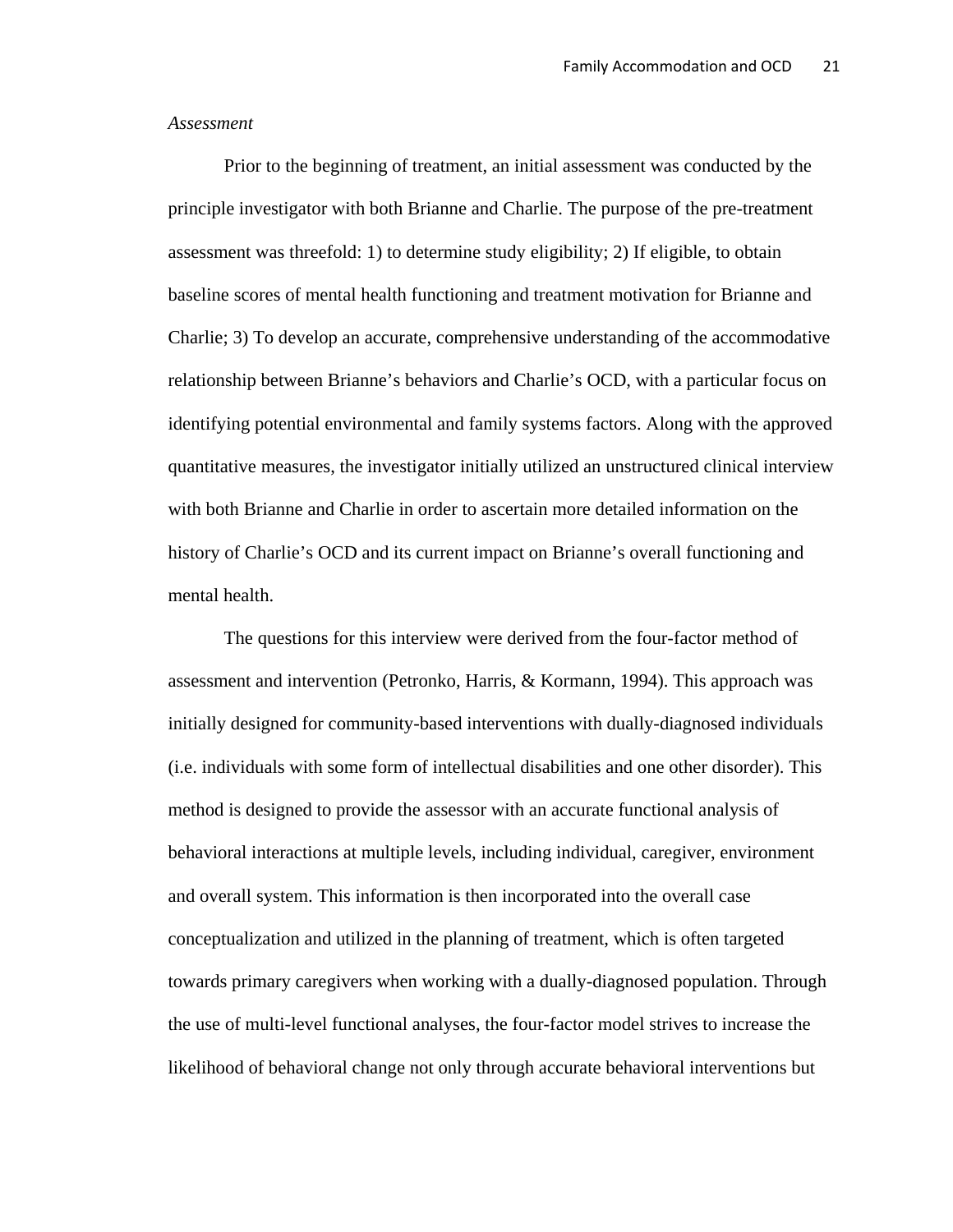*Assessment*

Prior to the beginning of treatment, an initial assessment was conducted by the principle investigator with both Brianne and Charlie. The purpose of the pre-treatment assessment was threefold: 1) to determine study eligibility; 2) If eligible, to obtain baseline scores of mental health functioning and treatment motivation for Brianne and Charlie; 3) To develop an accurate, comprehensive understanding of the accommodative relationship between Brianne's behaviors and Charlie's OCD, with a particular focus on identifying potential environmental and family systems factors. Along with the approved quantitative measures, the investigator initially utilized an unstructured clinical interview with both Brianne and Charlie in order to ascertain more detailed information on the history of Charlie's OCD and its current impact on Brianne's overall functioning and mental health.

The questions for this interview were derived from the four-factor method of assessment and intervention (Petronko, Harris, & Kormann, 1994). This approach was initially designed for community-based interventions with dually-diagnosed individuals (i.e. individuals with some form of intellectual disabilities and one other disorder). This method is designed to provide the assessor with an accurate functional analysis of behavioral interactions at multiple levels, including individual, caregiver, environment and overall system. This information is then incorporated into the overall case conceptualization and utilized in the planning of treatment, which is often targeted towards primary caregivers when working with a dually-diagnosed population. Through the use of multi-level functional analyses, the four-factor model strives to increase the likelihood of behavioral change not only through accurate behavioral interventions but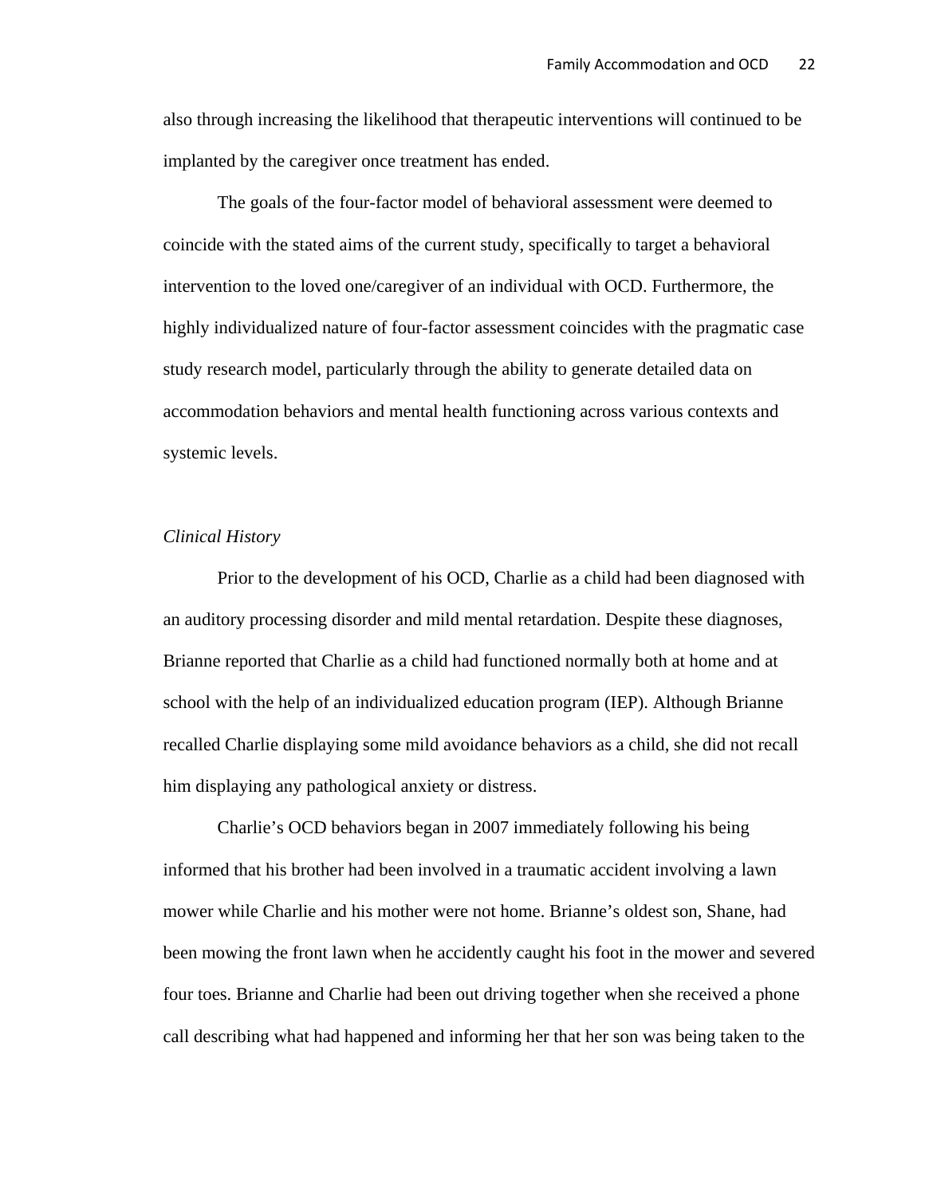also through increasing the likelihood that therapeutic interventions will continued to be implanted by the caregiver once treatment has ended.

The goals of the four-factor model of behavioral assessment were deemed to coincide with the stated aims of the current study, specifically to target a behavioral intervention to the loved one/caregiver of an individual with OCD. Furthermore, the highly individualized nature of four-factor assessment coincides with the pragmatic case study research model, particularly through the ability to generate detailed data on accommodation behaviors and mental health functioning across various contexts and systemic levels.

*Clinical History*

Prior to the development of his OCD, Charlie as a child had been diagnosed with an auditory processing disorder and mild mental retardation. Despite these diagnoses, Brianne reported that Charlie as a child had functioned normally both at home and at school with the help of an individualized education program (IEP). Although Brianne recalled Charlie displaying some mild avoidance behaviors as a child, she did not recall him displaying any pathological anxiety or distress.

Charlie's OCD behaviors began in 2007 immediately following his being informed that his brother had been involved in a traumatic accident involving a lawn mower while Charlie and his mother were not home. Brianne's oldest son, Shane, had been mowing the front lawn when he accidently caught his foot in the mower and severed four toes. Brianne and Charlie had been out driving together when she received a phone call describing what had happened and informing her that her son was being taken to the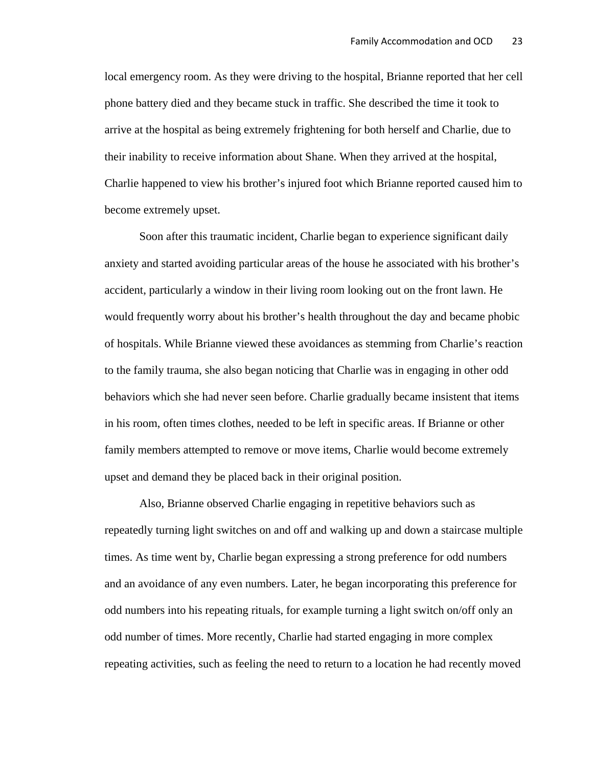local emergency room. As they were driving to the hospital, Brianne reported that her cell phone battery died and they became stuck in traffic. She described the time it took to arrive at the hospital as being extremely frightening for both herself and Charlie, due to their inability to receive information about Shane. When they arrived at the hospital, Charlie happened to view his brother's injured foot which Brianne reported caused him to become extremely upset.

Soon after this traumatic incident, Charlie began to experience significant daily anxiety and started avoiding particular areas of the house he associated with his brother's accident, particularly a window in their living room looking out on the front lawn. He would frequently worry about his brother's health throughout the day and became phobic of hospitals. While Brianne viewed these avoidances as stemming from Charlie's reaction to the family trauma, she also began noticing that Charlie was in engaging in other odd behaviors which she had never seen before. Charlie gradually became insistent that items in his room, often times clothes, needed to be left in specific areas. If Brianne or other family members attempted to remove or move items, Charlie would become extremely upset and demand they be placed back in their original position.

Also, Brianne observed Charlie engaging in repetitive behaviors such as repeatedly turning light switches on and off and walking up and down a staircase multiple times. As time went by, Charlie began expressing a strong preference for odd numbers and an avoidance of any even numbers. Later, he began incorporating this preference for odd numbers into his repeating rituals, for example turning a light switch on/off only an odd number of times. More recently, Charlie had started engaging in more complex repeating activities, such as feeling the need to return to a location he had recently moved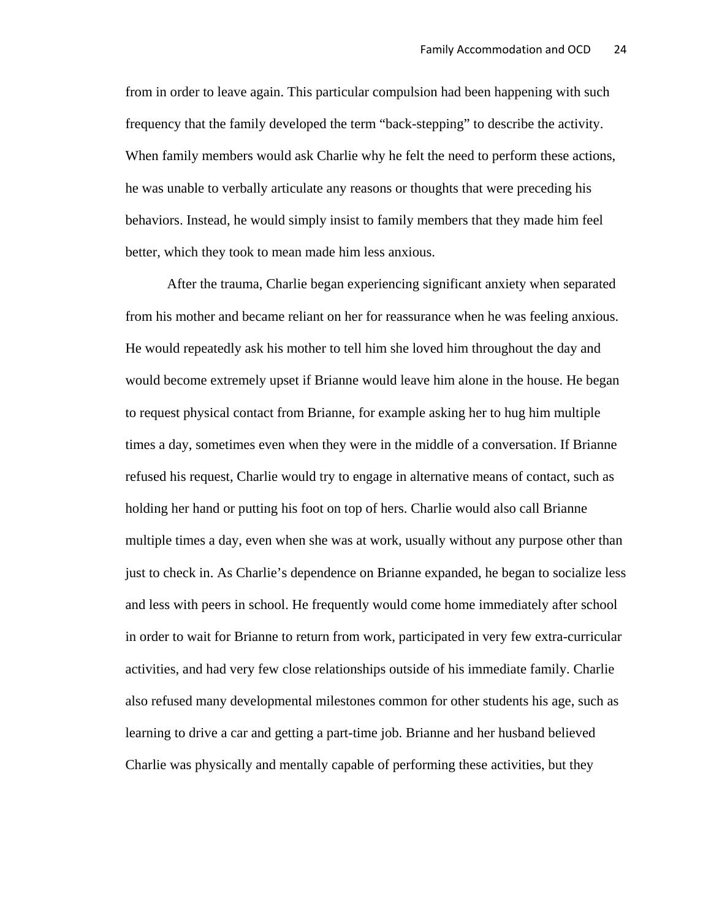from in order to leave again. This particular compulsion had been happening with such frequency that the family developed the term "back-stepping" to describe the activity. When family members would ask Charlie why he felt the need to perform these actions, he was unable to verbally articulate any reasons or thoughts that were preceding his behaviors. Instead, he would simply insist to family members that they made him feel better, which they took to mean made him less anxious.

After the trauma, Charlie began experiencing significant anxiety when separated from his mother and became reliant on her for reassurance when he was feeling anxious. He would repeatedly ask his mother to tell him she loved him throughout the day and would become extremely upset if Brianne would leave him alone in the house. He began to request physical contact from Brianne, for example asking her to hug him multiple times a day, sometimes even when they were in the middle of a conversation. If Brianne refused his request, Charlie would try to engage in alternative means of contact, such as holding her hand or putting his foot on top of hers. Charlie would also call Brianne multiple times a day, even when she was at work, usually without any purpose other than just to check in. As Charlie's dependence on Brianne expanded, he began to socialize less and less with peers in school. He frequently would come home immediately after school in order to wait for Brianne to return from work, participated in very few extra-curricular activities, and had very few close relationships outside of his immediate family. Charlie also refused many developmental milestones common for other students his age, such as learning to drive a car and getting a part-time job. Brianne and her husband believed Charlie was physically and mentally capable of performing these activities, but they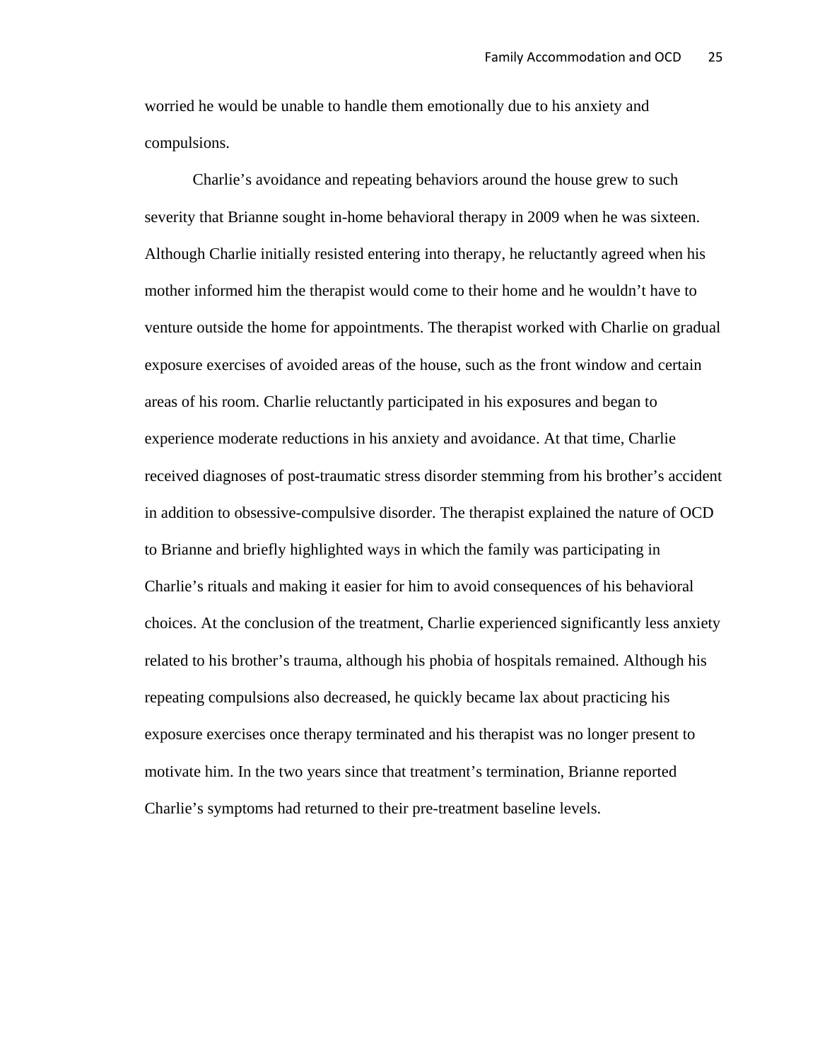worried he would be unable to handle them emotionally due to his anxiety and compulsions.

Charlie's avoidance and repeating behaviors around the house grew to such severity that Brianne sought in-home behavioral therapy in 2009 when he was sixteen. Although Charlie initially resisted entering into therapy, he reluctantly agreed when his mother informed him the therapist would come to their home and he wouldn't have to venture outside the home for appointments. The therapist worked with Charlie on gradual exposure exercises of avoided areas of the house, such as the front window and certain areas of his room. Charlie reluctantly participated in his exposures and began to experience moderate reductions in his anxiety and avoidance. At that time, Charlie received diagnoses of post-traumatic stress disorder stemming from his brother's accident in addition to obsessive-compulsive disorder. The therapist explained the nature of OCD to Brianne and briefly highlighted ways in which the family was participating in Charlie's rituals and making it easier for him to avoid consequences of his behavioral choices. At the conclusion of the treatment, Charlie experienced significantly less anxiety related to his brother's trauma, although his phobia of hospitals remained. Although his repeating compulsions also decreased, he quickly became lax about practicing his exposure exercises once therapy terminated and his therapist was no longer present to motivate him. In the two years since that treatment's termination, Brianne reported Charlie's symptoms had returned to their pre-treatment baseline levels.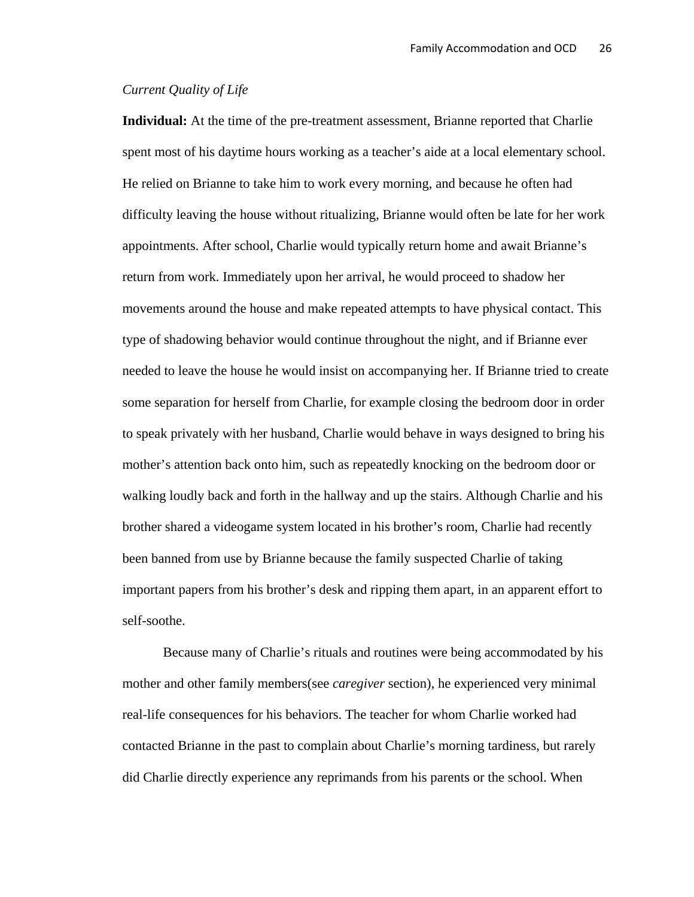*Current Quality of Life*

**Individual:** At the time of the pre-treatment assessment, Brianne reported that Charlie spent most of his daytime hours working as a teacher's aide at a local elementary school. He relied on Brianne to take him to work every morning, and because he often had difficulty leaving the house without ritualizing, Brianne would often be late for her work appointments. After school, Charlie would typically return home and await Brianne's return from work. Immediately upon her arrival, he would proceed to shadow her movements around the house and make repeated attempts to have physical contact. This type of shadowing behavior would continue throughout the night, and if Brianne ever needed to leave the house he would insist on accompanying her. If Brianne tried to create some separation for herself from Charlie, for example closing the bedroom door in order to speak privately with her husband, Charlie would behave in ways designed to bring his mother's attention back onto him, such as repeatedly knocking on the bedroom door or walking loudly back and forth in the hallway and up the stairs. Although Charlie and his brother shared a videogame system located in his brother's room, Charlie had recently been banned from use by Brianne because the family suspected Charlie of taking important papers from his brother's desk and ripping them apart, in an apparent effort to self-soothe.

Because many of Charlie's rituals and routines were being accommodated by his mother and other family members(see *caregiver* section), he experienced very minimal real-life consequences for his behaviors. The teacher for whom Charlie worked had contacted Brianne in the past to complain about Charlie's morning tardiness, but rarely did Charlie directly experience any reprimands from his parents or the school. When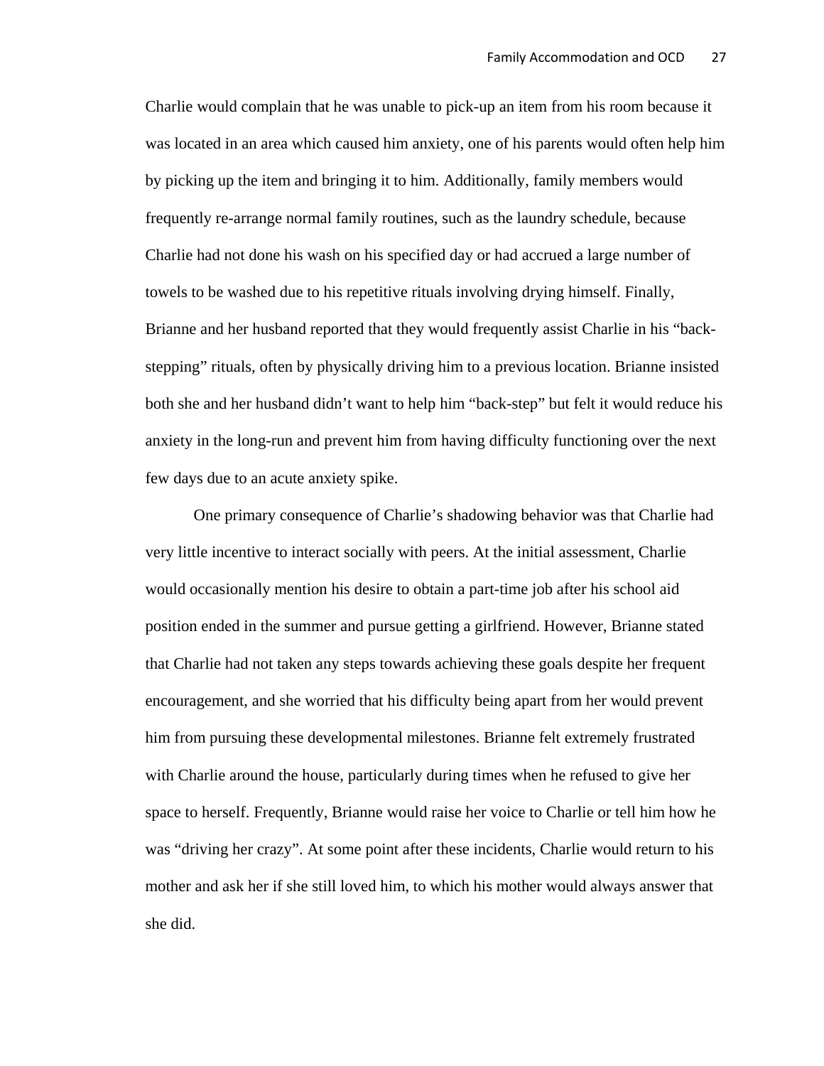Charlie would complain that he was unable to pick-up an item from his room because it was located in an area which caused him anxiety, one of his parents would often help him by picking up the item and bringing it to him. Additionally, family members would frequently re-arrange normal family routines, such as the laundry schedule, because Charlie had not done his wash on his specified day or had accrued a large number of towels to be washed due to his repetitive rituals involving drying himself. Finally, Brianne and her husband reported that they would frequently assist Charlie in his "back-stepping" rituals, often by physically driving him to a previous location. Brianne insisted both she and her husband didn't want to help him "back-step" but felt it would reduce his anxiety in the long-run and prevent him from having difficulty functioning over the next few days due to an acute anxiety spike.

One primary consequence of Charlie's shadowing behavior was that Charlie had very little incentive to interact socially with peers. At the initial assessment, Charlie would occasionally mention his desire to obtain a part-time job after his school aid position ended in the summer and pursue getting a girlfriend. However, Brianne stated that Charlie had not taken any steps towards achieving these goals despite her frequent encouragement, and she worried that his difficulty being apart from her would prevent him from pursuing these developmental milestones. Brianne felt extremely frustrated with Charlie around the house, particularly during times when he refused to give her space to herself. Frequently, Brianne would raise her voice to Charlie or tell him how he was "driving her crazy". At some point after these incidents, Charlie would return to his mother and ask her if she still loved him, to which his mother would always answer that she did.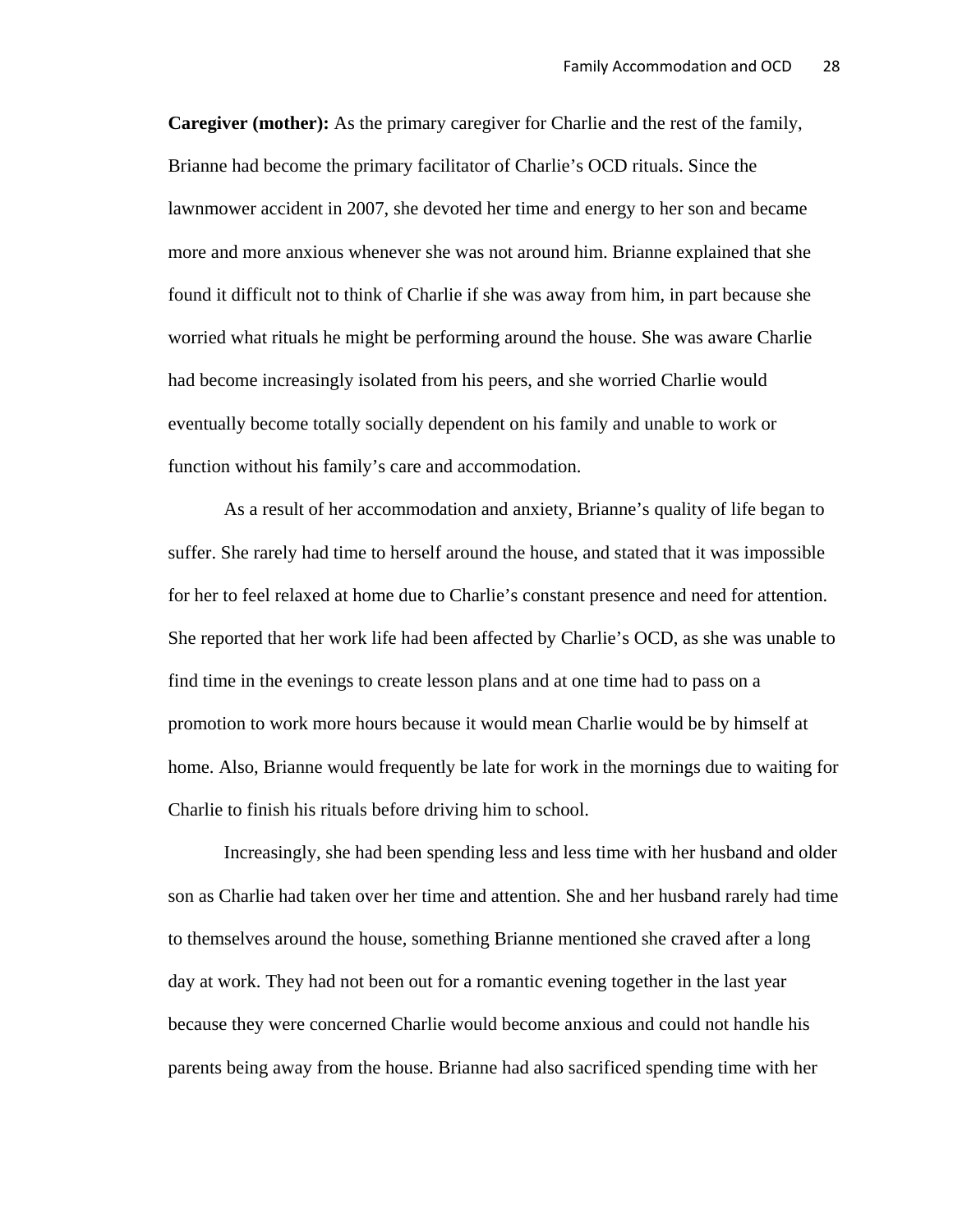**Caregiver (mother):** As the primary caregiver for Charlie and the rest of the family, Brianne had become the primary facilitator of Charlie's OCD rituals. Since the lawnmower accident in 2007, she devoted her time and energy to her son and became more and more anxious whenever she was not around him. Brianne explained that she found it difficult not to think of Charlie if she was away from him, in part because she worried what rituals he might be performing around the house. She was aware Charlie had become increasingly isolated from his peers, and she worried Charlie would eventually become totally socially dependent on his family and unable to work or function without his family's care and accommodation.

As a result of her accommodation and anxiety, Brianne's quality of life began to suffer. She rarely had time to herself around the house, and stated that it was impossible for her to feel relaxed at home due to Charlie's constant presence and need for attention. She reported that her work life had been affected by Charlie's OCD, as she was unable to find time in the evenings to create lesson plans and at one time had to pass on a promotion to work more hours because it would mean Charlie would be by himself at home. Also, Brianne would frequently be late for work in the mornings due to waiting for Charlie to finish his rituals before driving him to school.

Increasingly, she had been spending less and less time with her husband and older son as Charlie had taken over her time and attention. She and her husband rarely had time to themselves around the house, something Brianne mentioned she craved after a long day at work. They had not been out for a romantic evening together in the last year because they were concerned Charlie would become anxious and could not handle his parents being away from the house. Brianne had also sacrificed spending time with her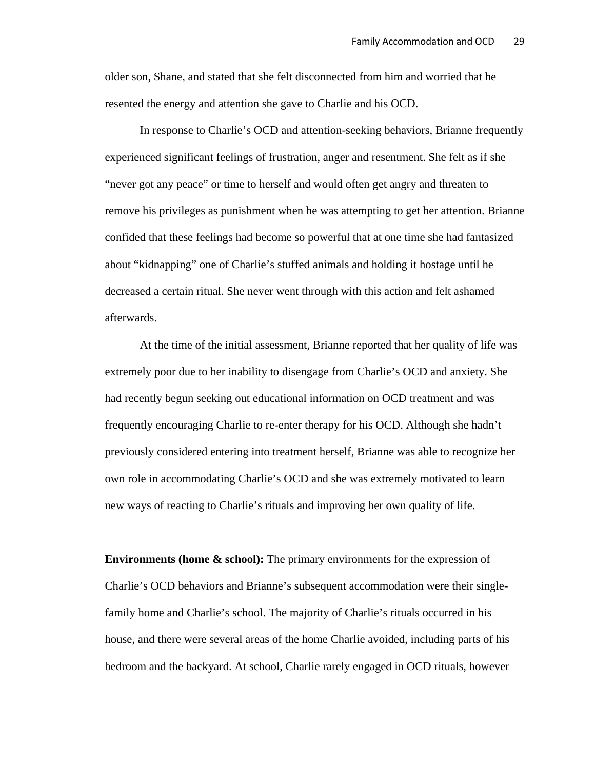older son, Shane, and stated that she felt disconnected from him and worried that he resented the energy and attention she gave to Charlie and his OCD.

In response to Charlie's OCD and attention-seeking behaviors, Brianne frequently experienced significant feelings of frustration, anger and resentment. She felt as if she "never got any peace" or time to herself and would often get angry and threaten to remove his privileges as punishment when he was attempting to get her attention. Brianne confided that these feelings had become so powerful that at one time she had fantasized about "kidnapping" one of Charlie's stuffed animals and holding it hostage until he decreased a certain ritual. She never went through with this action and felt ashamed afterwards.

At the time of the initial assessment, Brianne reported that her quality of life was extremely poor due to her inability to disengage from Charlie's OCD and anxiety. She had recently begun seeking out educational information on OCD treatment and was frequently encouraging Charlie to re-enter therapy for his OCD. Although she hadn't previously considered entering into treatment herself, Brianne was able to recognize her own role in accommodating Charlie's OCD and she was extremely motivated to learn new ways of reacting to Charlie's rituals and improving her own quality of life.

**Environments (home & school):** The primary environments for the expression of Charlie's OCD behaviors and Brianne's subsequent accommodation were their single-family home and Charlie's school. The majority of Charlie's rituals occurred in his house, and there were several areas of the home Charlie avoided, including parts of his bedroom and the backyard. At school, Charlie rarely engaged in OCD rituals, however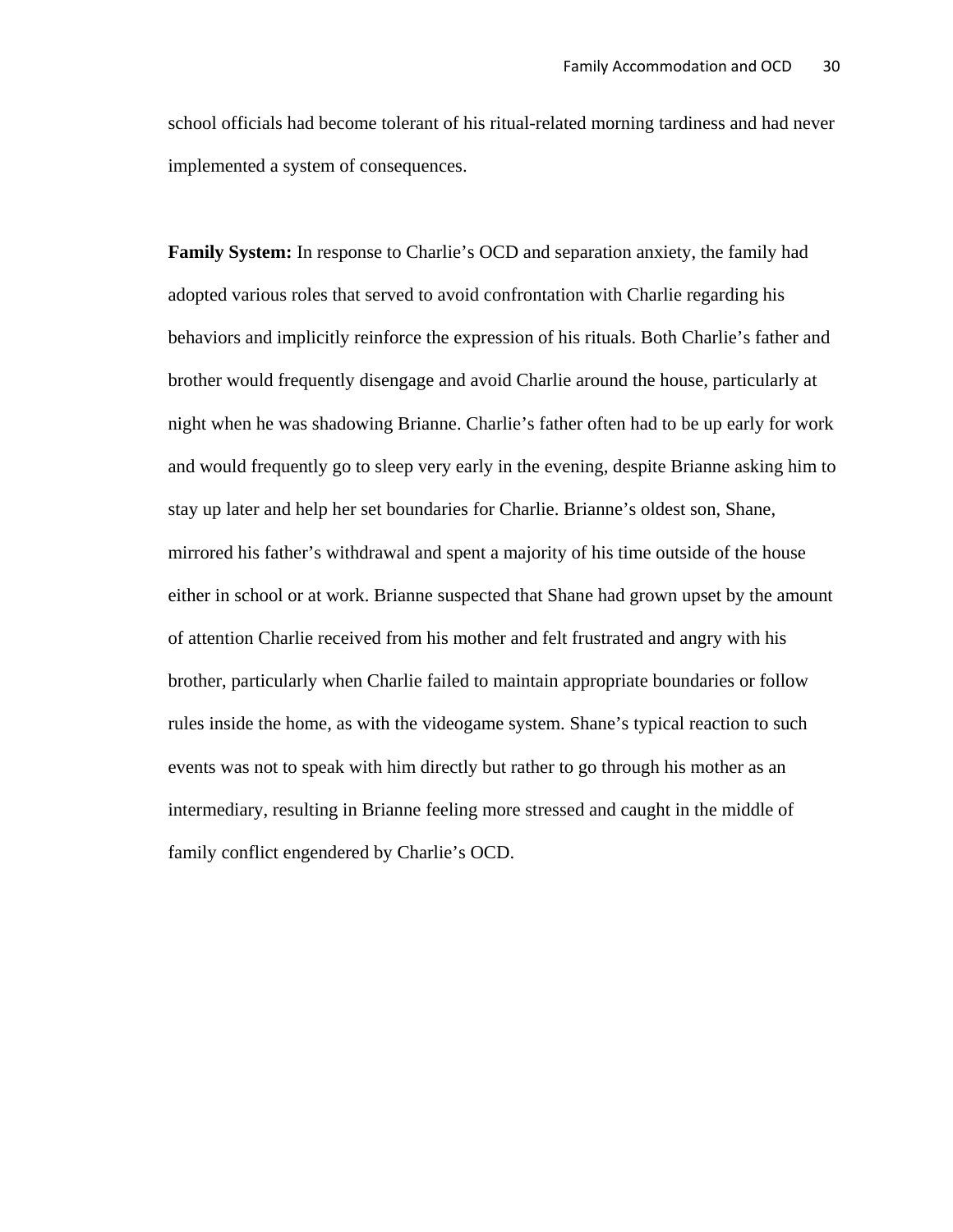school officials had become tolerant of his ritual-related morning tardiness and had never implemented a system of consequences.

**Family System:** In response to Charlie's OCD and separation anxiety, the family had adopted various roles that served to avoid confrontation with Charlie regarding his behaviors and implicitly reinforce the expression of his rituals. Both Charlie's father and brother would frequently disengage and avoid Charlie around the house, particularly at night when he was shadowing Brianne. Charlie's father often had to be up early for work and would frequently go to sleep very early in the evening, despite Brianne asking him to stay up later and help her set boundaries for Charlie. Brianne's oldest son, Shane, mirrored his father's withdrawal and spent a majority of his time outside of the house either in school or at work. Brianne suspected that Shane had grown upset by the amount of attention Charlie received from his mother and felt frustrated and angry with his brother, particularly when Charlie failed to maintain appropriate boundaries or follow rules inside the home, as with the videogame system. Shane's typical reaction to such events was not to speak with him directly but rather to go through his mother as an intermediary, resulting in Brianne feeling more stressed and caught in the middle of family conflict engendered by Charlie's OCD.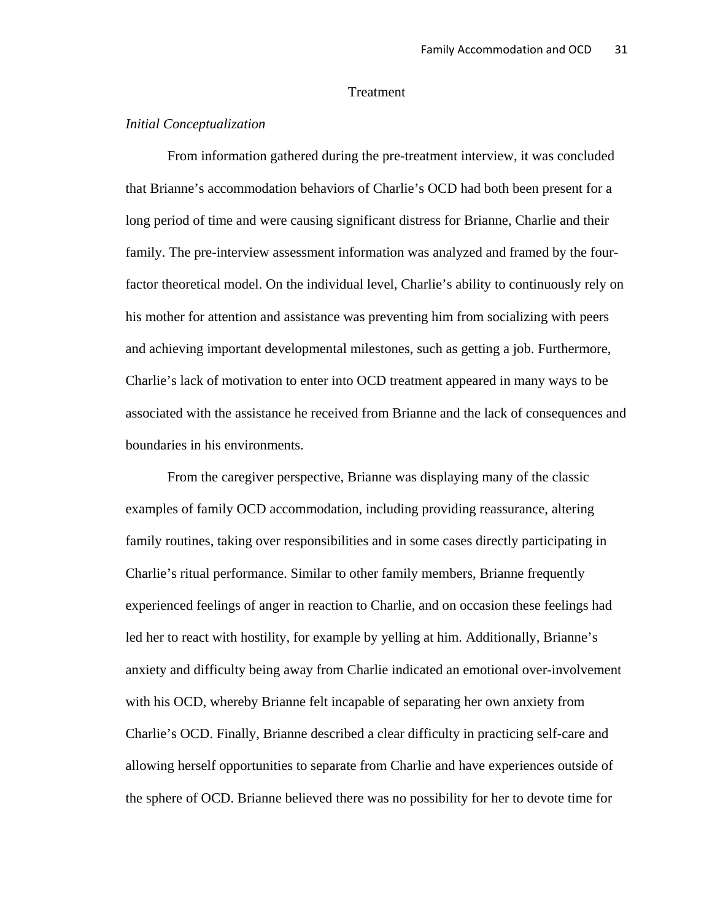## Treatment

### *Initial Conceptualization*

From information gathered during the pre-treatment interview, it was concluded that Brianne's accommodation behaviors of Charlie's OCD had both been present for a long period of time and were causing significant distress for Brianne, Charlie and their family. The pre-interview assessment information was analyzed and framed by the four-factor theoretical model. On the individual level, Charlie's ability to continuously rely on his mother for attention and assistance was preventing him from socializing with peers and achieving important developmental milestones, such as getting a job. Furthermore, Charlie's lack of motivation to enter into OCD treatment appeared in many ways to be associated with the assistance he received from Brianne and the lack of consequences and boundaries in his environments.

From the caregiver perspective, Brianne was displaying many of the classic examples of family OCD accommodation, including providing reassurance, altering family routines, taking over responsibilities and in some cases directly participating in Charlie's ritual performance. Similar to other family members, Brianne frequently experienced feelings of anger in reaction to Charlie, and on occasion these feelings had led her to react with hostility, for example by yelling at him. Additionally, Brianne's anxiety and difficulty being away from Charlie indicated an emotional over-involvement with his OCD, whereby Brianne felt incapable of separating her own anxiety from Charlie's OCD. Finally, Brianne described a clear difficulty in practicing self-care and allowing herself opportunities to separate from Charlie and have experiences outside of the sphere of OCD. Brianne believed there was no possibility for her to devote time for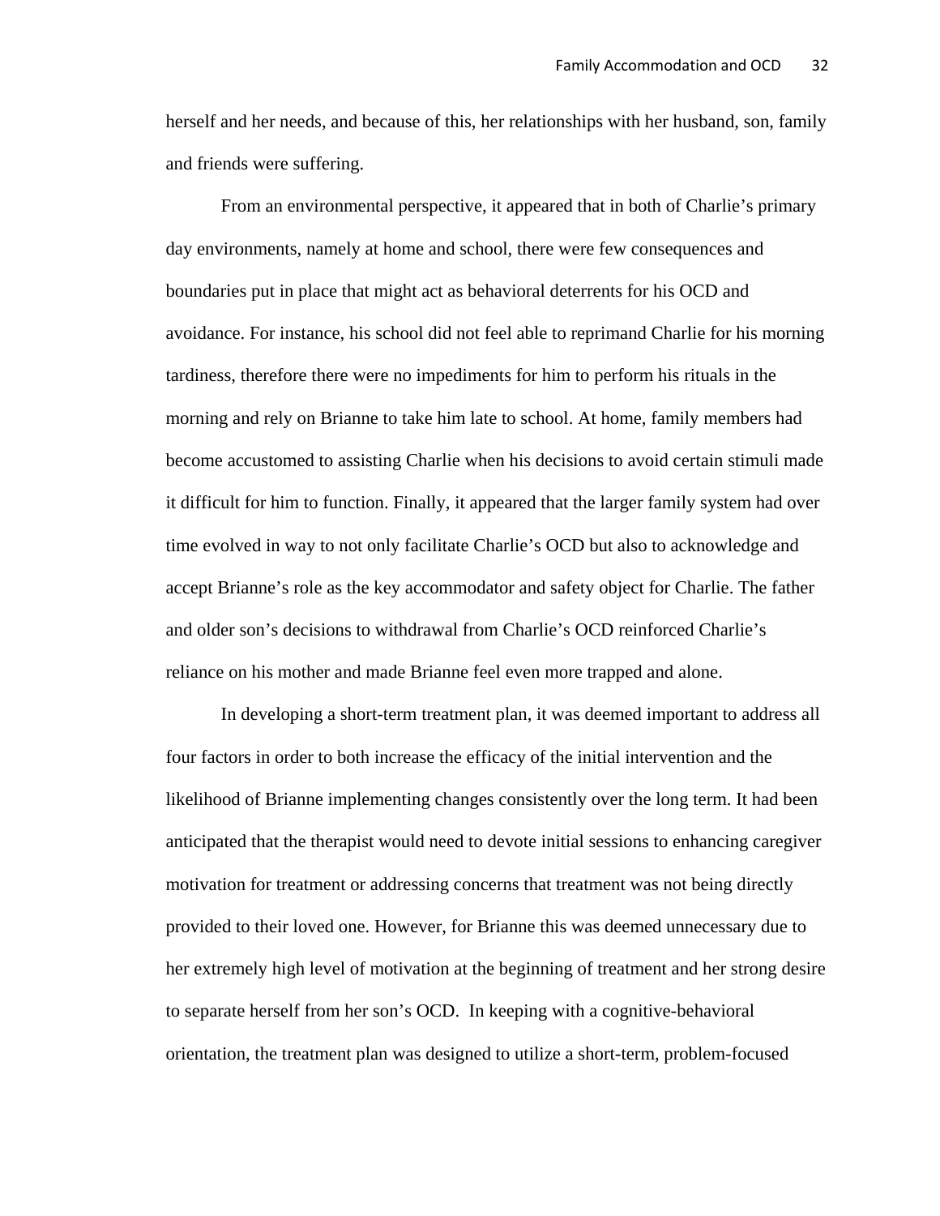herself and her needs, and because of this, her relationships with her husband, son, family and friends were suffering.

From an environmental perspective, it appeared that in both of Charlie's primary day environments, namely at home and school, there were few consequences and boundaries put in place that might act as behavioral deterrents for his OCD and avoidance. For instance, his school did not feel able to reprimand Charlie for his morning tardiness, therefore there were no impediments for him to perform his rituals in the morning and rely on Brianne to take him late to school. At home, family members had become accustomed to assisting Charlie when his decisions to avoid certain stimuli made it difficult for him to function. Finally, it appeared that the larger family system had over time evolved in way to not only facilitate Charlie's OCD but also to acknowledge and accept Brianne's role as the key accommodator and safety object for Charlie. The father and older son's decisions to withdrawal from Charlie's OCD reinforced Charlie's reliance on his mother and made Brianne feel even more trapped and alone.

In developing a short-term treatment plan, it was deemed important to address all four factors in order to both increase the efficacy of the initial intervention and the likelihood of Brianne implementing changes consistently over the long term. It had been anticipated that the therapist would need to devote initial sessions to enhancing caregiver motivation for treatment or addressing concerns that treatment was not being directly provided to their loved one. However, for Brianne this was deemed unnecessary due to her extremely high level of motivation at the beginning of treatment and her strong desire to separate herself from her son's OCD. In keeping with a cognitive-behavioral orientation, the treatment plan was designed to utilize a short-term, problem-focused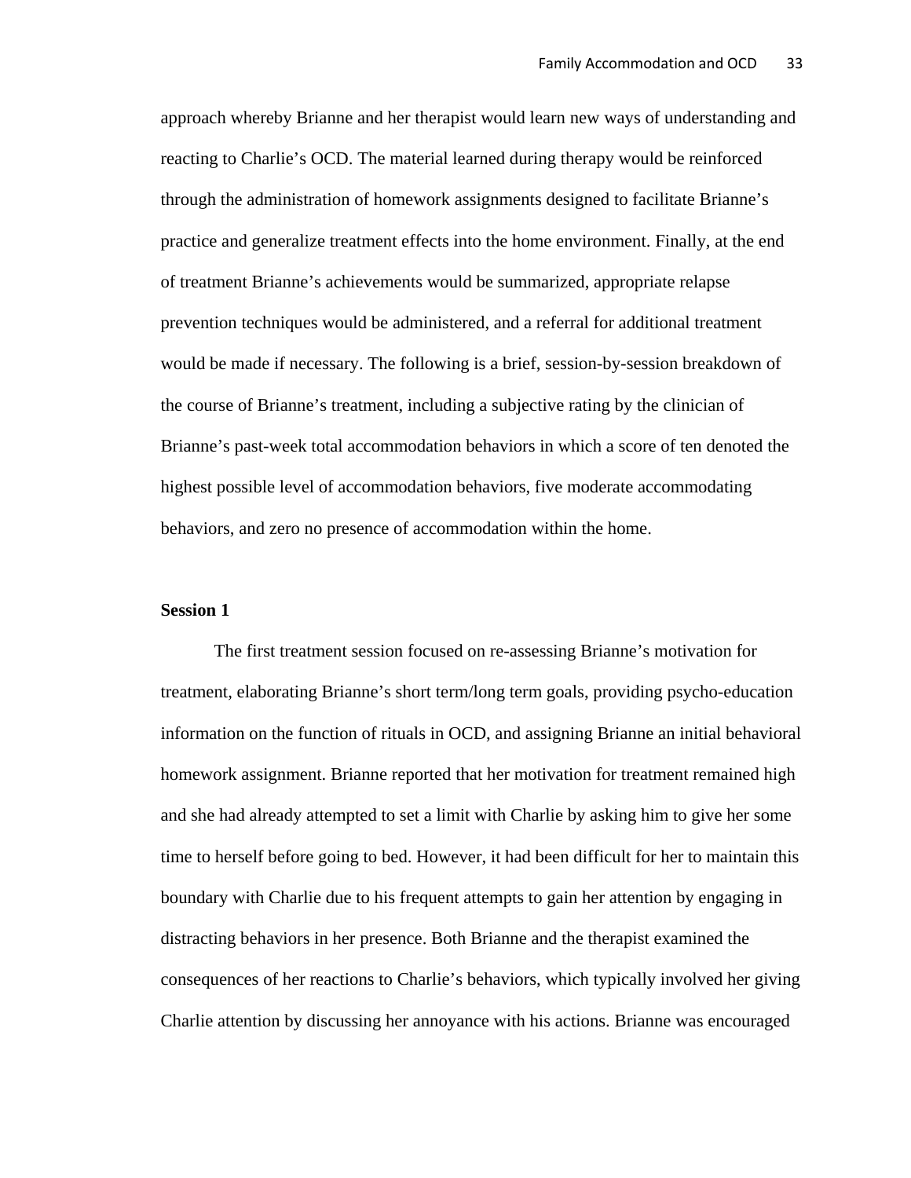approach whereby Brianne and her therapist would learn new ways of understanding and reacting to Charlie's OCD. The material learned during therapy would be reinforced through the administration of homework assignments designed to facilitate Brianne's practice and generalize treatment effects into the home environment. Finally, at the end of treatment Brianne's achievements would be summarized, appropriate relapse prevention techniques would be administered, and a referral for additional treatment would be made if necessary. The following is a brief, session-by-session breakdown of the course of Brianne's treatment, including a subjective rating by the clinician of Brianne's past-week total accommodation behaviors in which a score of ten denoted the highest possible level of accommodation behaviors, five moderate accommodating behaviors, and zero no presence of accommodation within the home.

**Session 1**

The first treatment session focused on re-assessing Brianne's motivation for treatment, elaborating Brianne's short term/long term goals, providing psycho-education information on the function of rituals in OCD, and assigning Brianne an initial behavioral homework assignment. Brianne reported that her motivation for treatment remained high and she had already attempted to set a limit with Charlie by asking him to give her some time to herself before going to bed. However, it had been difficult for her to maintain this boundary with Charlie due to his frequent attempts to gain her attention by engaging in distracting behaviors in her presence. Both Brianne and the therapist examined the consequences of her reactions to Charlie's behaviors, which typically involved her giving Charlie attention by discussing her annoyance with his actions. Brianne was encouraged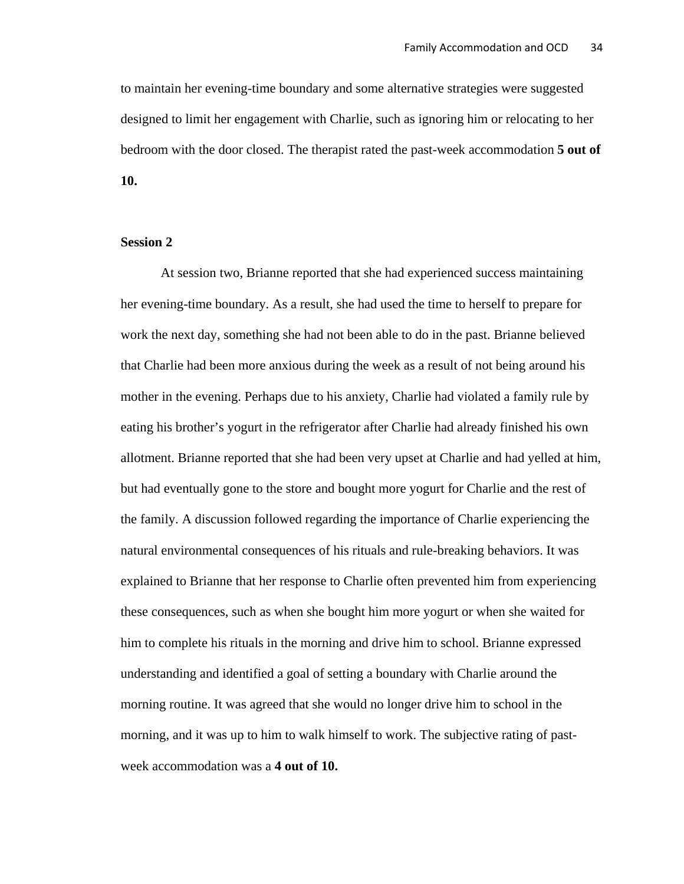to maintain her evening-time boundary and some alternative strategies were suggested designed to limit her engagement with Charlie, such as ignoring him or relocating to her bedroom with the door closed. The therapist rated the past-week accommodation **5 out of 10.**

**Session 2**

At session two, Brianne reported that she had experienced success maintaining her evening-time boundary. As a result, she had used the time to herself to prepare for work the next day, something she had not been able to do in the past. Brianne believed that Charlie had been more anxious during the week as a result of not being around his mother in the evening. Perhaps due to his anxiety, Charlie had violated a family rule by eating his brother's yogurt in the refrigerator after Charlie had already finished his own allotment. Brianne reported that she had been very upset at Charlie and had yelled at him, but had eventually gone to the store and bought more yogurt for Charlie and the rest of the family. A discussion followed regarding the importance of Charlie experiencing the natural environmental consequences of his rituals and rule-breaking behaviors. It was explained to Brianne that her response to Charlie often prevented him from experiencing these consequences, such as when she bought him more yogurt or when she waited for him to complete his rituals in the morning and drive him to school. Brianne expressed understanding and identified a goal of setting a boundary with Charlie around the morning routine. It was agreed that she would no longer drive him to school in the morning, and it was up to him to walk himself to work. The subjective rating of past-week accommodation was a **4 out of 10.**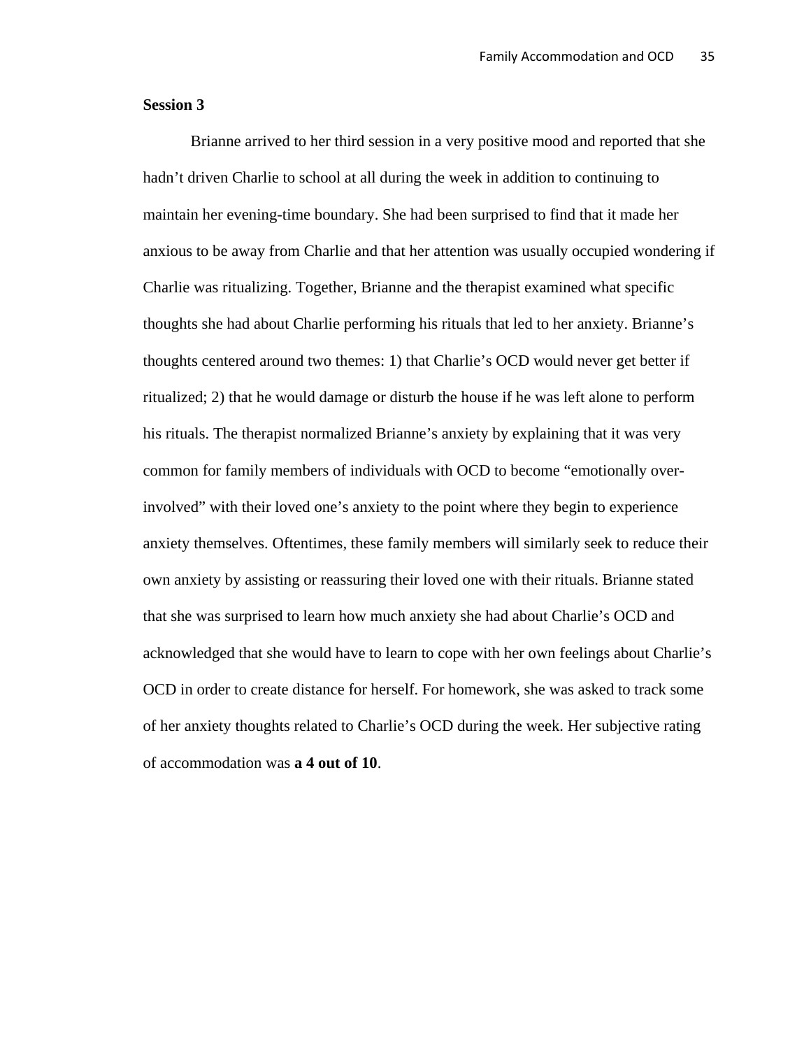**Session 3**

Brianne arrived to her third session in a very positive mood and reported that she hadn't driven Charlie to school at all during the week in addition to continuing to maintain her evening-time boundary. She had been surprised to find that it made her anxious to be away from Charlie and that her attention was usually occupied wondering if Charlie was ritualizing. Together, Brianne and the therapist examined what specific thoughts she had about Charlie performing his rituals that led to her anxiety. Brianne's thoughts centered around two themes: 1) that Charlie's OCD would never get better if ritualized; 2) that he would damage or disturb the house if he was left alone to perform his rituals. The therapist normalized Brianne's anxiety by explaining that it was very common for family members of individuals with OCD to become "emotionally over-involved" with their loved one's anxiety to the point where they begin to experience anxiety themselves. Oftentimes, these family members will similarly seek to reduce their own anxiety by assisting or reassuring their loved one with their rituals. Brianne stated that she was surprised to learn how much anxiety she had about Charlie's OCD and acknowledged that she would have to learn to cope with her own feelings about Charlie's OCD in order to create distance for herself. For homework, she was asked to track some of her anxiety thoughts related to Charlie's OCD during the week. Her subjective rating of accommodation was **a 4 out of 10**.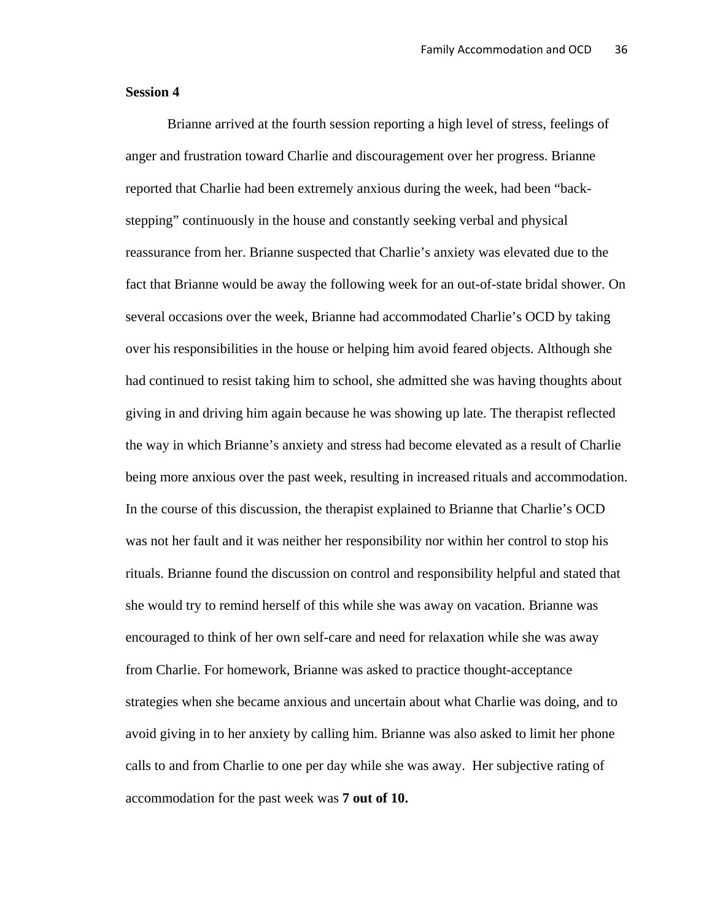**Session 4**

Brianne arrived at the fourth session reporting a high level of stress, feelings of anger and frustration toward Charlie and discouragement over her progress. Brianne reported that Charlie had been extremely anxious during the week, had been "back-stepping" continuously in the house and constantly seeking verbal and physical reassurance from her. Brianne suspected that Charlie's anxiety was elevated due to the fact that Brianne would be away the following week for an out-of-state bridal shower. On several occasions over the week, Brianne had accommodated Charlie's OCD by taking over his responsibilities in the house or helping him avoid feared objects. Although she had continued to resist taking him to school, she admitted she was having thoughts about giving in and driving him again because he was showing up late. The therapist reflected the way in which Brianne's anxiety and stress had become elevated as a result of Charlie being more anxious over the past week, resulting in increased rituals and accommodation. In the course of this discussion, the therapist explained to Brianne that Charlie's OCD was not her fault and it was neither her responsibility nor within her control to stop his rituals. Brianne found the discussion on control and responsibility helpful and stated that she would try to remind herself of this while she was away on vacation. Brianne was encouraged to think of her own self-care and need for relaxation while she was away from Charlie. For homework, Brianne was asked to practice thought-acceptance strategies when she became anxious and uncertain about what Charlie was doing, and to avoid giving in to her anxiety by calling him. Brianne was also asked to limit her phone calls to and from Charlie to one per day while she was away. Her subjective rating of accommodation for the past week was **7 out of 10.**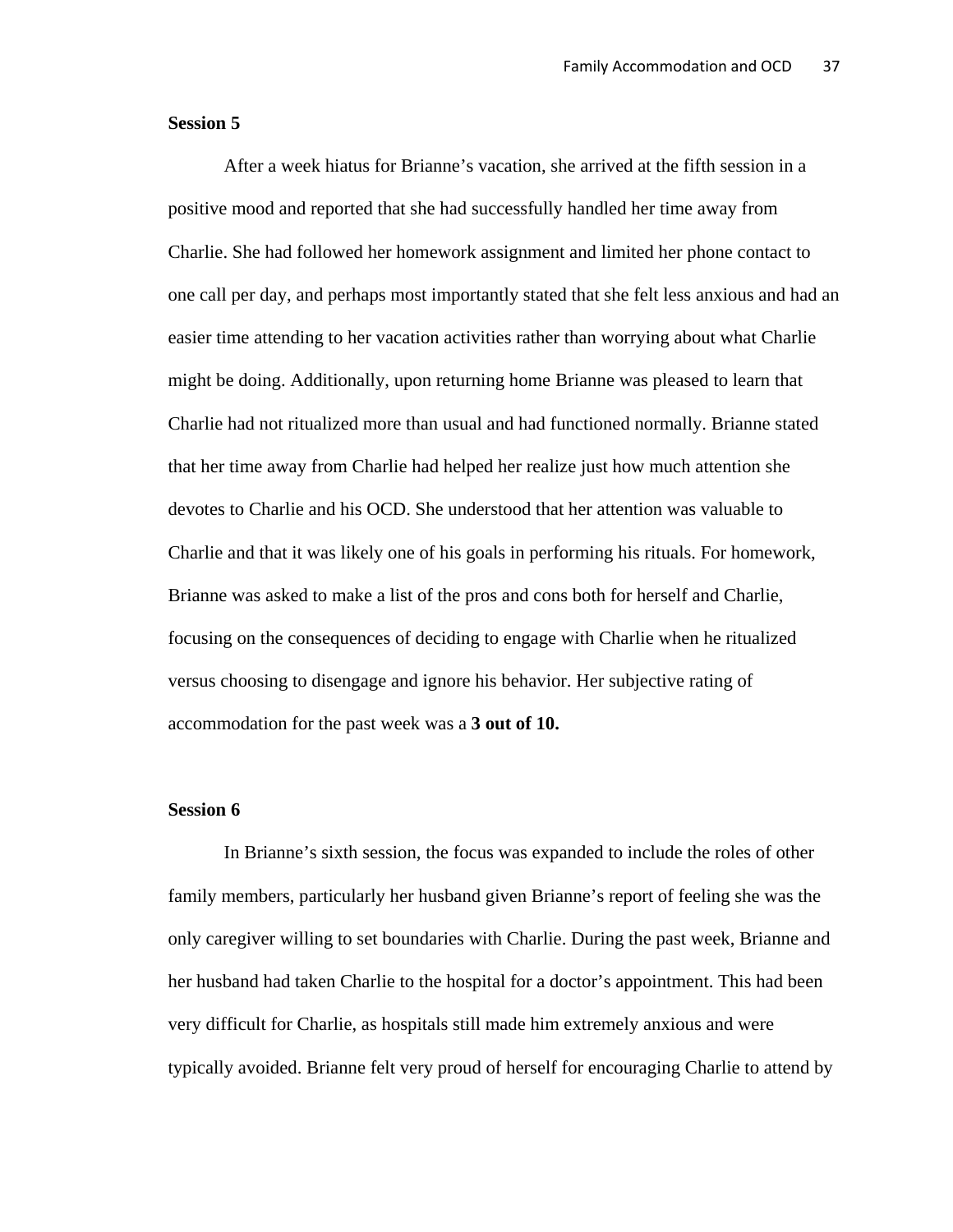**Session 5**

After a week hiatus for Brianne's vacation, she arrived at the fifth session in a positive mood and reported that she had successfully handled her time away from Charlie. She had followed her homework assignment and limited her phone contact to one call per day, and perhaps most importantly stated that she felt less anxious and had an easier time attending to her vacation activities rather than worrying about what Charlie might be doing. Additionally, upon returning home Brianne was pleased to learn that Charlie had not ritualized more than usual and had functioned normally. Brianne stated that her time away from Charlie had helped her realize just how much attention she devotes to Charlie and his OCD. She understood that her attention was valuable to Charlie and that it was likely one of his goals in performing his rituals. For homework, Brianne was asked to make a list of the pros and cons both for herself and Charlie, focusing on the consequences of deciding to engage with Charlie when he ritualized versus choosing to disengage and ignore his behavior. Her subjective rating of accommodation for the past week was a **3 out of 10.**

**Session 6**

In Brianne's sixth session, the focus was expanded to include the roles of other family members, particularly her husband given Brianne's report of feeling she was the only caregiver willing to set boundaries with Charlie. During the past week, Brianne and her husband had taken Charlie to the hospital for a doctor's appointment. This had been very difficult for Charlie, as hospitals still made him extremely anxious and were typically avoided. Brianne felt very proud of herself for encouraging Charlie to attend by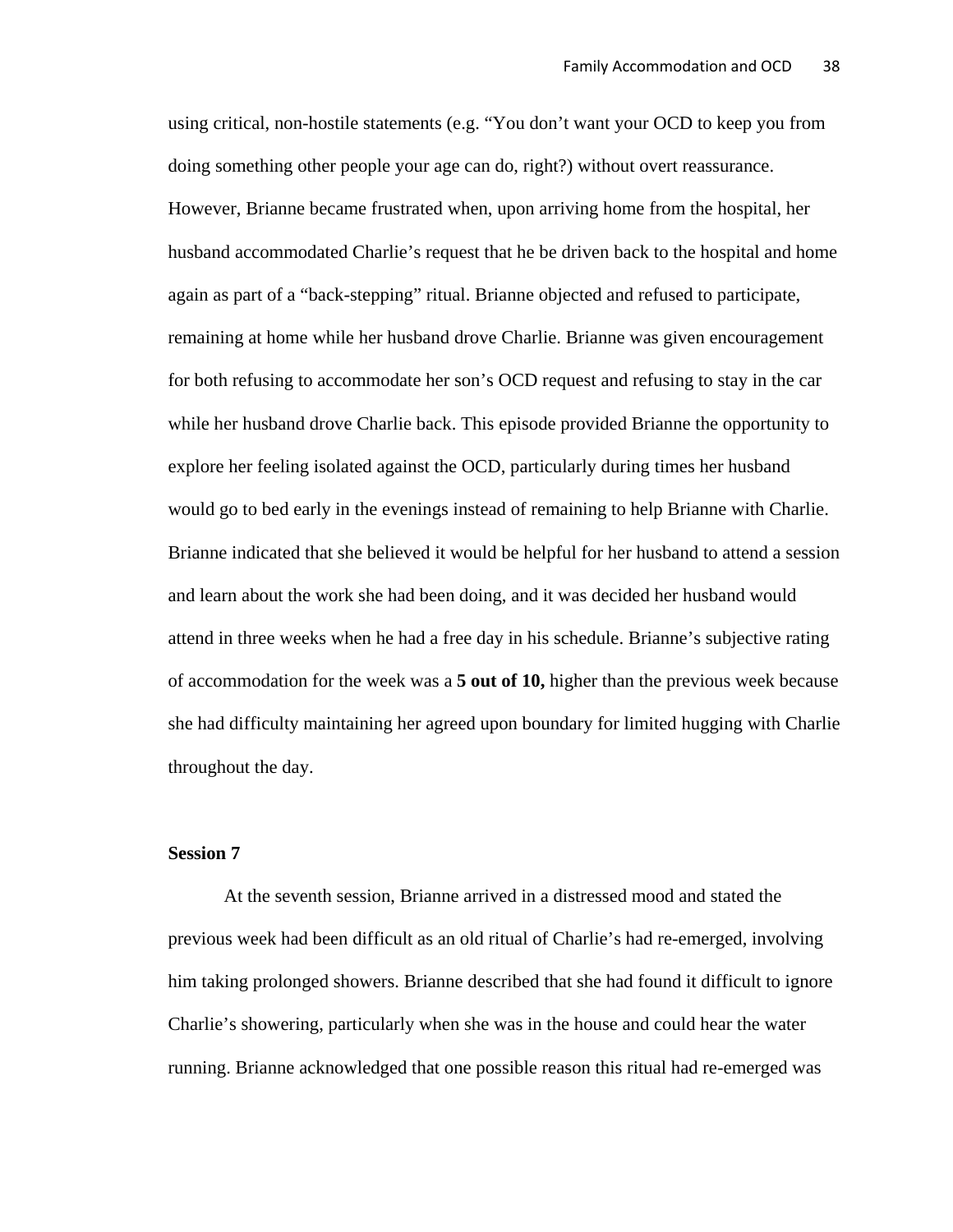using critical, non-hostile statements (e.g. "You don't want your OCD to keep you from doing something other people your age can do, right?) without overt reassurance. However, Brianne became frustrated when, upon arriving home from the hospital, her husband accommodated Charlie's request that he be driven back to the hospital and home again as part of a "back-stepping" ritual. Brianne objected and refused to participate, remaining at home while her husband drove Charlie. Brianne was given encouragement for both refusing to accommodate her son's OCD request and refusing to stay in the car while her husband drove Charlie back. This episode provided Brianne the opportunity to explore her feeling isolated against the OCD, particularly during times her husband would go to bed early in the evenings instead of remaining to help Brianne with Charlie. Brianne indicated that she believed it would be helpful for her husband to attend a session and learn about the work she had been doing, and it was decided her husband would attend in three weeks when he had a free day in his schedule. Brianne's subjective rating of accommodation for the week was a **5 out of 10,** higher than the previous week because she had difficulty maintaining her agreed upon boundary for limited hugging with Charlie throughout the day.

**Session 7**

At the seventh session, Brianne arrived in a distressed mood and stated the previous week had been difficult as an old ritual of Charlie's had re-emerged, involving him taking prolonged showers. Brianne described that she had found it difficult to ignore Charlie's showering, particularly when she was in the house and could hear the water running. Brianne acknowledged that one possible reason this ritual had re-emerged was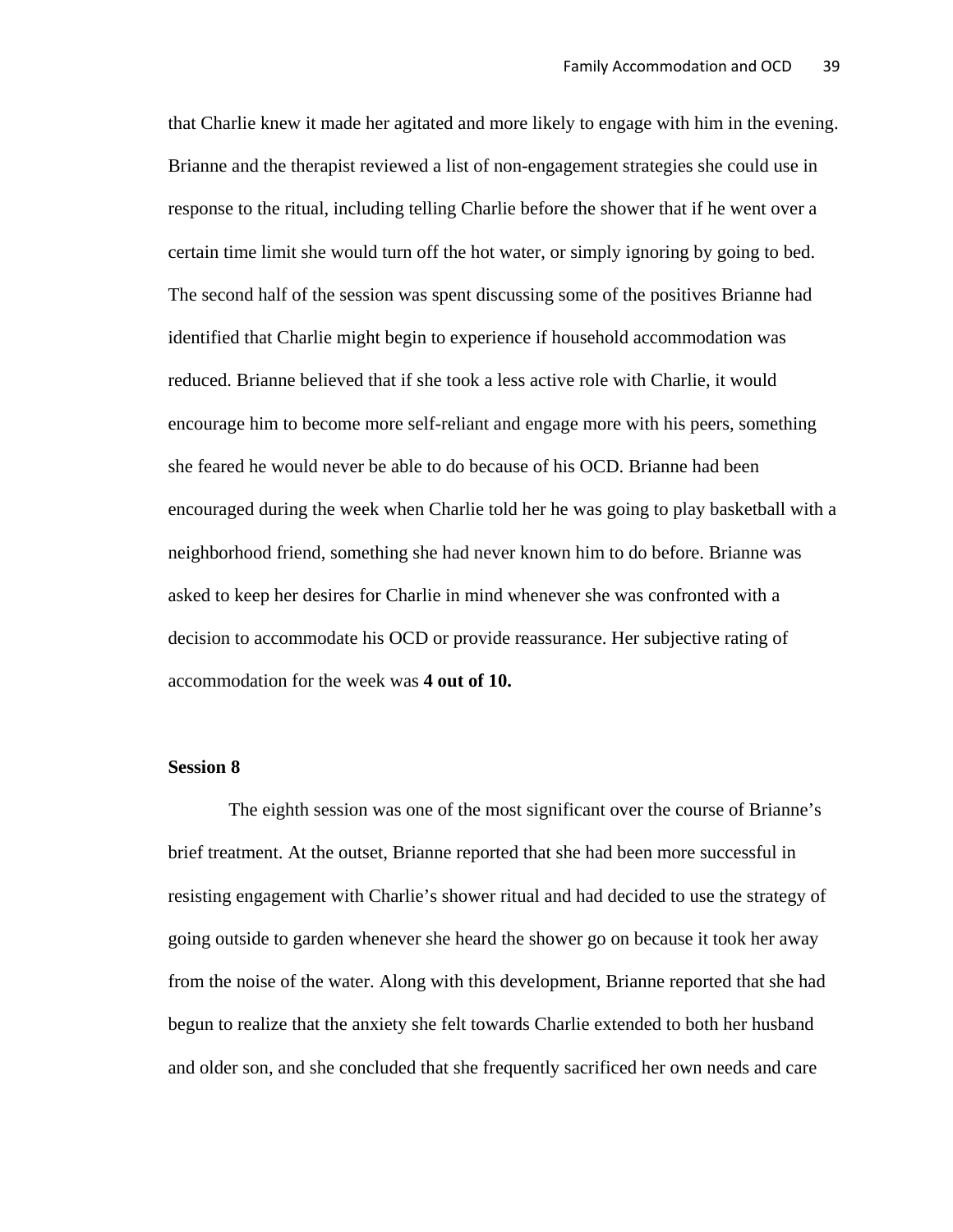that Charlie knew it made her agitated and more likely to engage with him in the evening. Brianne and the therapist reviewed a list of non-engagement strategies she could use in response to the ritual, including telling Charlie before the shower that if he went over a certain time limit she would turn off the hot water, or simply ignoring by going to bed. The second half of the session was spent discussing some of the positives Brianne had identified that Charlie might begin to experience if household accommodation was reduced. Brianne believed that if she took a less active role with Charlie, it would encourage him to become more self-reliant and engage more with his peers, something she feared he would never be able to do because of his OCD. Brianne had been encouraged during the week when Charlie told her he was going to play basketball with a neighborhood friend, something she had never known him to do before. Brianne was asked to keep her desires for Charlie in mind whenever she was confronted with a decision to accommodate his OCD or provide reassurance. Her subjective rating of accommodation for the week was **4 out of 10.**

**Session 8**

The eighth session was one of the most significant over the course of Brianne's brief treatment. At the outset, Brianne reported that she had been more successful in resisting engagement with Charlie's shower ritual and had decided to use the strategy of going outside to garden whenever she heard the shower go on because it took her away from the noise of the water. Along with this development, Brianne reported that she had begun to realize that the anxiety she felt towards Charlie extended to both her husband and older son, and she concluded that she frequently sacrificed her own needs and care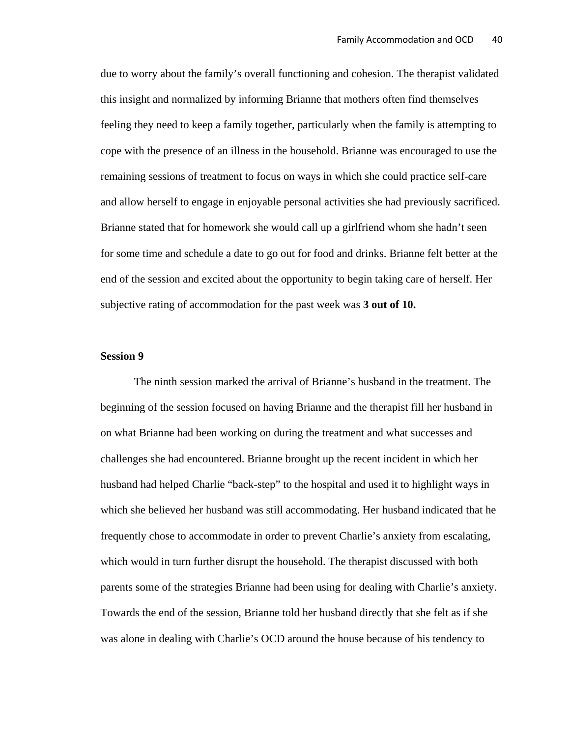due to worry about the family's overall functioning and cohesion. The therapist validated this insight and normalized by informing Brianne that mothers often find themselves feeling they need to keep a family together, particularly when the family is attempting to cope with the presence of an illness in the household. Brianne was encouraged to use the remaining sessions of treatment to focus on ways in which she could practice self-care and allow herself to engage in enjoyable personal activities she had previously sacrificed. Brianne stated that for homework she would call up a girlfriend whom she hadn't seen for some time and schedule a date to go out for food and drinks. Brianne felt better at the end of the session and excited about the opportunity to begin taking care of herself. Her subjective rating of accommodation for the past week was **3 out of 10.**

**Session 9**

The ninth session marked the arrival of Brianne's husband in the treatment. The beginning of the session focused on having Brianne and the therapist fill her husband in on what Brianne had been working on during the treatment and what successes and challenges she had encountered. Brianne brought up the recent incident in which her husband had helped Charlie "back-step" to the hospital and used it to highlight ways in which she believed her husband was still accommodating. Her husband indicated that he frequently chose to accommodate in order to prevent Charlie's anxiety from escalating, which would in turn further disrupt the household. The therapist discussed with both parents some of the strategies Brianne had been using for dealing with Charlie's anxiety. Towards the end of the session, Brianne told her husband directly that she felt as if she was alone in dealing with Charlie's OCD around the house because of his tendency to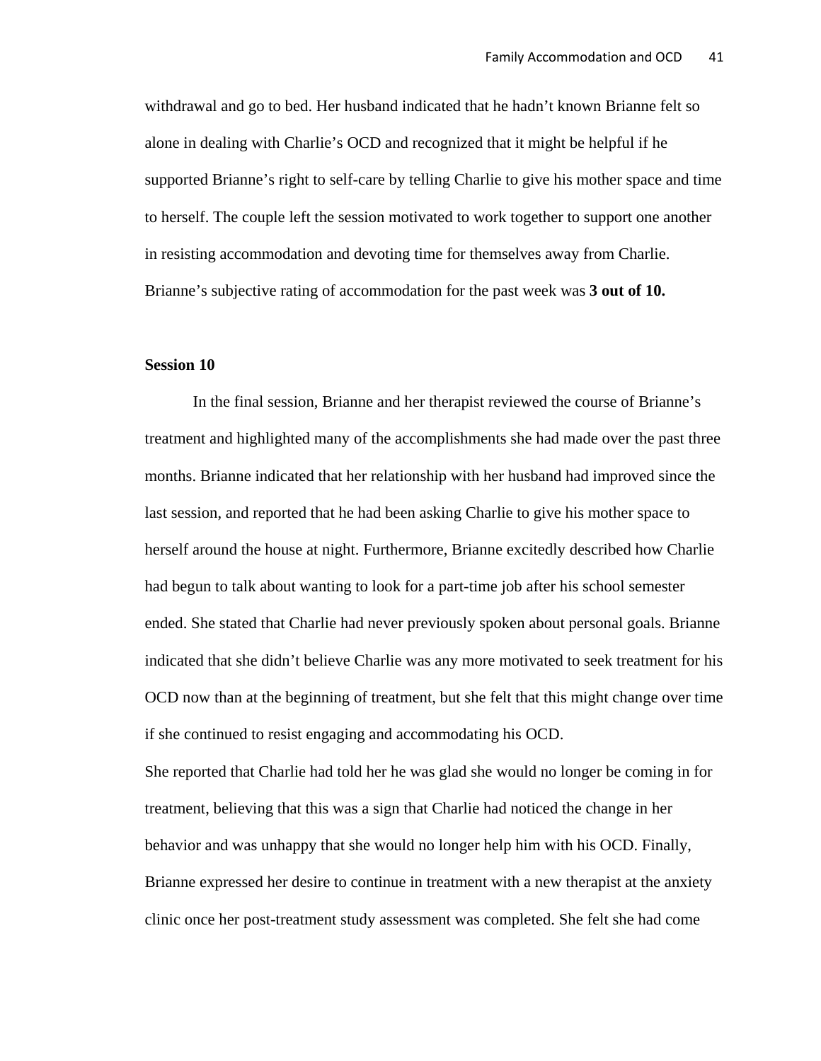withdrawal and go to bed. Her husband indicated that he hadn't known Brianne felt so alone in dealing with Charlie's OCD and recognized that it might be helpful if he supported Brianne's right to self-care by telling Charlie to give his mother space and time to herself. The couple left the session motivated to work together to support one another in resisting accommodation and devoting time for themselves away from Charlie. Brianne's subjective rating of accommodation for the past week was **3 out of 10.**

**Session 10**

In the final session, Brianne and her therapist reviewed the course of Brianne's treatment and highlighted many of the accomplishments she had made over the past three months. Brianne indicated that her relationship with her husband had improved since the last session, and reported that he had been asking Charlie to give his mother space to herself around the house at night. Furthermore, Brianne excitedly described how Charlie had begun to talk about wanting to look for a part-time job after his school semester ended. She stated that Charlie had never previously spoken about personal goals. Brianne indicated that she didn't believe Charlie was any more motivated to seek treatment for his OCD now than at the beginning of treatment, but she felt that this might change over time if she continued to resist engaging and accommodating his OCD.

She reported that Charlie had told her he was glad she would no longer be coming in for treatment, believing that this was a sign that Charlie had noticed the change in her behavior and was unhappy that she would no longer help him with his OCD. Finally, Brianne expressed her desire to continue in treatment with a new therapist at the anxiety clinic once her post-treatment study assessment was completed. She felt she had come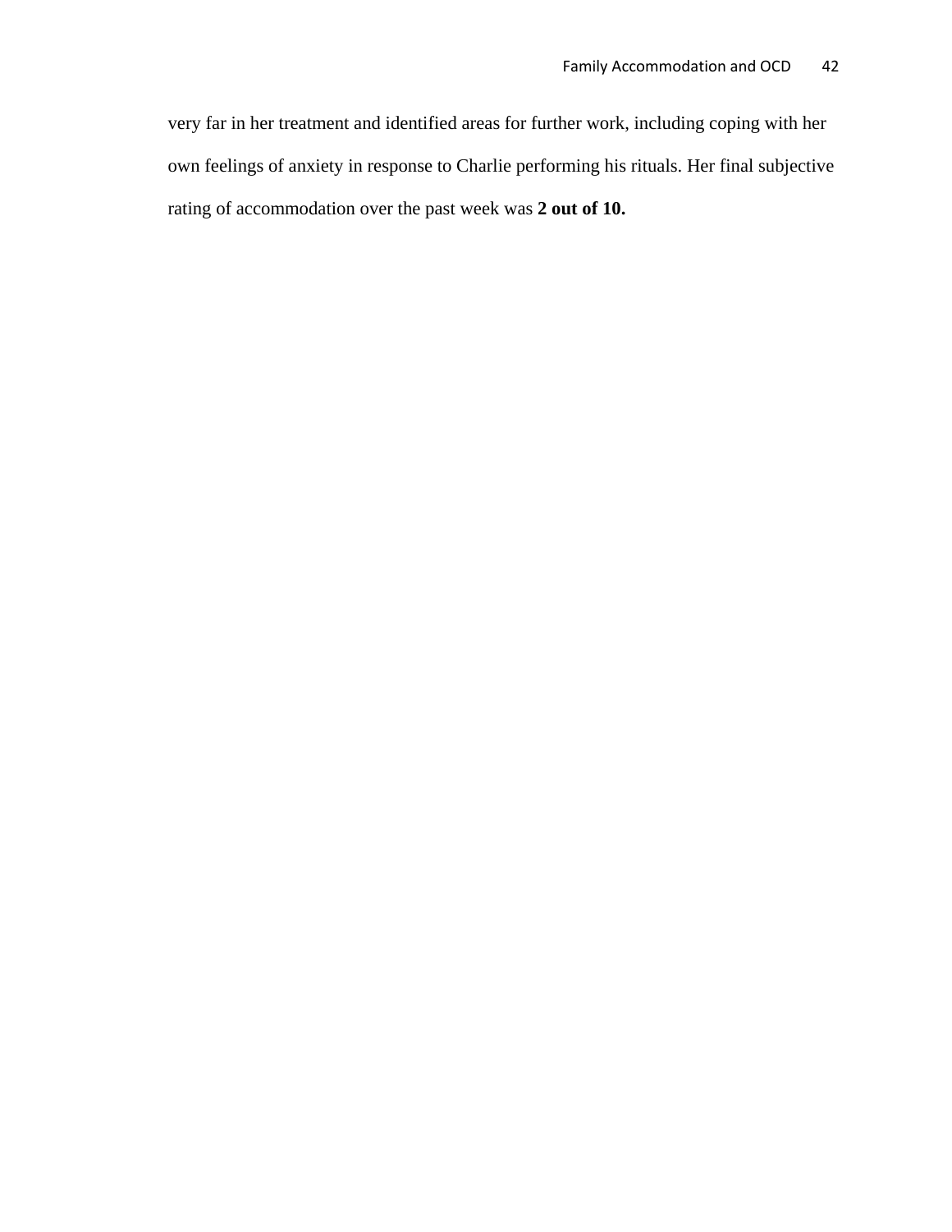very far in her treatment and identified areas for further work, including coping with her own feelings of anxiety in response to Charlie performing his rituals. Her final subjective rating of accommodation over the past week was **2 out of 10.**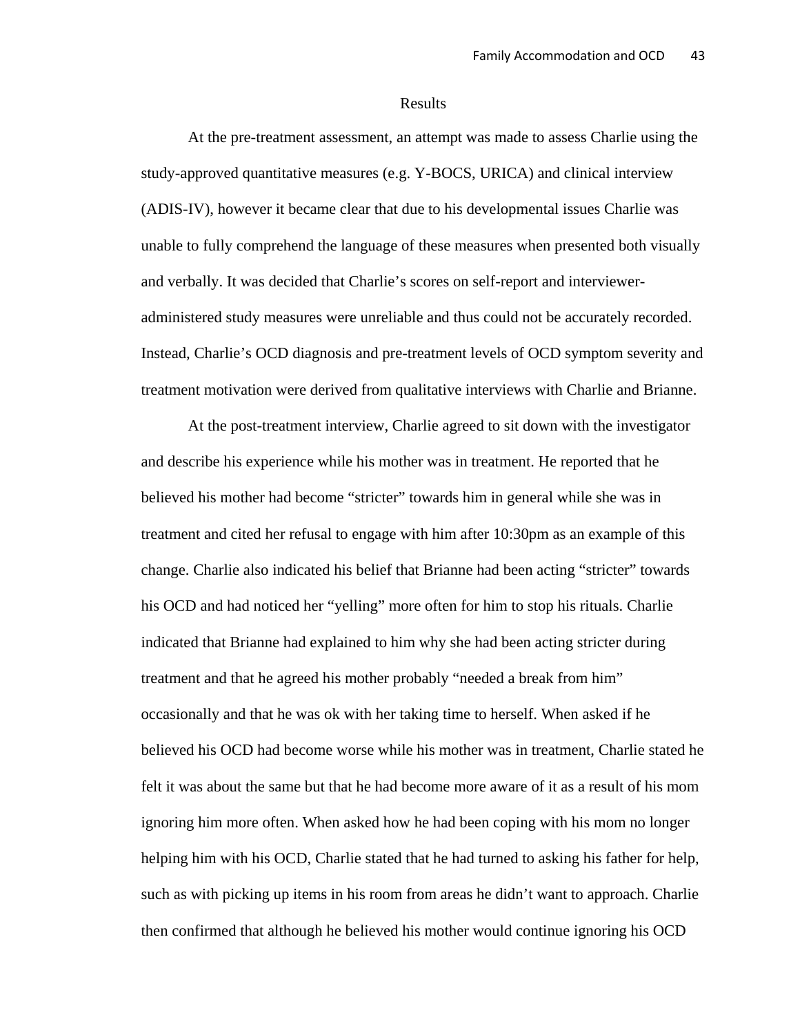## Results

At the pre-treatment assessment, an attempt was made to assess Charlie using the study-approved quantitative measures (e.g. Y-BOCS, URICA) and clinical interview (ADIS-IV), however it became clear that due to his developmental issues Charlie was unable to fully comprehend the language of these measures when presented both visually and verbally. It was decided that Charlie's scores on self-report and interviewer-administered study measures were unreliable and thus could not be accurately recorded. Instead, Charlie's OCD diagnosis and pre-treatment levels of OCD symptom severity and treatment motivation were derived from qualitative interviews with Charlie and Brianne.

At the post-treatment interview, Charlie agreed to sit down with the investigator and describe his experience while his mother was in treatment. He reported that he believed his mother had become "stricter" towards him in general while she was in treatment and cited her refusal to engage with him after 10:30pm as an example of this change. Charlie also indicated his belief that Brianne had been acting "stricter" towards his OCD and had noticed her "yelling" more often for him to stop his rituals. Charlie indicated that Brianne had explained to him why she had been acting stricter during treatment and that he agreed his mother probably "needed a break from him" occasionally and that he was ok with her taking time to herself. When asked if he believed his OCD had become worse while his mother was in treatment, Charlie stated he felt it was about the same but that he had become more aware of it as a result of his mom ignoring him more often. When asked how he had been coping with his mom no longer helping him with his OCD, Charlie stated that he had turned to asking his father for help, such as with picking up items in his room from areas he didn't want to approach. Charlie then confirmed that although he believed his mother would continue ignoring his OCD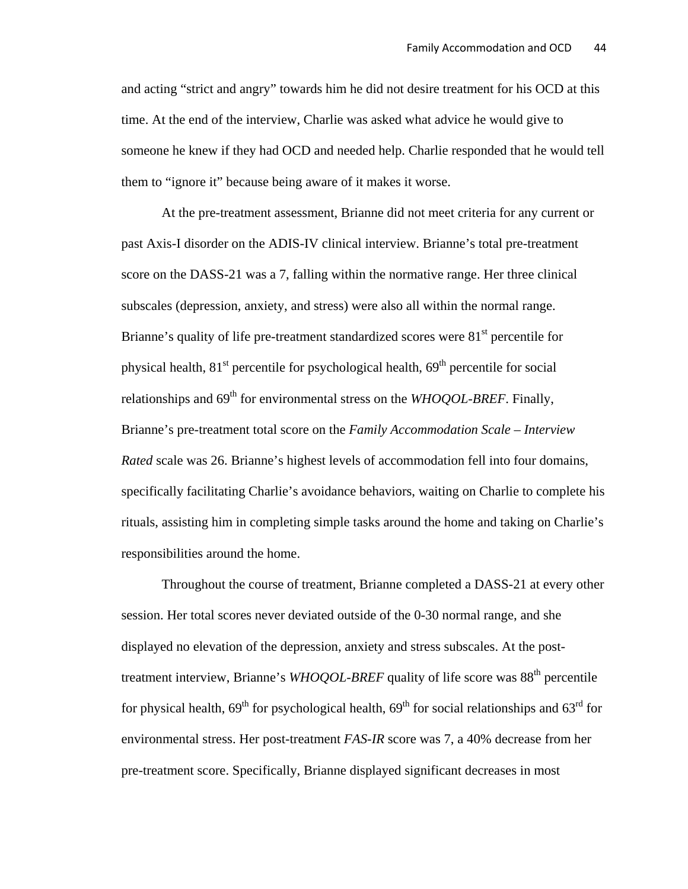and acting “strict and angry” towards him he did not desire treatment for his OCD at this time. At the end of the interview, Charlie was asked what advice he would give to someone he knew if they had OCD and needed help. Charlie responded that he would tell them to “ignore it” because being aware of it makes it worse.

At the pre-treatment assessment, Brianne did not meet criteria for any current or past Axis-I disorder on the ADIS-IV clinical interview. Brianne’s total pre-treatment score on the DASS-21 was a 7, falling within the normative range. Her three clinical subscales (depression, anxiety, and stress) were also all within the normal range. Brianne’s quality of life pre-treatment standardized scores were 81st percentile for physical health, 81st percentile for psychological health, 69th percentile for social relationships and 69th for environmental stress on the *WHOQOL-BREF*. Finally, Brianne’s pre-treatment total score on the *Family Accommodation Scale – Interview Rated* scale was 26. Brianne’s highest levels of accommodation fell into four domains, specifically facilitating Charlie’s avoidance behaviors, waiting on Charlie to complete his rituals, assisting him in completing simple tasks around the home and taking on Charlie’s responsibilities around the home.

Throughout the course of treatment, Brianne completed a DASS-21 at every other session. Her total scores never deviated outside of the 0-30 normal range, and she displayed no elevation of the depression, anxiety and stress subscales. At the post-treatment interview, Brianne’s *WHOQOL-BREF* quality of life score was 88th percentile for physical health, 69th for psychological health, 69th for social relationships and 63rd for environmental stress. Her post-treatment *FAS-IR* score was 7, a 40% decrease from her pre-treatment score. Specifically, Brianne displayed significant decreases in most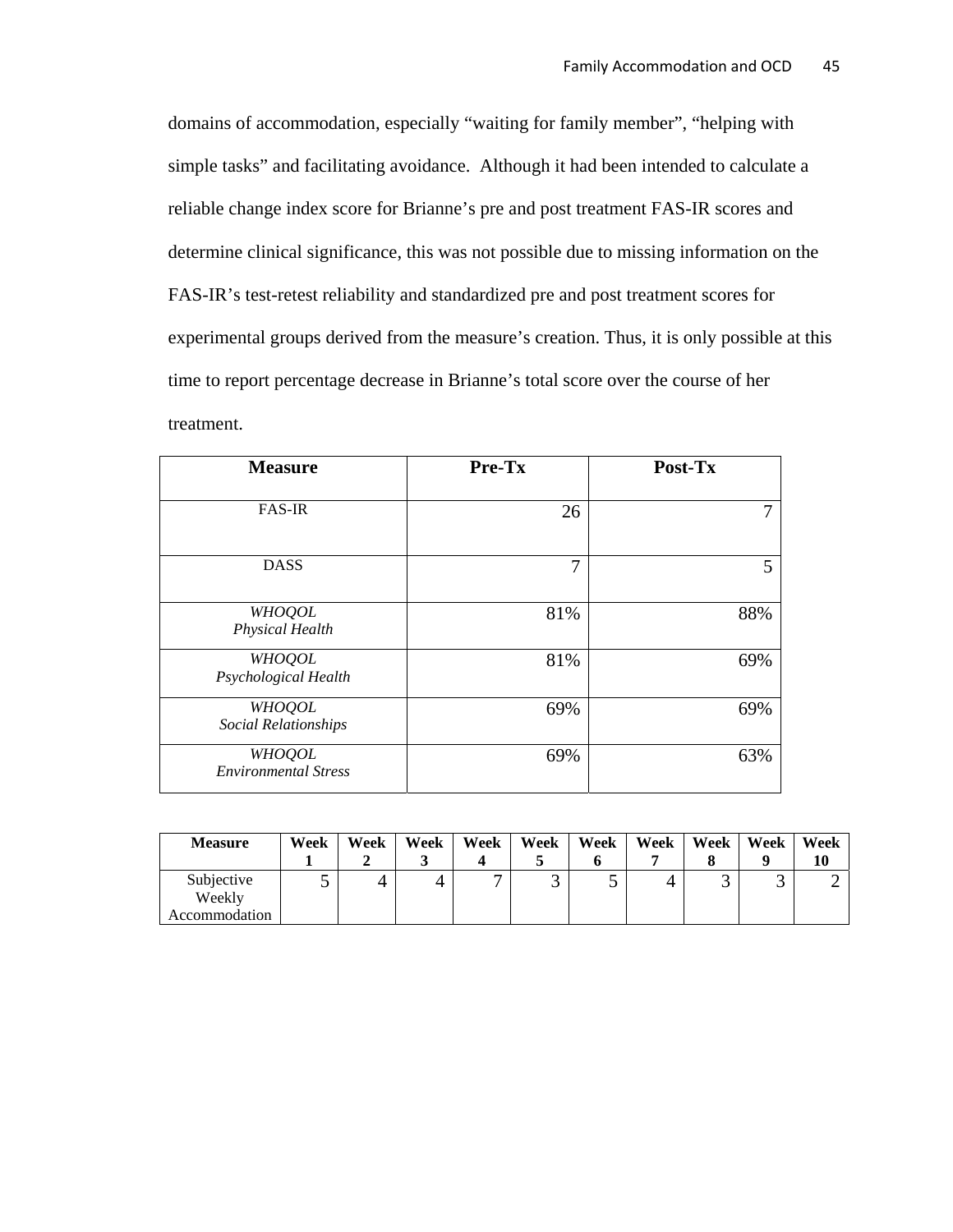domains of accommodation, especially “waiting for family member”, “helping with simple tasks” and facilitating avoidance. Although it had been intended to calculate a reliable change index score for Brianne’s pre and post treatment FAS-IR scores and determine clinical significance, this was not possible due to missing information on the FAS-IR’s test-retest reliability and standardized pre and post treatment scores for experimental groups derived from the measure’s creation. Thus, it is only possible at this time to report percentage decrease in Brianne’s total score over the course of her treatment.

| **Measure** | **Pre-Tx** | **Post-Tx** |
|---|---|---|
| FAS-IR | 26 | 7 |
| DASS | 7 | 5 |
| *WHOQOL Physical Health* | 81% | 88% |
| *WHOQOL Psychological Health* | 81% | 69% |
| *WHOQOL Social Relationships* | 69% | 69% |
| *WHOQOL Environmental Stress* | 69% | 63% |

| **Measure** | **Week 1** | **Week 2** | **Week 3** | **Week 4** | **Week 5** | **Week 6** | **Week 7** | **Week 8** | **Week 9** | **Week 10** |
|---|---|---|---|---|---|---|---|---|---|---|
| Subjective Weekly Accommodation | 5 | 4 | 4 | 7 | 3 | 5 | 4 | 3 | 3 | 2 |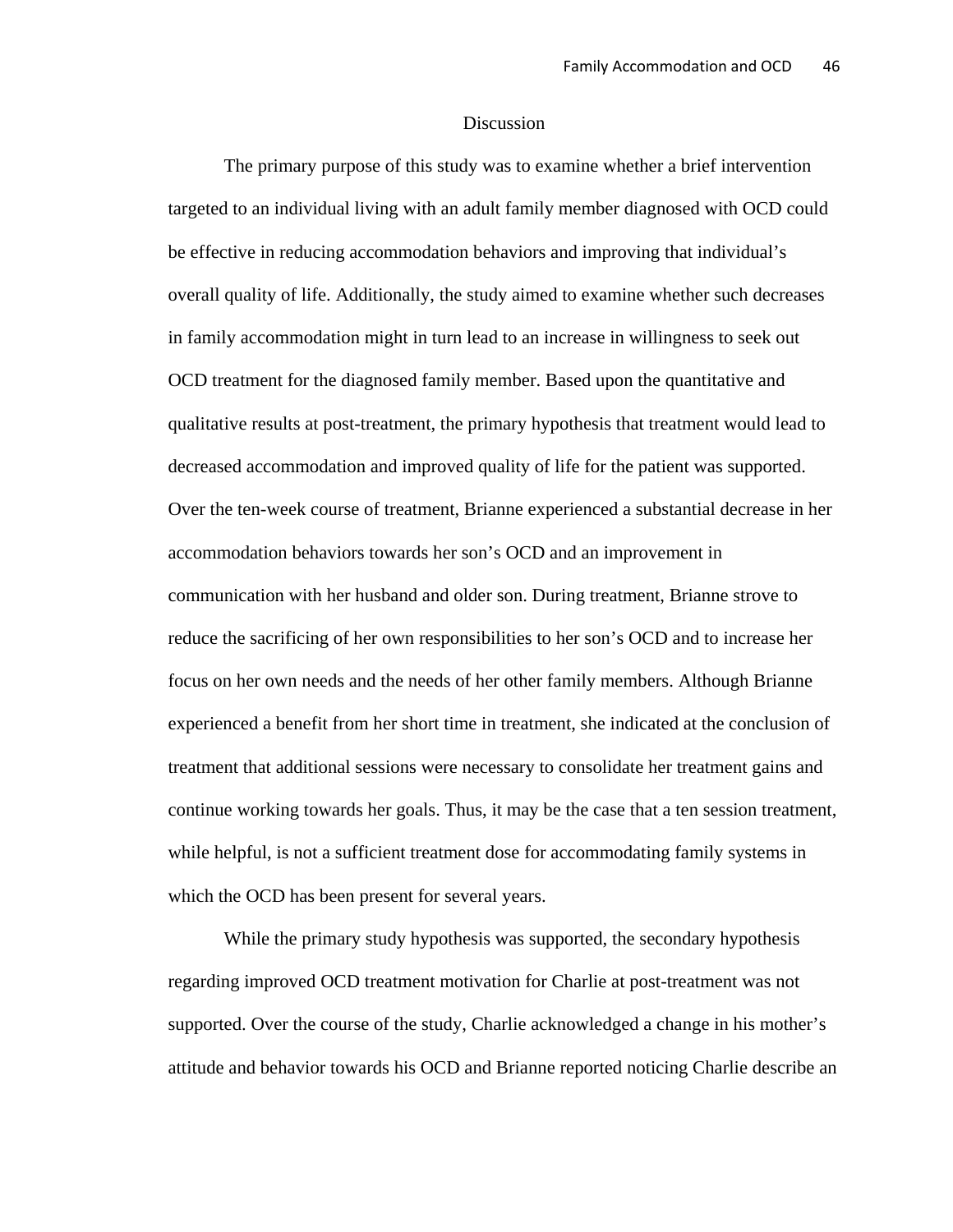## Discussion

The primary purpose of this study was to examine whether a brief intervention targeted to an individual living with an adult family member diagnosed with OCD could be effective in reducing accommodation behaviors and improving that individual's overall quality of life. Additionally, the study aimed to examine whether such decreases in family accommodation might in turn lead to an increase in willingness to seek out OCD treatment for the diagnosed family member. Based upon the quantitative and qualitative results at post-treatment, the primary hypothesis that treatment would lead to decreased accommodation and improved quality of life for the patient was supported. Over the ten-week course of treatment, Brianne experienced a substantial decrease in her accommodation behaviors towards her son's OCD and an improvement in communication with her husband and older son. During treatment, Brianne strove to reduce the sacrificing of her own responsibilities to her son's OCD and to increase her focus on her own needs and the needs of her other family members. Although Brianne experienced a benefit from her short time in treatment, she indicated at the conclusion of treatment that additional sessions were necessary to consolidate her treatment gains and continue working towards her goals. Thus, it may be the case that a ten session treatment, while helpful, is not a sufficient treatment dose for accommodating family systems in which the OCD has been present for several years.

While the primary study hypothesis was supported, the secondary hypothesis regarding improved OCD treatment motivation for Charlie at post-treatment was not supported. Over the course of the study, Charlie acknowledged a change in his mother's attitude and behavior towards his OCD and Brianne reported noticing Charlie describe an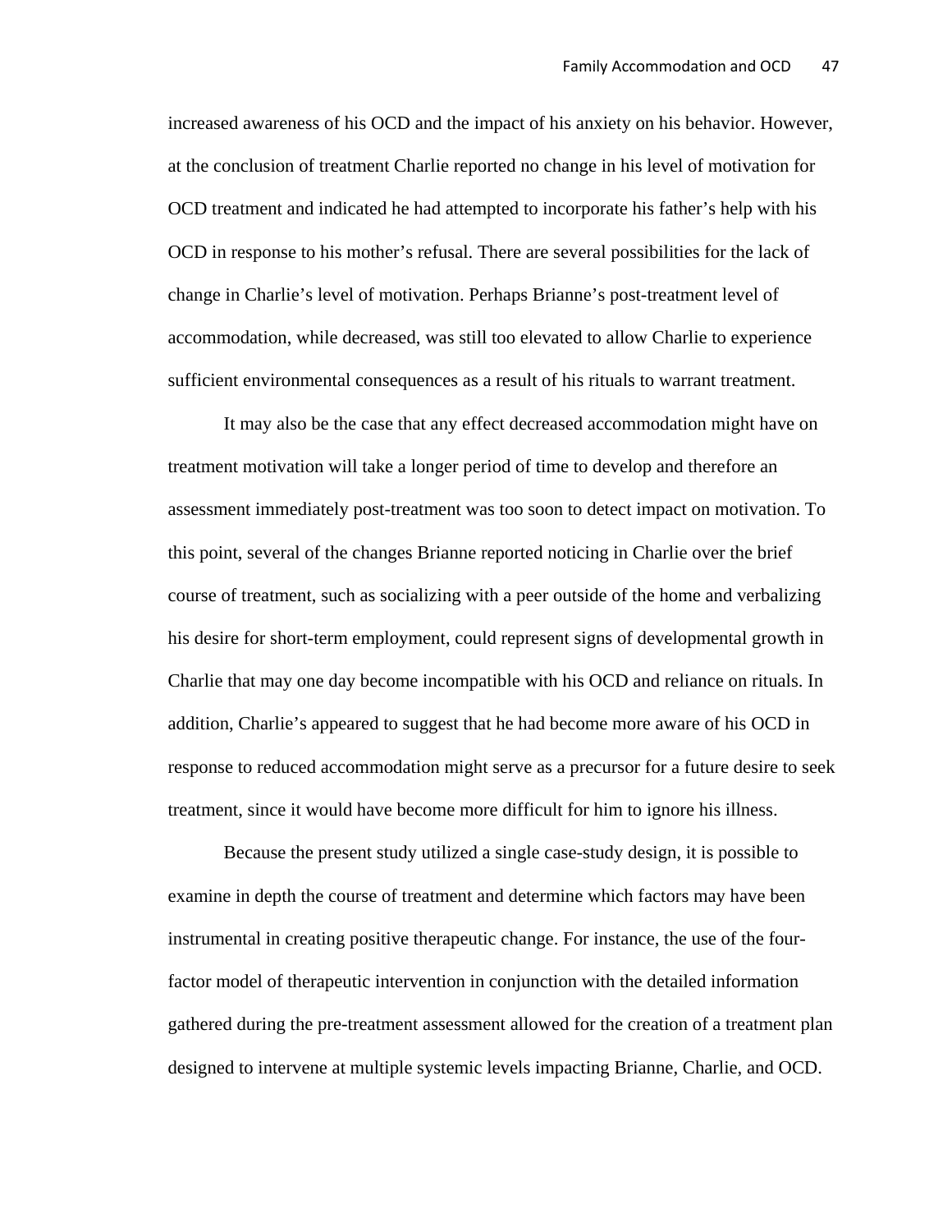increased awareness of his OCD and the impact of his anxiety on his behavior. However, at the conclusion of treatment Charlie reported no change in his level of motivation for OCD treatment and indicated he had attempted to incorporate his father's help with his OCD in response to his mother's refusal. There are several possibilities for the lack of change in Charlie's level of motivation. Perhaps Brianne's post-treatment level of accommodation, while decreased, was still too elevated to allow Charlie to experience sufficient environmental consequences as a result of his rituals to warrant treatment.

It may also be the case that any effect decreased accommodation might have on treatment motivation will take a longer period of time to develop and therefore an assessment immediately post-treatment was too soon to detect impact on motivation. To this point, several of the changes Brianne reported noticing in Charlie over the brief course of treatment, such as socializing with a peer outside of the home and verbalizing his desire for short-term employment, could represent signs of developmental growth in Charlie that may one day become incompatible with his OCD and reliance on rituals. In addition, Charlie's appeared to suggest that he had become more aware of his OCD in response to reduced accommodation might serve as a precursor for a future desire to seek treatment, since it would have become more difficult for him to ignore his illness.

Because the present study utilized a single case-study design, it is possible to examine in depth the course of treatment and determine which factors may have been instrumental in creating positive therapeutic change. For instance, the use of the four-factor model of therapeutic intervention in conjunction with the detailed information gathered during the pre-treatment assessment allowed for the creation of a treatment plan designed to intervene at multiple systemic levels impacting Brianne, Charlie, and OCD.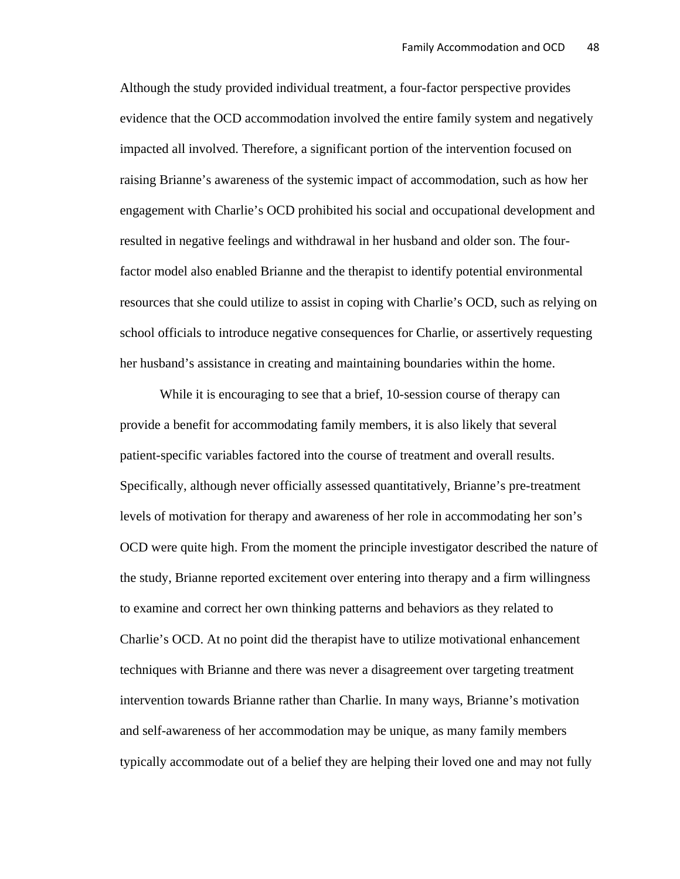Although the study provided individual treatment, a four-factor perspective provides evidence that the OCD accommodation involved the entire family system and negatively impacted all involved. Therefore, a significant portion of the intervention focused on raising Brianne's awareness of the systemic impact of accommodation, such as how her engagement with Charlie's OCD prohibited his social and occupational development and resulted in negative feelings and withdrawal in her husband and older son. The four-factor model also enabled Brianne and the therapist to identify potential environmental resources that she could utilize to assist in coping with Charlie's OCD, such as relying on school officials to introduce negative consequences for Charlie, or assertively requesting her husband's assistance in creating and maintaining boundaries within the home.

While it is encouraging to see that a brief, 10-session course of therapy can provide a benefit for accommodating family members, it is also likely that several patient-specific variables factored into the course of treatment and overall results. Specifically, although never officially assessed quantitatively, Brianne's pre-treatment levels of motivation for therapy and awareness of her role in accommodating her son's OCD were quite high. From the moment the principle investigator described the nature of the study, Brianne reported excitement over entering into therapy and a firm willingness to examine and correct her own thinking patterns and behaviors as they related to Charlie's OCD. At no point did the therapist have to utilize motivational enhancement techniques with Brianne and there was never a disagreement over targeting treatment intervention towards Brianne rather than Charlie. In many ways, Brianne's motivation and self-awareness of her accommodation may be unique, as many family members typically accommodate out of a belief they are helping their loved one and may not fully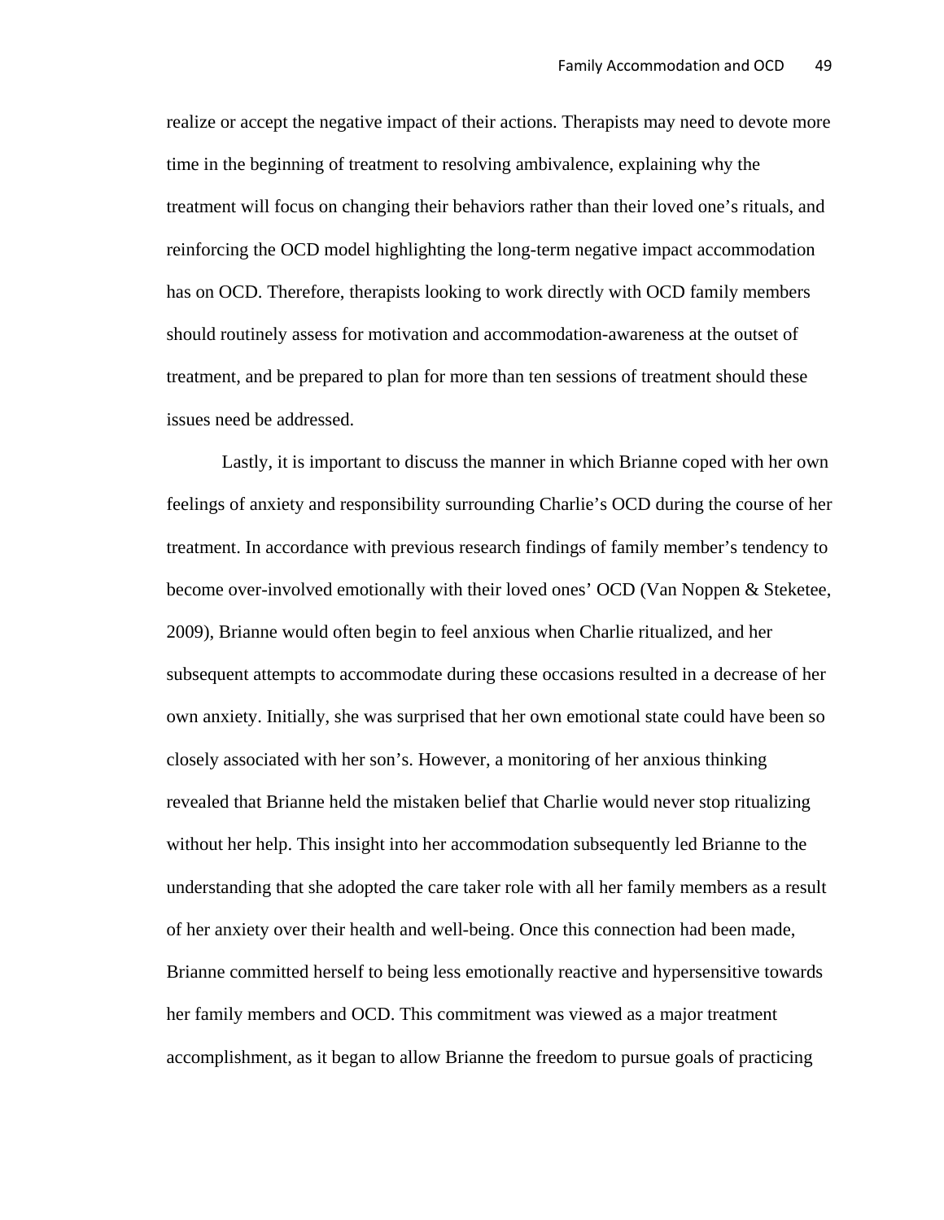realize or accept the negative impact of their actions. Therapists may need to devote more time in the beginning of treatment to resolving ambivalence, explaining why the treatment will focus on changing their behaviors rather than their loved one's rituals, and reinforcing the OCD model highlighting the long-term negative impact accommodation has on OCD. Therefore, therapists looking to work directly with OCD family members should routinely assess for motivation and accommodation-awareness at the outset of treatment, and be prepared to plan for more than ten sessions of treatment should these issues need be addressed.

Lastly, it is important to discuss the manner in which Brianne coped with her own feelings of anxiety and responsibility surrounding Charlie's OCD during the course of her treatment. In accordance with previous research findings of family member's tendency to become over-involved emotionally with their loved ones' OCD (Van Noppen & Steketee, 2009), Brianne would often begin to feel anxious when Charlie ritualized, and her subsequent attempts to accommodate during these occasions resulted in a decrease of her own anxiety. Initially, she was surprised that her own emotional state could have been so closely associated with her son's. However, a monitoring of her anxious thinking revealed that Brianne held the mistaken belief that Charlie would never stop ritualizing without her help. This insight into her accommodation subsequently led Brianne to the understanding that she adopted the care taker role with all her family members as a result of her anxiety over their health and well-being. Once this connection had been made, Brianne committed herself to being less emotionally reactive and hypersensitive towards her family members and OCD. This commitment was viewed as a major treatment accomplishment, as it began to allow Brianne the freedom to pursue goals of practicing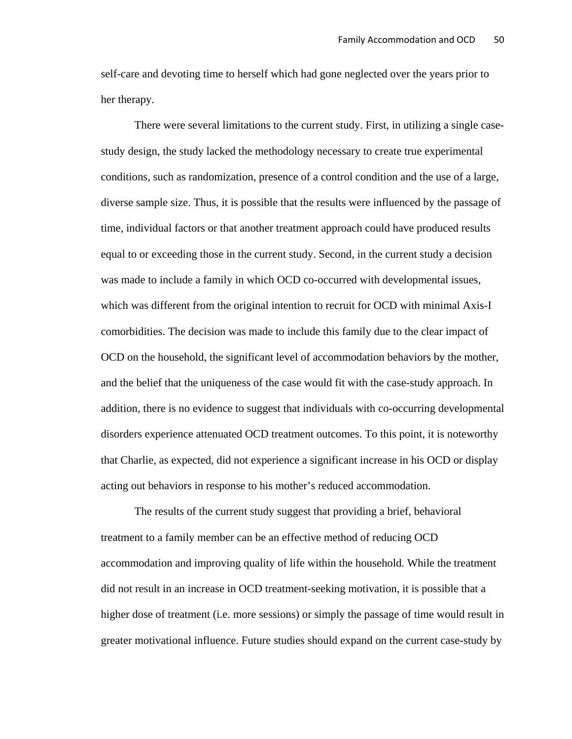self-care and devoting time to herself which had gone neglected over the years prior to her therapy.

There were several limitations to the current study. First, in utilizing a single case-study design, the study lacked the methodology necessary to create true experimental conditions, such as randomization, presence of a control condition and the use of a large, diverse sample size. Thus, it is possible that the results were influenced by the passage of time, individual factors or that another treatment approach could have produced results equal to or exceeding those in the current study. Second, in the current study a decision was made to include a family in which OCD co-occurred with developmental issues, which was different from the original intention to recruit for OCD with minimal Axis-I comorbidities. The decision was made to include this family due to the clear impact of OCD on the household, the significant level of accommodation behaviors by the mother, and the belief that the uniqueness of the case would fit with the case-study approach. In addition, there is no evidence to suggest that individuals with co-occurring developmental disorders experience attenuated OCD treatment outcomes. To this point, it is noteworthy that Charlie, as expected, did not experience a significant increase in his OCD or display acting out behaviors in response to his mother's reduced accommodation.

The results of the current study suggest that providing a brief, behavioral treatment to a family member can be an effective method of reducing OCD accommodation and improving quality of life within the household. While the treatment did not result in an increase in OCD treatment-seeking motivation, it is possible that a higher dose of treatment (i.e. more sessions) or simply the passage of time would result in greater motivational influence. Future studies should expand on the current case-study by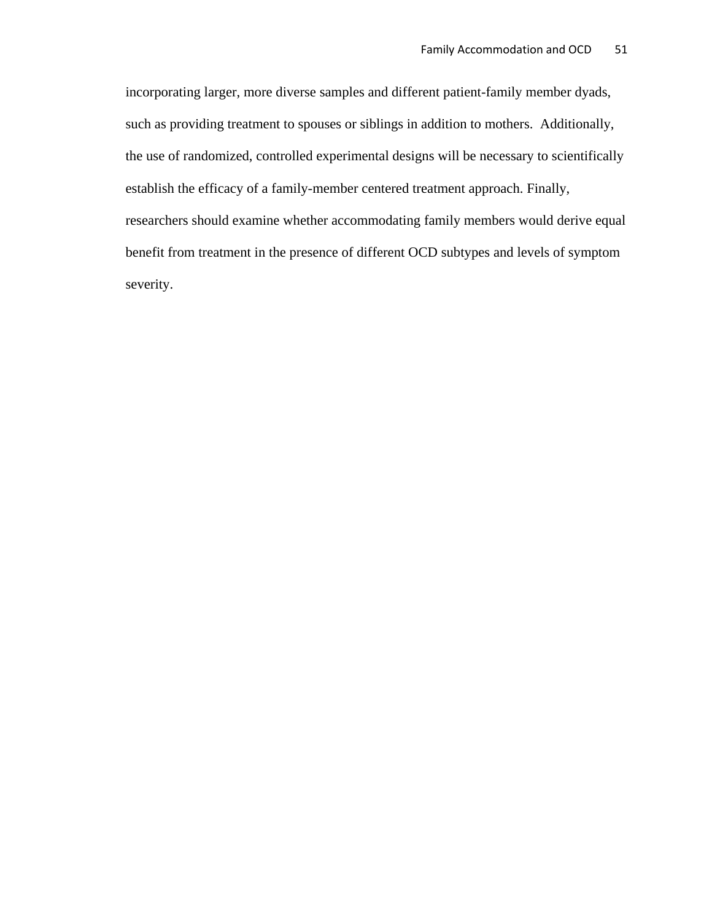incorporating larger, more diverse samples and different patient-family member dyads, such as providing treatment to spouses or siblings in addition to mothers. Additionally, the use of randomized, controlled experimental designs will be necessary to scientifically establish the efficacy of a family-member centered treatment approach. Finally, researchers should examine whether accommodating family members would derive equal benefit from treatment in the presence of different OCD subtypes and levels of symptom severity.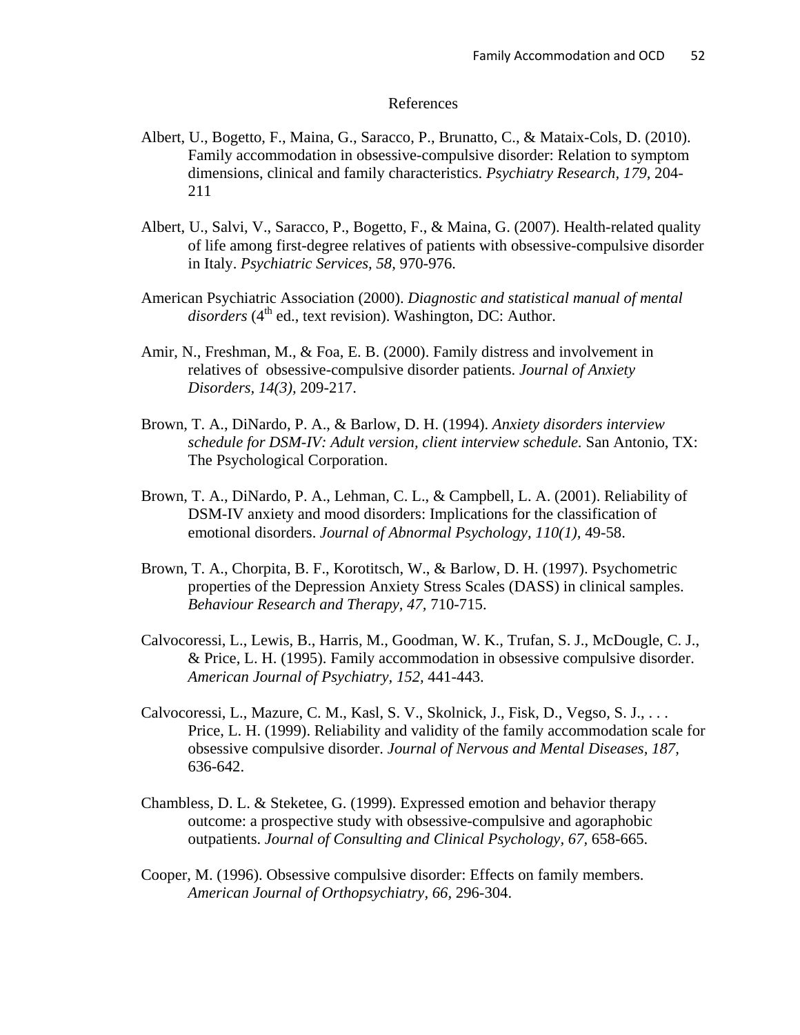# References

Albert, U., Bogetto, F., Maina, G., Saracco, P., Brunatto, C., & Mataix-Cols, D. (2010). Family accommodation in obsessive-compulsive disorder: Relation to symptom dimensions, clinical and family characteristics. *Psychiatry Research, 179,* 204-211

Albert, U., Salvi, V., Saracco, P., Bogetto, F., & Maina, G. (2007). Health-related quality of life among first-degree relatives of patients with obsessive-compulsive disorder in Italy. *Psychiatric Services, 58,* 970-976.

American Psychiatric Association (2000). *Diagnostic and statistical manual of mental disorders* (4th ed., text revision). Washington, DC: Author.

Amir, N., Freshman, M., & Foa, E. B. (2000). Family distress and involvement in relatives of obsessive-compulsive disorder patients. *Journal of Anxiety Disorders, 14(3),* 209-217.

Brown, T. A., DiNardo, P. A., & Barlow, D. H. (1994). *Anxiety disorders interview schedule for DSM-IV: Adult version, client interview schedule.* San Antonio, TX: The Psychological Corporation.

Brown, T. A., DiNardo, P. A., Lehman, C. L., & Campbell, L. A. (2001). Reliability of DSM-IV anxiety and mood disorders: Implications for the classification of emotional disorders. *Journal of Abnormal Psychology, 110(1),* 49-58.

Brown, T. A., Chorpita, B. F., Korotitsch, W., & Barlow, D. H. (1997). Psychometric properties of the Depression Anxiety Stress Scales (DASS) in clinical samples. *Behaviour Research and Therapy, 47,* 710-715.

Calvocoressi, L., Lewis, B., Harris, M., Goodman, W. K., Trufan, S. J., McDougle, C. J., & Price, L. H. (1995). Family accommodation in obsessive compulsive disorder. *American Journal of Psychiatry, 152,* 441-443.

Calvocoressi, L., Mazure, C. M., Kasl, S. V., Skolnick, J., Fisk, D., Vegso, S. J., . . . Price, L. H. (1999). Reliability and validity of the family accommodation scale for obsessive compulsive disorder. *Journal of Nervous and Mental Diseases, 187,* 636-642.

Chambless, D. L. & Steketee, G. (1999). Expressed emotion and behavior therapy outcome: a prospective study with obsessive-compulsive and agoraphobic outpatients. *Journal of Consulting and Clinical Psychology, 67,* 658-665.

Cooper, M. (1996). Obsessive compulsive disorder: Effects on family members. *American Journal of Orthopsychiatry, 66,* 296-304.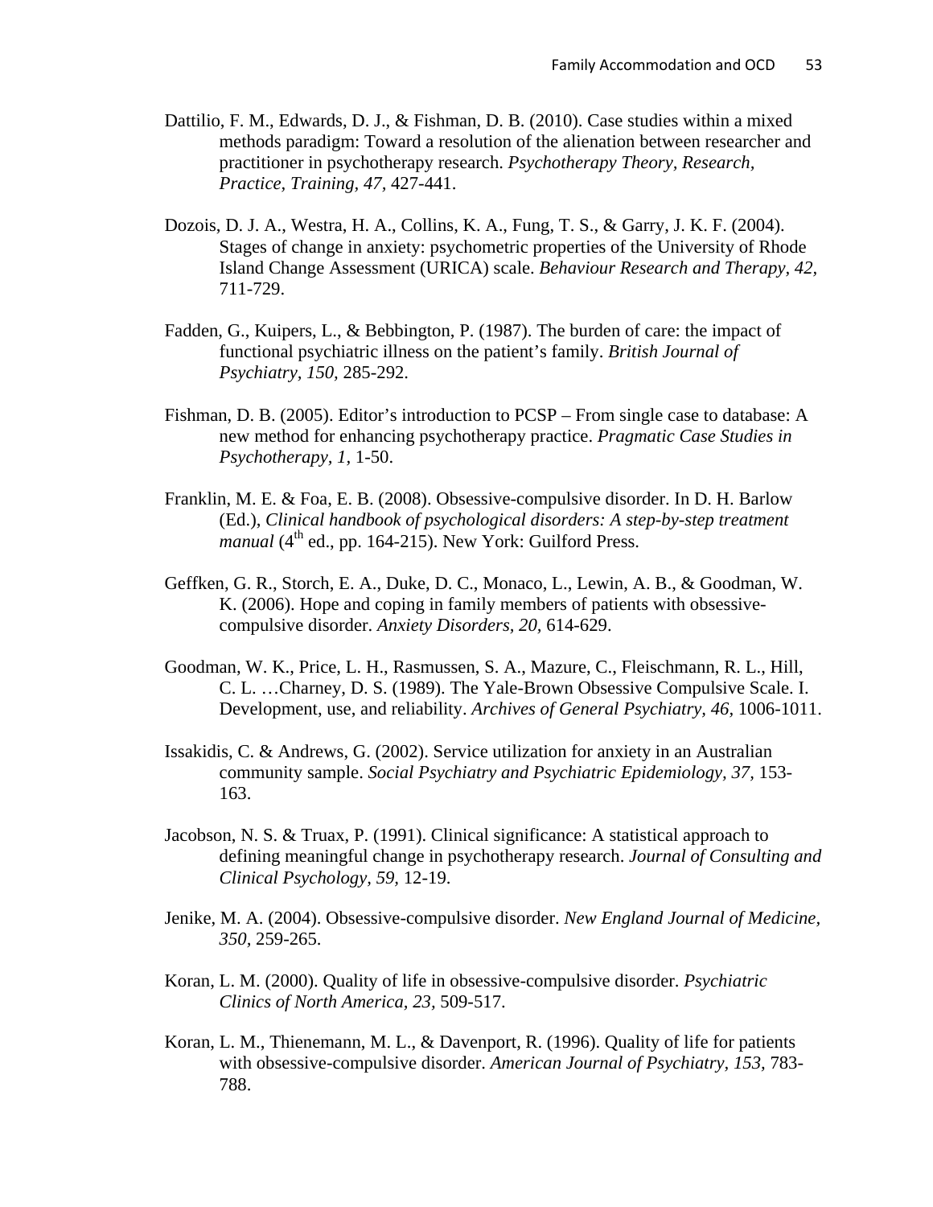Dattilio, F. M., Edwards, D. J., & Fishman, D. B. (2010). Case studies within a mixed methods paradigm: Toward a resolution of the alienation between researcher and practitioner in psychotherapy research. *Psychotherapy Theory, Research, Practice, Training, 47*, 427-441.

Dozois, D. J. A., Westra, H. A., Collins, K. A., Fung, T. S., & Garry, J. K. F. (2004). Stages of change in anxiety: psychometric properties of the University of Rhode Island Change Assessment (URICA) scale. *Behaviour Research and Therapy, 42,* 711-729.

Fadden, G., Kuipers, L., & Bebbington, P. (1987). The burden of care: the impact of functional psychiatric illness on the patient's family. *British Journal of Psychiatry, 150,* 285-292.

Fishman, D. B. (2005). Editor's introduction to PCSP – From single case to database: A new method for enhancing psychotherapy practice. *Pragmatic Case Studies in Psychotherapy, 1,* 1-50.

Franklin, M. E. & Foa, E. B. (2008). Obsessive-compulsive disorder. In D. H. Barlow (Ed.), *Clinical handbook of psychological disorders: A step-by-step treatment manual* (4th ed., pp. 164-215). New York: Guilford Press.

Geffken, G. R., Storch, E. A., Duke, D. C., Monaco, L., Lewin, A. B., & Goodman, W. K. (2006). Hope and coping in family members of patients with obsessive-compulsive disorder. *Anxiety Disorders, 20,* 614-629.

Goodman, W. K., Price, L. H., Rasmussen, S. A., Mazure, C., Fleischmann, R. L., Hill, C. L. …Charney, D. S. (1989). The Yale-Brown Obsessive Compulsive Scale. I. Development, use, and reliability. *Archives of General Psychiatry, 46,* 1006-1011.

Issakidis, C. & Andrews, G. (2002). Service utilization for anxiety in an Australian community sample. *Social Psychiatry and Psychiatric Epidemiology, 37,* 153-163.

Jacobson, N. S. & Truax, P. (1991). Clinical significance: A statistical approach to defining meaningful change in psychotherapy research. *Journal of Consulting and Clinical Psychology, 59,* 12-19.

Jenike, M. A. (2004). Obsessive-compulsive disorder. *New England Journal of Medicine, 350,* 259-265.

Koran, L. M. (2000). Quality of life in obsessive-compulsive disorder. *Psychiatric Clinics of North America, 23,* 509-517.

Koran, L. M., Thienemann, M. L., & Davenport, R. (1996). Quality of life for patients with obsessive-compulsive disorder. *American Journal of Psychiatry, 153,* 783-788.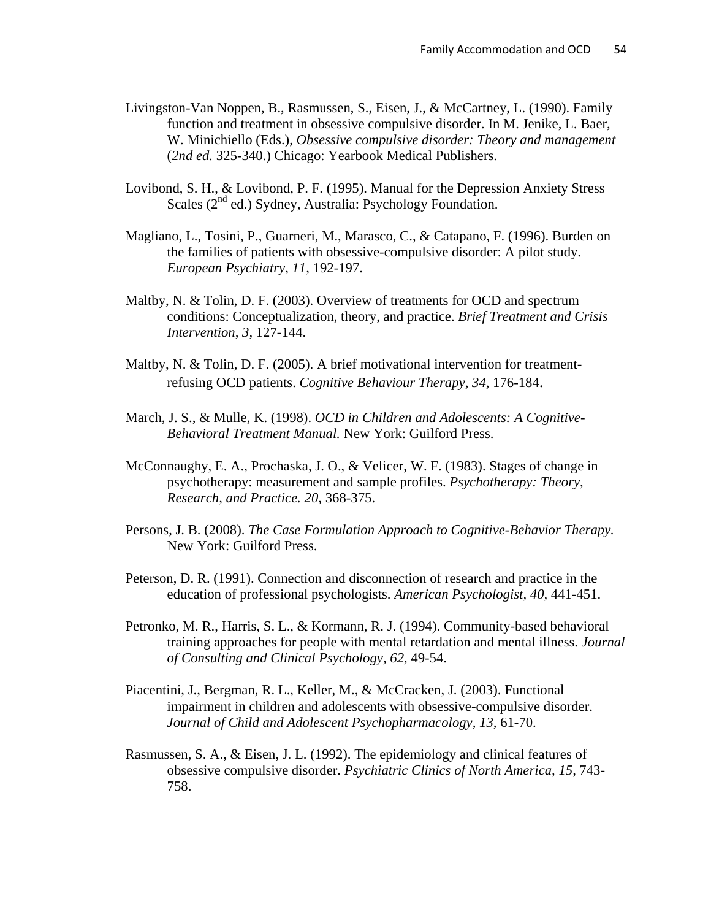Livingston-Van Noppen, B., Rasmussen, S., Eisen, J., & McCartney, L. (1990). Family function and treatment in obsessive compulsive disorder. In M. Jenike, L. Baer, W. Minichiello (Eds.), *Obsessive compulsive disorder: Theory and management* (*2nd ed.* 325-340.) Chicago: Yearbook Medical Publishers.

Lovibond, S. H., & Lovibond, P. F. (1995). Manual for the Depression Anxiety Stress Scales ($2^{nd}$ ed.) Sydney, Australia: Psychology Foundation.

Magliano, L., Tosini, P., Guarneri, M., Marasco, C., & Catapano, F. (1996). Burden on the families of patients with obsessive-compulsive disorder: A pilot study. *European Psychiatry, 11,* 192-197.

Maltby, N. & Tolin, D. F. (2003). Overview of treatments for OCD and spectrum conditions: Conceptualization, theory, and practice. *Brief Treatment and Crisis Intervention, 3,* 127-144.

Maltby, N. & Tolin, D. F. (2005). A brief motivational intervention for treatment-refusing OCD patients. *Cognitive Behaviour Therapy, 34,* 176-184.

March, J. S., & Mulle, K. (1998). *OCD in Children and Adolescents: A Cognitive-Behavioral Treatment Manual.* New York: Guilford Press.

McConnaughy, E. A., Prochaska, J. O., & Velicer, W. F. (1983). Stages of change in psychotherapy: measurement and sample profiles. *Psychotherapy: Theory, Research, and Practice. 20,* 368-375.

Persons, J. B. (2008). *The Case Formulation Approach to Cognitive-Behavior Therapy.* New York: Guilford Press.

Peterson, D. R. (1991). Connection and disconnection of research and practice in the education of professional psychologists. *American Psychologist, 40,* 441-451.

Petronko, M. R., Harris, S. L., & Kormann, R. J. (1994). Community-based behavioral training approaches for people with mental retardation and mental illness. *Journal of Consulting and Clinical Psychology, 62,* 49-54.

Piacentini, J., Bergman, R. L., Keller, M., & McCracken, J. (2003). Functional impairment in children and adolescents with obsessive-compulsive disorder. *Journal of Child and Adolescent Psychopharmacology, 13,* 61-70.

Rasmussen, S. A., & Eisen, J. L. (1992). The epidemiology and clinical features of obsessive compulsive disorder. *Psychiatric Clinics of North America, 15,* 743-758.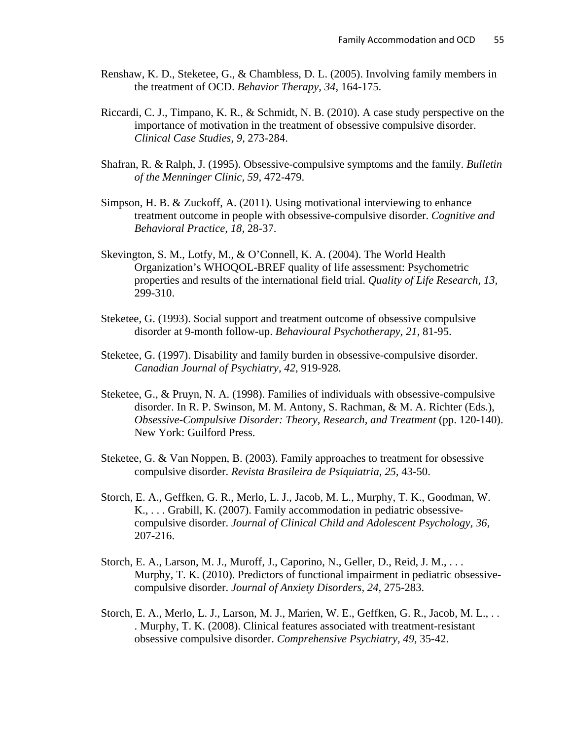Renshaw, K. D., Steketee, G., & Chambless, D. L. (2005). Involving family members in the treatment of OCD. *Behavior Therapy, 34*, 164-175.

Riccardi, C. J., Timpano, K. R., & Schmidt, N. B. (2010). A case study perspective on the importance of motivation in the treatment of obsessive compulsive disorder. *Clinical Case Studies, 9,* 273-284.

Shafran, R. & Ralph, J. (1995). Obsessive-compulsive symptoms and the family. *Bulletin of the Menninger Clinic, 59,* 472-479.

Simpson, H. B. & Zuckoff, A. (2011). Using motivational interviewing to enhance treatment outcome in people with obsessive-compulsive disorder. *Cognitive and Behavioral Practice, 18*, 28-37.

Skevington, S. M., Lotfy, M., & O'Connell, K. A. (2004). The World Health Organization's WHOQOL-BREF quality of life assessment: Psychometric properties and results of the international field trial. *Quality of Life Research, 13,* 299-310.

Steketee, G. (1993). Social support and treatment outcome of obsessive compulsive disorder at 9-month follow-up. *Behavioural Psychotherapy, 21,* 81-95.

Steketee, G. (1997). Disability and family burden in obsessive-compulsive disorder. *Canadian Journal of Psychiatry, 42,* 919-928.

Steketee, G., & Pruyn, N. A. (1998). Families of individuals with obsessive-compulsive disorder. In R. P. Swinson, M. M. Antony, S. Rachman, & M. A. Richter (Eds.), *Obsessive-Compulsive Disorder: Theory, Research, and Treatment* (pp. 120-140). New York: Guilford Press.

Steketee, G. & Van Noppen, B. (2003). Family approaches to treatment for obsessive compulsive disorder. *Revista Brasileira de Psiquiatria, 25,* 43-50.

Storch, E. A., Geffken, G. R., Merlo, L. J., Jacob, M. L., Murphy, T. K., Goodman, W. K., . . . Grabill, K. (2007). Family accommodation in pediatric obsessive-compulsive disorder. *Journal of Clinical Child and Adolescent Psychology, 36,* 207-216.

Storch, E. A., Larson, M. J., Muroff, J., Caporino, N., Geller, D., Reid, J. M., . . . Murphy, T. K. (2010). Predictors of functional impairment in pediatric obsessive-compulsive disorder. *Journal of Anxiety Disorders, 24,* 275-283.

Storch, E. A., Merlo, L. J., Larson, M. J., Marien, W. E., Geffken, G. R., Jacob, M. L., . . . Murphy, T. K. (2008). Clinical features associated with treatment-resistant obsessive compulsive disorder. *Comprehensive Psychiatry, 49,* 35-42.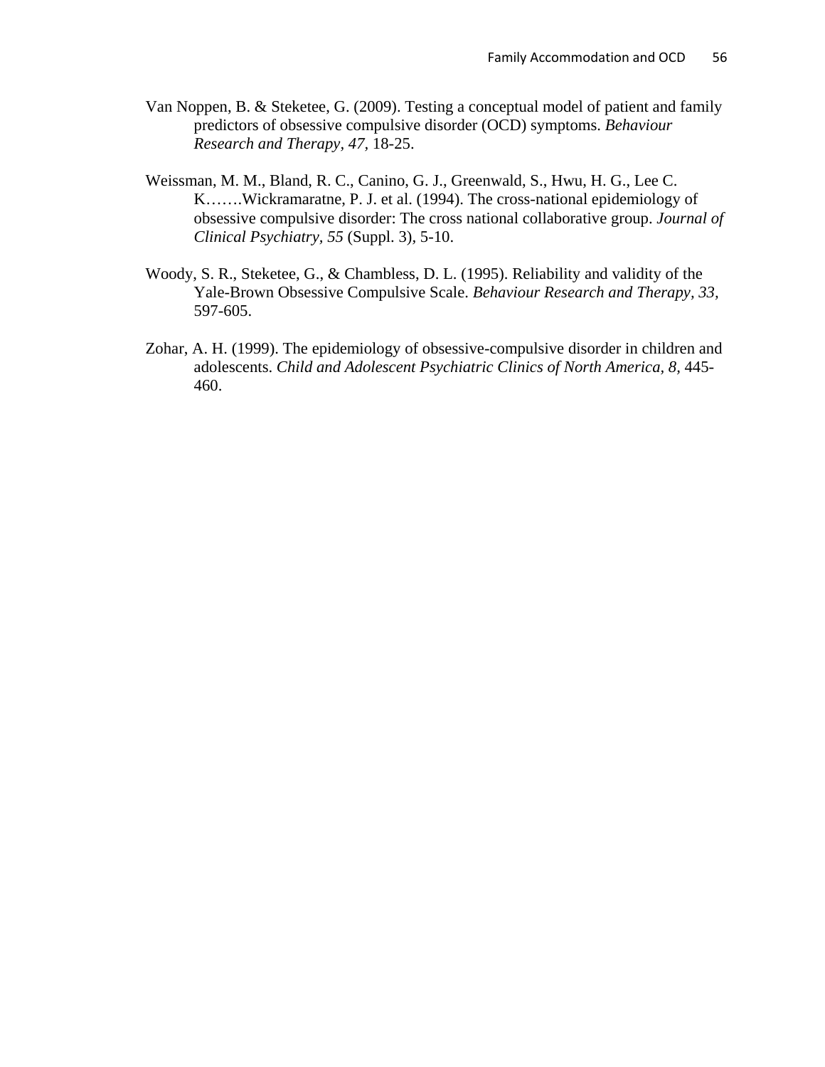Van Noppen, B. & Steketee, G. (2009). Testing a conceptual model of patient and family predictors of obsessive compulsive disorder (OCD) symptoms. *Behaviour Research and Therapy, 47*, 18-25.

Weissman, M. M., Bland, R. C., Canino, G. J., Greenwald, S., Hwu, H. G., Lee C. K…….Wickramaratne, P. J. et al. (1994). The cross-national epidemiology of obsessive compulsive disorder: The cross national collaborative group. *Journal of Clinical Psychiatry, 55* (Suppl. 3), 5-10.

Woody, S. R., Steketee, G., & Chambless, D. L. (1995). Reliability and validity of the Yale-Brown Obsessive Compulsive Scale. *Behaviour Research and Therapy, 33,* 597-605.

Zohar, A. H. (1999). The epidemiology of obsessive-compulsive disorder in children and adolescents. *Child and Adolescent Psychiatric Clinics of North America, 8,* 445-460.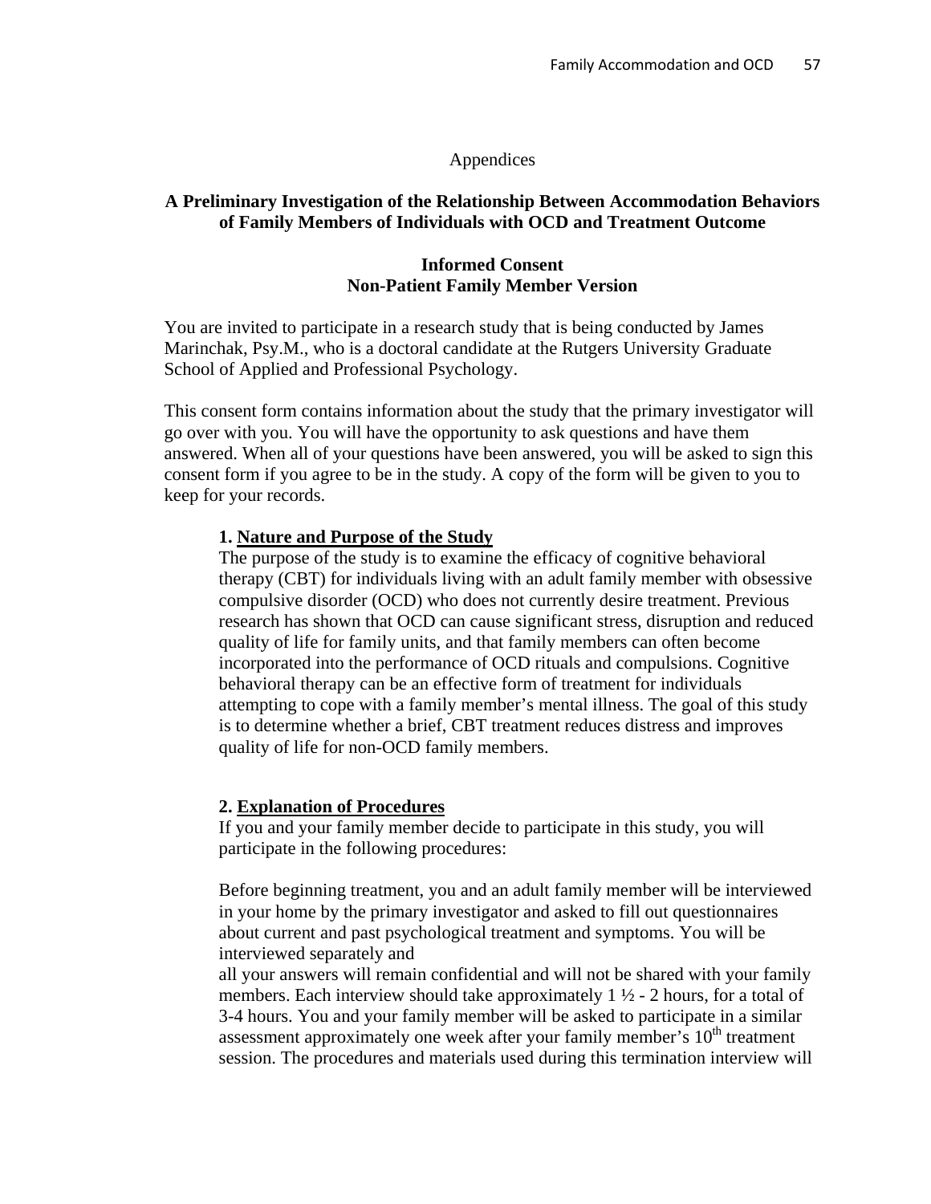Appendices

## A Preliminary Investigation of the Relationship Between Accommodation Behaviors of Family Members of Individuals with OCD and Treatment Outcome

### Informed Consent
### Non-Patient Family Member Version

You are invited to participate in a research study that is being conducted by James Marinchak, Psy.M., who is a doctoral candidate at the Rutgers University Graduate School of Applied and Professional Psychology.

This consent form contains information about the study that the primary investigator will go over with you. You will have the opportunity to ask questions and have them answered. When all of your questions have been answered, you will be asked to sign this consent form if you agree to be in the study. A copy of the form will be given to you to keep for your records.

**1. Nature and Purpose of the Study**

The purpose of the study is to examine the efficacy of cognitive behavioral therapy (CBT) for individuals living with an adult family member with obsessive compulsive disorder (OCD) who does not currently desire treatment. Previous research has shown that OCD can cause significant stress, disruption and reduced quality of life for family units, and that family members can often become incorporated into the performance of OCD rituals and compulsions. Cognitive behavioral therapy can be an effective form of treatment for individuals attempting to cope with a family member's mental illness. The goal of this study is to determine whether a brief, CBT treatment reduces distress and improves quality of life for non-OCD family members.

**2. Explanation of Procedures**

If you and your family member decide to participate in this study, you will participate in the following procedures:

Before beginning treatment, you and an adult family member will be interviewed in your home by the primary investigator and asked to fill out questionnaires about current and past psychological treatment and symptoms. You will be interviewed separately and all your answers will remain confidential and will not be shared with your family members. Each interview should take approximately 1 ½ - 2 hours, for a total of 3-4 hours. You and your family member will be asked to participate in a similar assessment approximately one week after your family member's 10th treatment session. The procedures and materials used during this termination interview will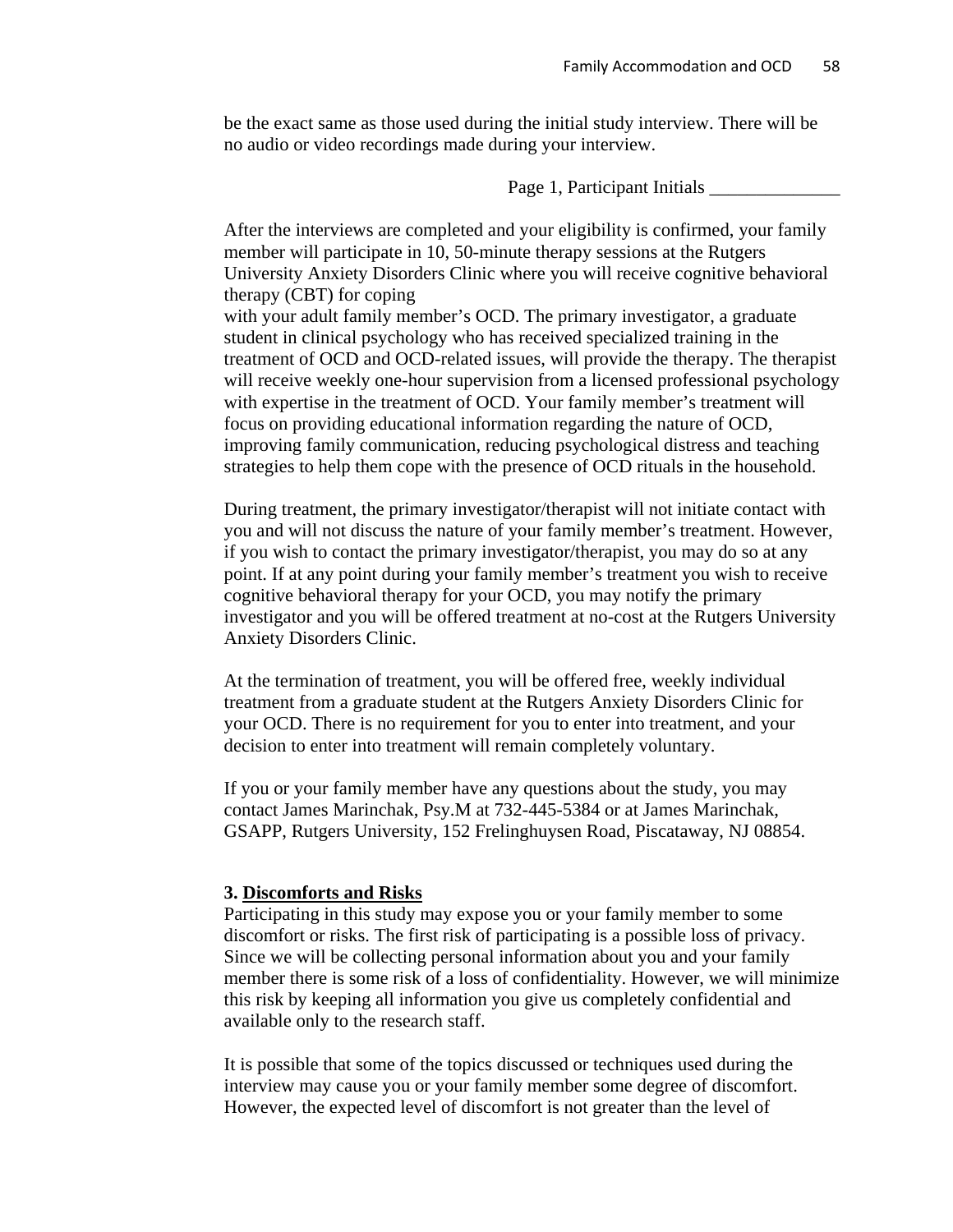be the exact same as those used during the initial study interview. There will be no audio or video recordings made during your interview.

Page 1, Participant Initials ______________

After the interviews are completed and your eligibility is confirmed, your family member will participate in 10, 50-minute therapy sessions at the Rutgers University Anxiety Disorders Clinic where you will receive cognitive behavioral therapy (CBT) for coping
with your adult family member's OCD. The primary investigator, a graduate student in clinical psychology who has received specialized training in the treatment of OCD and OCD-related issues, will provide the therapy. The therapist will receive weekly one-hour supervision from a licensed professional psychology with expertise in the treatment of OCD. Your family member's treatment will focus on providing educational information regarding the nature of OCD, improving family communication, reducing psychological distress and teaching strategies to help them cope with the presence of OCD rituals in the household.

During treatment, the primary investigator/therapist will not initiate contact with you and will not discuss the nature of your family member's treatment. However, if you wish to contact the primary investigator/therapist, you may do so at any point. If at any point during your family member's treatment you wish to receive cognitive behavioral therapy for your OCD, you may notify the primary investigator and you will be offered treatment at no-cost at the Rutgers University Anxiety Disorders Clinic.

At the termination of treatment, you will be offered free, weekly individual treatment from a graduate student at the Rutgers Anxiety Disorders Clinic for your OCD. There is no requirement for you to enter into treatment, and your decision to enter into treatment will remain completely voluntary.

If you or your family member have any questions about the study, you may contact James Marinchak, Psy.M at 732-445-5384 or at James Marinchak, GSAPP, Rutgers University, 152 Frelinghuysen Road, Piscataway, NJ 08854.

**3. Discomforts and Risks**

Participating in this study may expose you or your family member to some discomfort or risks. The first risk of participating is a possible loss of privacy. Since we will be collecting personal information about you and your family member there is some risk of a loss of confidentiality. However, we will minimize this risk by keeping all information you give us completely confidential and available only to the research staff.

It is possible that some of the topics discussed or techniques used during the interview may cause you or your family member some degree of discomfort. However, the expected level of discomfort is not greater than the level of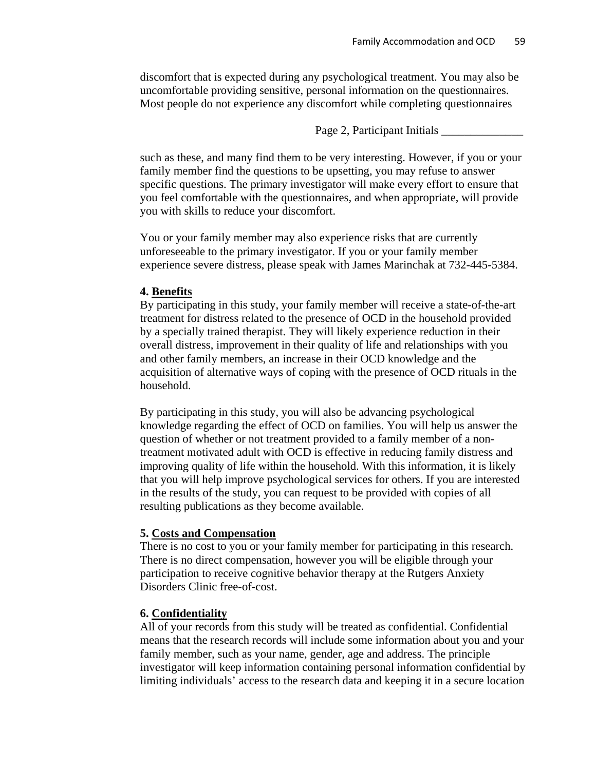discomfort that is expected during any psychological treatment. You may also be uncomfortable providing sensitive, personal information on the questionnaires. Most people do not experience any discomfort while completing questionnaires

Page 2, Participant Initials ______________

such as these, and many find them to be very interesting. However, if you or your family member find the questions to be upsetting, you may refuse to answer specific questions. The primary investigator will make every effort to ensure that you feel comfortable with the questionnaires, and when appropriate, will provide you with skills to reduce your discomfort.

You or your family member may also experience risks that are currently unforeseeable to the primary investigator. If you or your family member experience severe distress, please speak with James Marinchak at 732-445-5384.

**4. <u>Benefits</u>**
By participating in this study, your family member will receive a state-of-the-art treatment for distress related to the presence of OCD in the household provided by a specially trained therapist. They will likely experience reduction in their overall distress, improvement in their quality of life and relationships with you and other family members, an increase in their OCD knowledge and the acquisition of alternative ways of coping with the presence of OCD rituals in the household.

By participating in this study, you will also be advancing psychological knowledge regarding the effect of OCD on families. You will help us answer the question of whether or not treatment provided to a family member of a non-treatment motivated adult with OCD is effective in reducing family distress and improving quality of life within the household. With this information, it is likely that you will help improve psychological services for others. If you are interested in the results of the study, you can request to be provided with copies of all resulting publications as they become available.

**5. <u>Costs and Compensation</u>**
There is no cost to you or your family member for participating in this research. There is no direct compensation, however you will be eligible through your participation to receive cognitive behavior therapy at the Rutgers Anxiety Disorders Clinic free-of-cost.

**6. <u>Confidentiality</u>**
All of your records from this study will be treated as confidential. Confidential means that the research records will include some information about you and your family member, such as your name, gender, age and address. The principle investigator will keep information containing personal information confidential by limiting individuals' access to the research data and keeping it in a secure location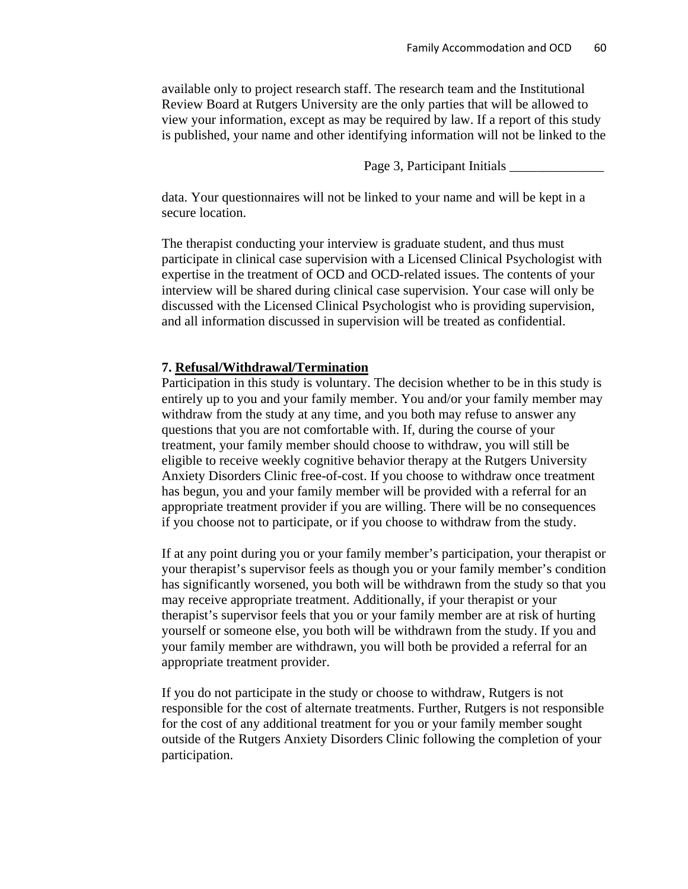available only to project research staff. The research team and the Institutional Review Board at Rutgers University are the only parties that will be allowed to view your information, except as may be required by law. If a report of this study is published, your name and other identifying information will not be linked to the

Page 3, Participant Initials ______________

data. Your questionnaires will not be linked to your name and will be kept in a secure location.

The therapist conducting your interview is graduate student, and thus must participate in clinical case supervision with a Licensed Clinical Psychologist with expertise in the treatment of OCD and OCD-related issues. The contents of your interview will be shared during clinical case supervision. Your case will only be discussed with the Licensed Clinical Psychologist who is providing supervision, and all information discussed in supervision will be treated as confidential.

**7. <u>Refusal/Withdrawal/Termination</u>**

Participation in this study is voluntary. The decision whether to be in this study is entirely up to you and your family member. You and/or your family member may withdraw from the study at any time, and you both may refuse to answer any questions that you are not comfortable with. If, during the course of your treatment, your family member should choose to withdraw, you will still be eligible to receive weekly cognitive behavior therapy at the Rutgers University Anxiety Disorders Clinic free-of-cost. If you choose to withdraw once treatment has begun, you and your family member will be provided with a referral for an appropriate treatment provider if you are willing. There will be no consequences if you choose not to participate, or if you choose to withdraw from the study.

If at any point during you or your family member's participation, your therapist or your therapist's supervisor feels as though you or your family member's condition has significantly worsened, you both will be withdrawn from the study so that you may receive appropriate treatment. Additionally, if your therapist or your therapist's supervisor feels that you or your family member are at risk of hurting yourself or someone else, you both will be withdrawn from the study. If you and your family member are withdrawn, you will both be provided a referral for an appropriate treatment provider.

If you do not participate in the study or choose to withdraw, Rutgers is not responsible for the cost of alternate treatments. Further, Rutgers is not responsible for the cost of any additional treatment for you or your family member sought outside of the Rutgers Anxiety Disorders Clinic following the completion of your participation.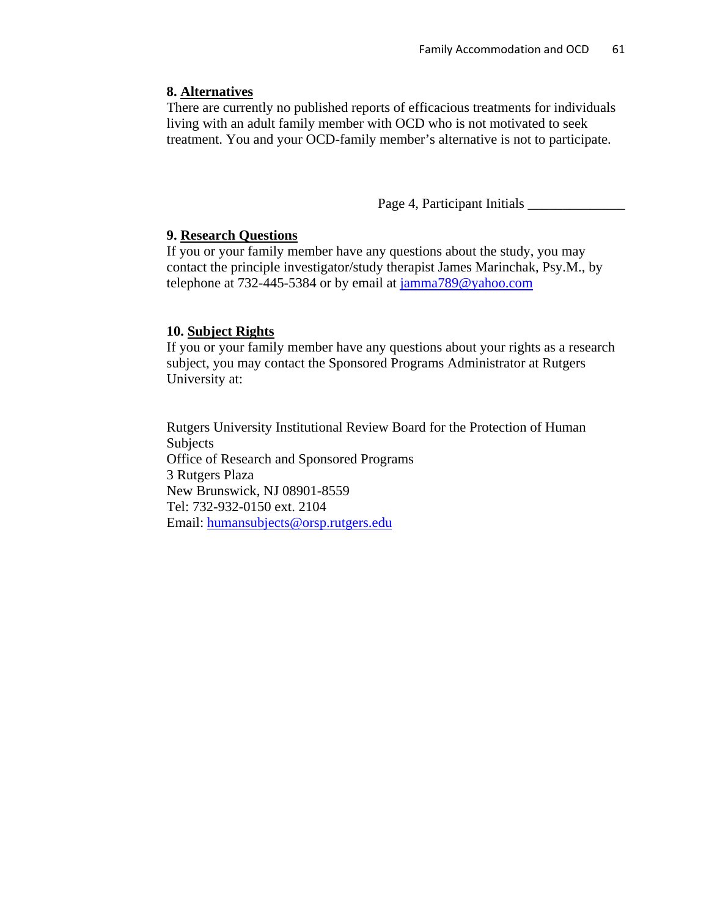**8. Alternatives**
There are currently no published reports of efficacious treatments for individuals living with an adult family member with OCD who is not motivated to seek treatment. You and your OCD-family member's alternative is not to participate.

Page 4, Participant Initials _____________

**9. Research Questions**
If you or your family member have any questions about the study, you may contact the principle investigator/study therapist James Marinchak, Psy.M., by telephone at 732-445-5384 or by email at jamma789@yahoo.com

**10. Subject Rights**
If you or your family member have any questions about your rights as a research subject, you may contact the Sponsored Programs Administrator at Rutgers University at:

Rutgers University Institutional Review Board for the Protection of Human Subjects
Office of Research and Sponsored Programs
3 Rutgers Plaza
New Brunswick, NJ 08901-8559
Tel: 732-932-0150 ext. 2104
Email: humansubjects@orsp.rutgers.edu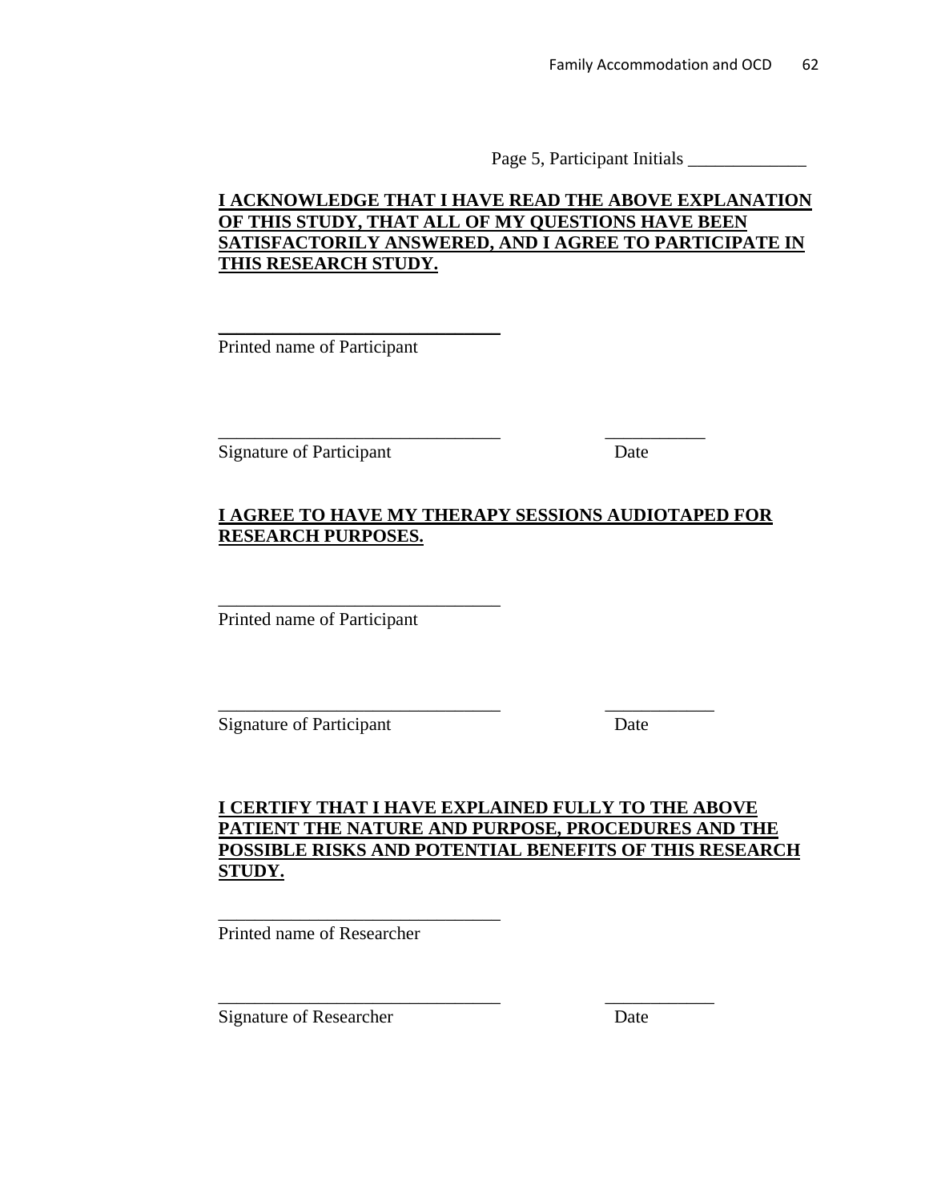Page 5, Participant Initials _____________

**<u>I ACKNOWLEDGE THAT I HAVE READ THE ABOVE EXPLANATION OF THIS STUDY, THAT ALL OF MY QUESTIONS HAVE BEEN SATISFACTORILY ANSWERED, AND I AGREE TO PARTICIPATE IN THIS RESEARCH STUDY.</u>**

_______________________________
Printed name of Participant

_______________________________ ___________
Signature of Participant Date

**<u>I AGREE TO HAVE MY THERAPY SESSIONS AUDIOTAPED FOR RESEARCH PURPOSES.</u>**

_______________________________
Printed name of Participant

_______________________________ ____________
Signature of Participant Date

**<u>I CERTIFY THAT I HAVE EXPLAINED FULLY TO THE ABOVE PATIENT THE NATURE AND PURPOSE, PROCEDURES AND THE POSSIBLE RISKS AND POTENTIAL BENEFITS OF THIS RESEARCH STUDY.</u>**

_______________________________
Printed name of Researcher

_______________________________ ____________
Signature of Researcher Date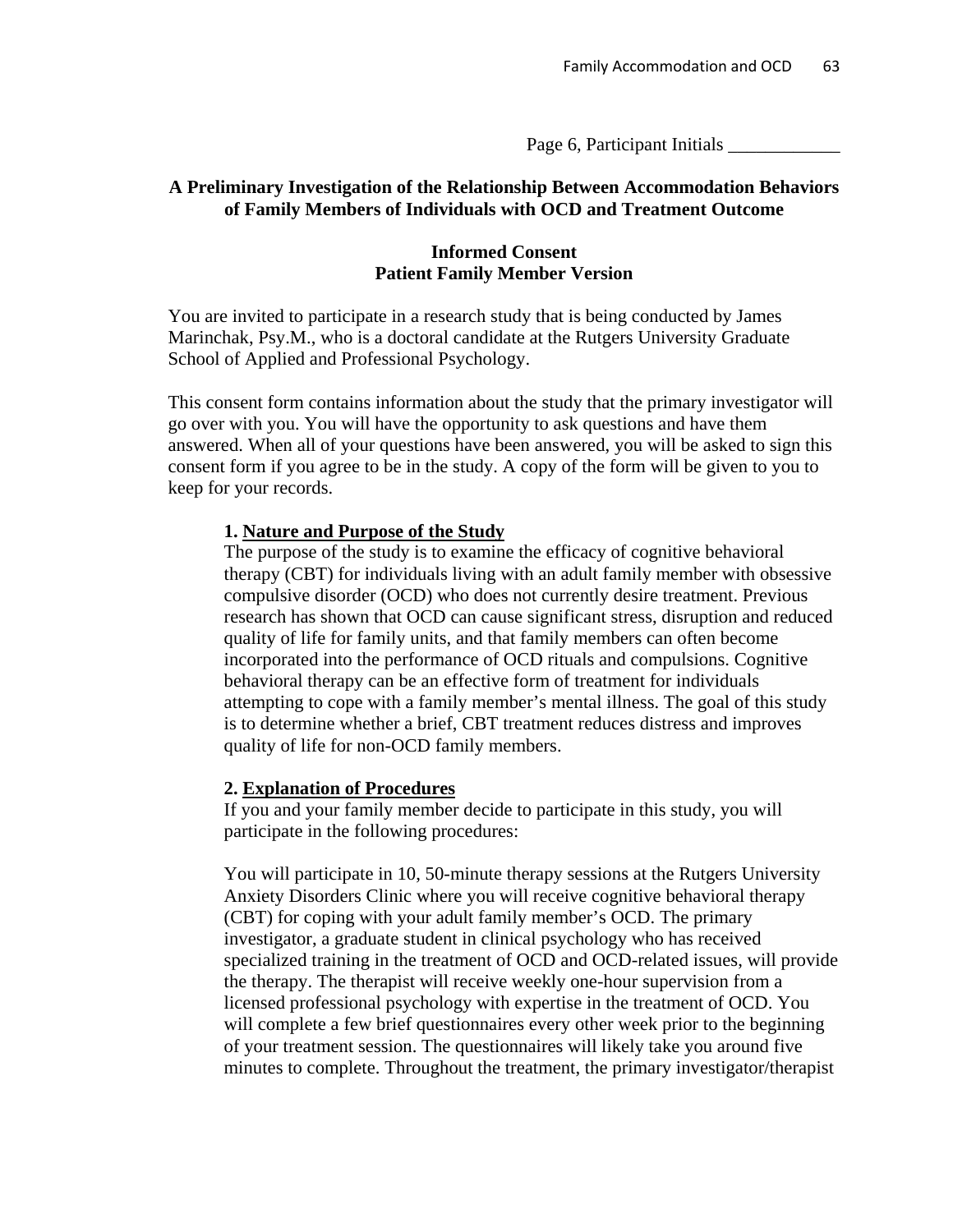Page 6, Participant Initials ____________

**A Preliminary Investigation of the Relationship Between Accommodation Behaviors of Family Members of Individuals with OCD and Treatment Outcome**

**Informed Consent**
**Patient Family Member Version**

You are invited to participate in a research study that is being conducted by James Marinchak, Psy.M., who is a doctoral candidate at the Rutgers University Graduate School of Applied and Professional Psychology.

This consent form contains information about the study that the primary investigator will go over with you. You will have the opportunity to ask questions and have them answered. When all of your questions have been answered, you will be asked to sign this consent form if you agree to be in the study. A copy of the form will be given to you to keep for your records.

**1. Nature and Purpose of the Study**

The purpose of the study is to examine the efficacy of cognitive behavioral therapy (CBT) for individuals living with an adult family member with obsessive compulsive disorder (OCD) who does not currently desire treatment. Previous research has shown that OCD can cause significant stress, disruption and reduced quality of life for family units, and that family members can often become incorporated into the performance of OCD rituals and compulsions. Cognitive behavioral therapy can be an effective form of treatment for individuals attempting to cope with a family member's mental illness. The goal of this study is to determine whether a brief, CBT treatment reduces distress and improves quality of life for non-OCD family members.

**2. Explanation of Procedures**

If you and your family member decide to participate in this study, you will participate in the following procedures:

You will participate in 10, 50-minute therapy sessions at the Rutgers University Anxiety Disorders Clinic where you will receive cognitive behavioral therapy (CBT) for coping with your adult family member's OCD. The primary investigator, a graduate student in clinical psychology who has received specialized training in the treatment of OCD and OCD-related issues, will provide the therapy. The therapist will receive weekly one-hour supervision from a licensed professional psychology with expertise in the treatment of OCD. You will complete a few brief questionnaires every other week prior to the beginning of your treatment session. The questionnaires will likely take you around five minutes to complete. Throughout the treatment, the primary investigator/therapist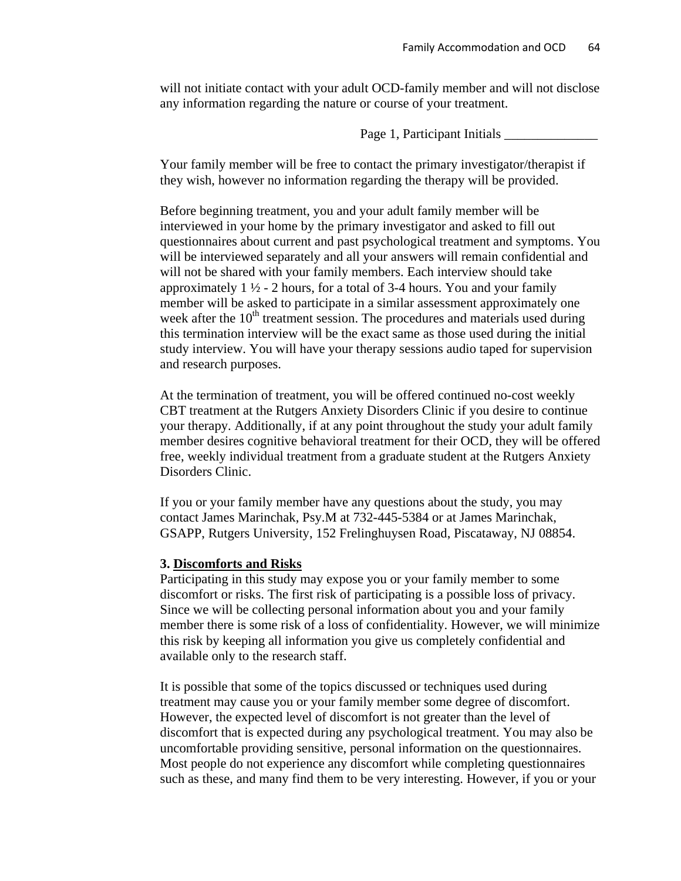will not initiate contact with your adult OCD-family member and will not disclose any information regarding the nature or course of your treatment.

Page 1, Participant Initials ______________

Your family member will be free to contact the primary investigator/therapist if they wish, however no information regarding the therapy will be provided.

Before beginning treatment, you and your adult family member will be interviewed in your home by the primary investigator and asked to fill out questionnaires about current and past psychological treatment and symptoms. You will be interviewed separately and all your answers will remain confidential and will not be shared with your family members. Each interview should take approximately 1 ½ - 2 hours, for a total of 3-4 hours. You and your family member will be asked to participate in a similar assessment approximately one week after the 10th treatment session. The procedures and materials used during this termination interview will be the exact same as those used during the initial study interview. You will have your therapy sessions audio taped for supervision and research purposes.

At the termination of treatment, you will be offered continued no-cost weekly CBT treatment at the Rutgers Anxiety Disorders Clinic if you desire to continue your therapy. Additionally, if at any point throughout the study your adult family member desires cognitive behavioral treatment for their OCD, they will be offered free, weekly individual treatment from a graduate student at the Rutgers Anxiety Disorders Clinic.

If you or your family member have any questions about the study, you may contact James Marinchak, Psy.M at 732-445-5384 or at James Marinchak, GSAPP, Rutgers University, 152 Frelinghuysen Road, Piscataway, NJ 08854.

**3. Discomforts and Risks**

Participating in this study may expose you or your family member to some discomfort or risks. The first risk of participating is a possible loss of privacy. Since we will be collecting personal information about you and your family member there is some risk of a loss of confidentiality. However, we will minimize this risk by keeping all information you give us completely confidential and available only to the research staff.

It is possible that some of the topics discussed or techniques used during treatment may cause you or your family member some degree of discomfort. However, the expected level of discomfort is not greater than the level of discomfort that is expected during any psychological treatment. You may also be uncomfortable providing sensitive, personal information on the questionnaires. Most people do not experience any discomfort while completing questionnaires such as these, and many find them to be very interesting. However, if you or your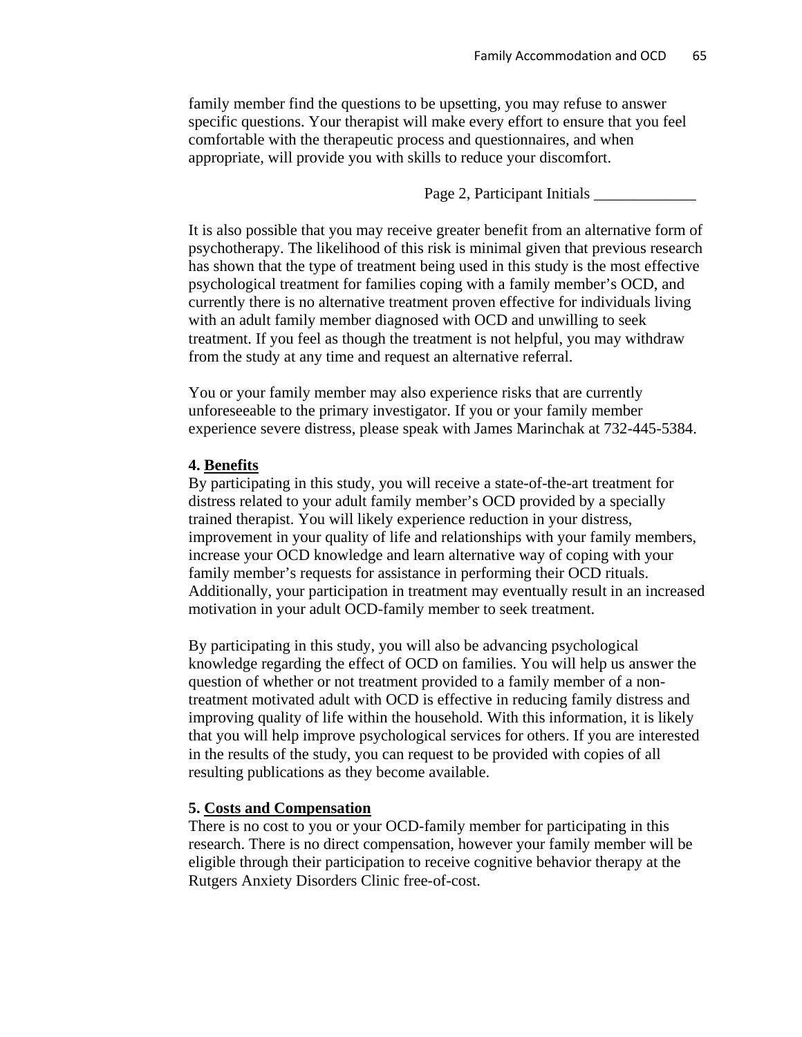family member find the questions to be upsetting, you may refuse to answer specific questions. Your therapist will make every effort to ensure that you feel comfortable with the therapeutic process and questionnaires, and when appropriate, will provide you with skills to reduce your discomfort.

Page 2, Participant Initials _____________

It is also possible that you may receive greater benefit from an alternative form of psychotherapy. The likelihood of this risk is minimal given that previous research has shown that the type of treatment being used in this study is the most effective psychological treatment for families coping with a family member's OCD, and currently there is no alternative treatment proven effective for individuals living with an adult family member diagnosed with OCD and unwilling to seek treatment. If you feel as though the treatment is not helpful, you may withdraw from the study at any time and request an alternative referral.

You or your family member may also experience risks that are currently unforeseeable to the primary investigator. If you or your family member experience severe distress, please speak with James Marinchak at 732-445-5384.

**4. <u>Benefits</u>**

By participating in this study, you will receive a state-of-the-art treatment for distress related to your adult family member's OCD provided by a specially trained therapist. You will likely experience reduction in your distress, improvement in your quality of life and relationships with your family members, increase your OCD knowledge and learn alternative way of coping with your family member's requests for assistance in performing their OCD rituals. Additionally, your participation in treatment may eventually result in an increased motivation in your adult OCD-family member to seek treatment.

By participating in this study, you will also be advancing psychological knowledge regarding the effect of OCD on families. You will help us answer the question of whether or not treatment provided to a family member of a non-treatment motivated adult with OCD is effective in reducing family distress and improving quality of life within the household. With this information, it is likely that you will help improve psychological services for others. If you are interested in the results of the study, you can request to be provided with copies of all resulting publications as they become available.

**5. <u>Costs and Compensation</u>**

There is no cost to you or your OCD-family member for participating in this research. There is no direct compensation, however your family member will be eligible through their participation to receive cognitive behavior therapy at the Rutgers Anxiety Disorders Clinic free-of-cost.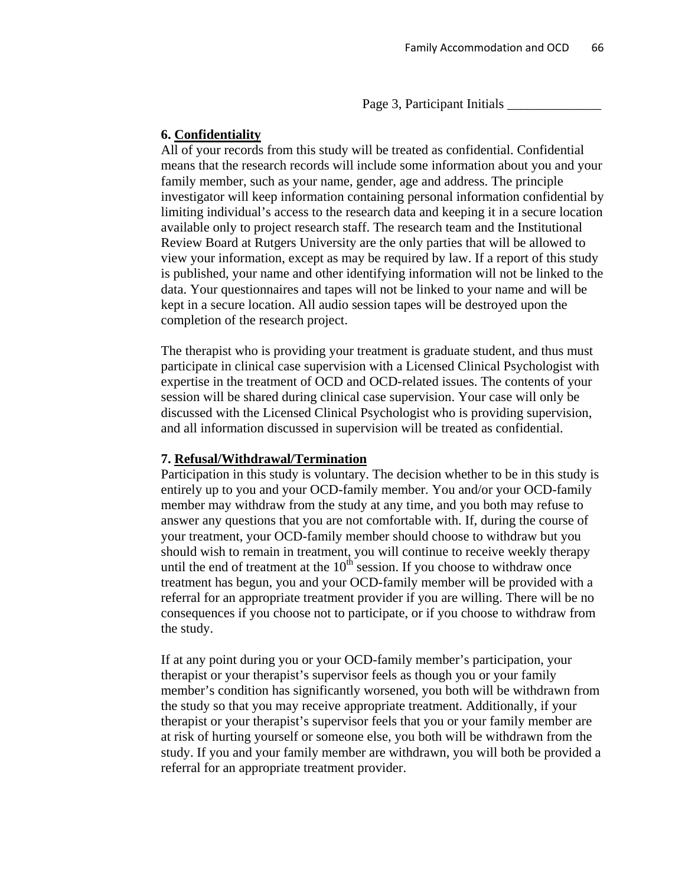Page 3, Participant Initials ______________

**6. Confidentiality**

All of your records from this study will be treated as confidential. Confidential means that the research records will include some information about you and your family member, such as your name, gender, age and address. The principle investigator will keep information containing personal information confidential by limiting individual's access to the research data and keeping it in a secure location available only to project research staff. The research team and the Institutional Review Board at Rutgers University are the only parties that will be allowed to view your information, except as may be required by law. If a report of this study is published, your name and other identifying information will not be linked to the data. Your questionnaires and tapes will not be linked to your name and will be kept in a secure location. All audio session tapes will be destroyed upon the completion of the research project.

The therapist who is providing your treatment is graduate student, and thus must participate in clinical case supervision with a Licensed Clinical Psychologist with expertise in the treatment of OCD and OCD-related issues. The contents of your session will be shared during clinical case supervision. Your case will only be discussed with the Licensed Clinical Psychologist who is providing supervision, and all information discussed in supervision will be treated as confidential.

**7. Refusal/Withdrawal/Termination**

Participation in this study is voluntary. The decision whether to be in this study is entirely up to you and your OCD-family member. You and/or your OCD-family member may withdraw from the study at any time, and you both may refuse to answer any questions that you are not comfortable with. If, during the course of your treatment, your OCD-family member should choose to withdraw but you should wish to remain in treatment, you will continue to receive weekly therapy until the end of treatment at the 10th session. If you choose to withdraw once treatment has begun, you and your OCD-family member will be provided with a referral for an appropriate treatment provider if you are willing. There will be no consequences if you choose not to participate, or if you choose to withdraw from the study.

If at any point during you or your OCD-family member's participation, your therapist or your therapist's supervisor feels as though you or your family member's condition has significantly worsened, you both will be withdrawn from the study so that you may receive appropriate treatment. Additionally, if your therapist or your therapist's supervisor feels that you or your family member are at risk of hurting yourself or someone else, you both will be withdrawn from the study. If you and your family member are withdrawn, you will both be provided a referral for an appropriate treatment provider.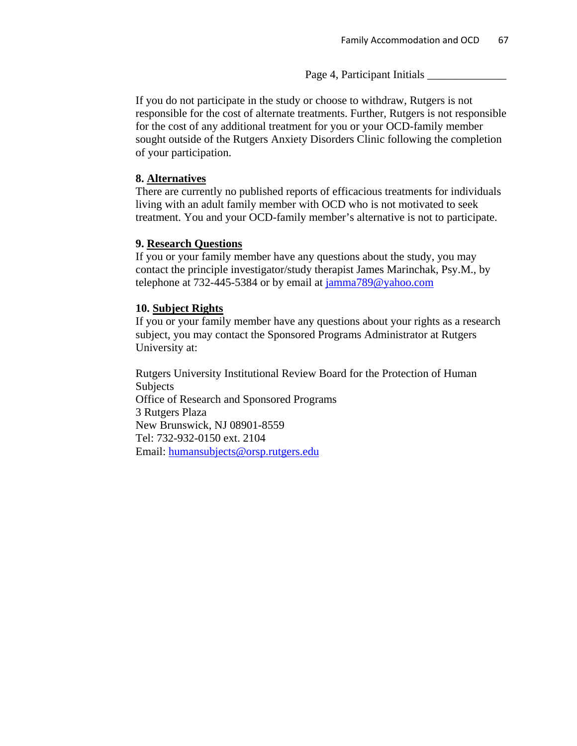Page 4, Participant Initials ______________

If you do not participate in the study or choose to withdraw, Rutgers is not responsible for the cost of alternate treatments. Further, Rutgers is not responsible for the cost of any additional treatment for you or your OCD-family member sought outside of the Rutgers Anxiety Disorders Clinic following the completion of your participation.

**8. <u>Alternatives</u>**
There are currently no published reports of efficacious treatments for individuals living with an adult family member with OCD who is not motivated to seek treatment. You and your OCD-family member's alternative is not to participate.

**9. <u>Research Questions</u>**
If you or your family member have any questions about the study, you may contact the principle investigator/study therapist James Marinchak, Psy.M., by telephone at 732-445-5384 or by email at jamma789@yahoo.com

**10. <u>Subject Rights</u>**
If you or your family member have any questions about your rights as a research subject, you may contact the Sponsored Programs Administrator at Rutgers University at:

Rutgers University Institutional Review Board for the Protection of Human Subjects
Office of Research and Sponsored Programs
3 Rutgers Plaza
New Brunswick, NJ 08901-8559
Tel: 732-932-0150 ext. 2104
Email: humansubjects@orsp.rutgers.edu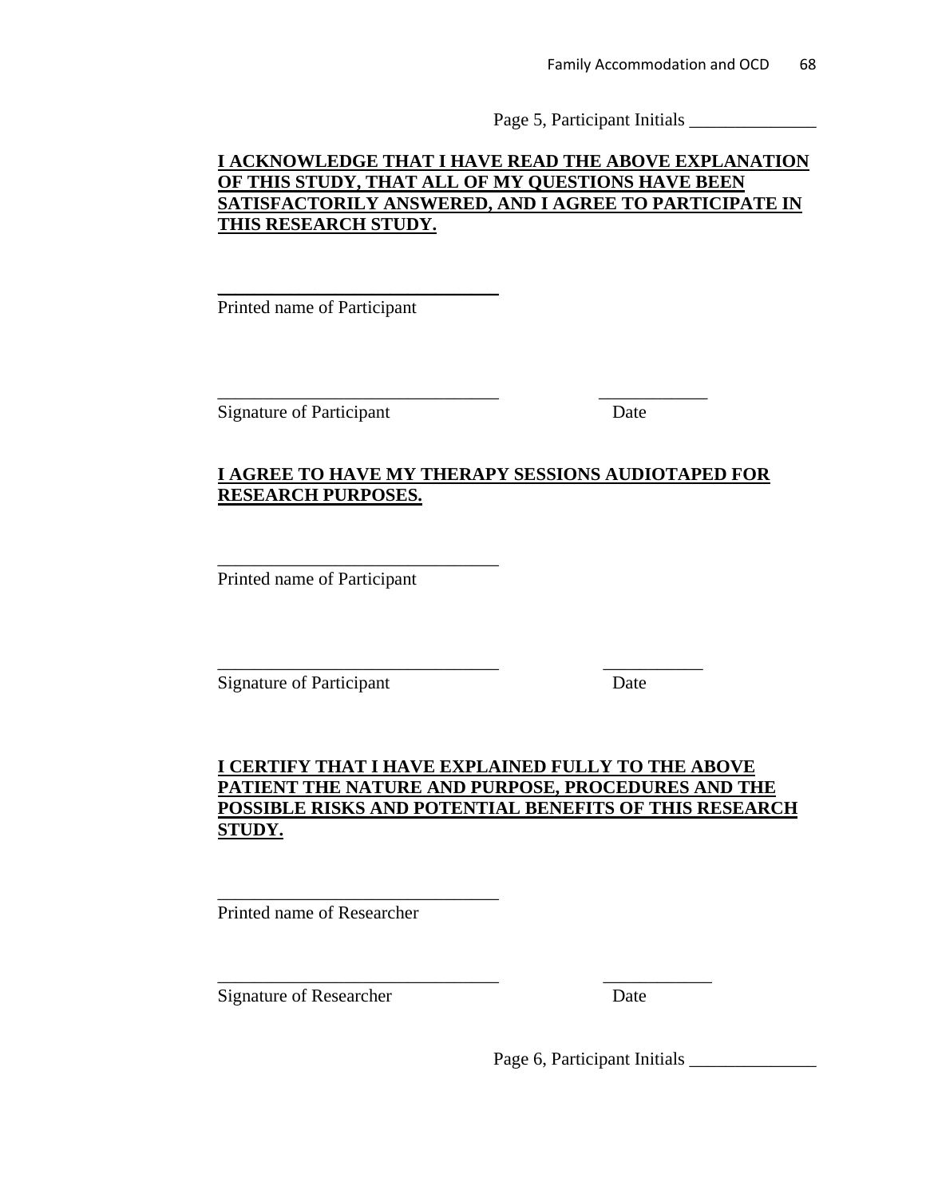Page 5, Participant Initials ______________

**I ACKNOWLEDGE THAT I HAVE READ THE ABOVE EXPLANATION OF THIS STUDY, THAT ALL OF MY QUESTIONS HAVE BEEN SATISFACTORILY ANSWERED, AND I AGREE TO PARTICIPATE IN THIS RESEARCH STUDY.**

_______________________________
Printed name of Participant

_______________________________ ____________
Signature of Participant Date

**I AGREE TO HAVE MY THERAPY SESSIONS AUDIOTAPED FOR RESEARCH PURPOSES.**

_______________________________
Printed name of Participant

_______________________________ ___________
Signature of Participant Date

**I CERTIFY THAT I HAVE EXPLAINED FULLY TO THE ABOVE PATIENT THE NATURE AND PURPOSE, PROCEDURES AND THE POSSIBLE RISKS AND POTENTIAL BENEFITS OF THIS RESEARCH STUDY.**

_______________________________
Printed name of Researcher

_______________________________ ____________
Signature of Researcher Date

Page 6, Participant Initials ______________